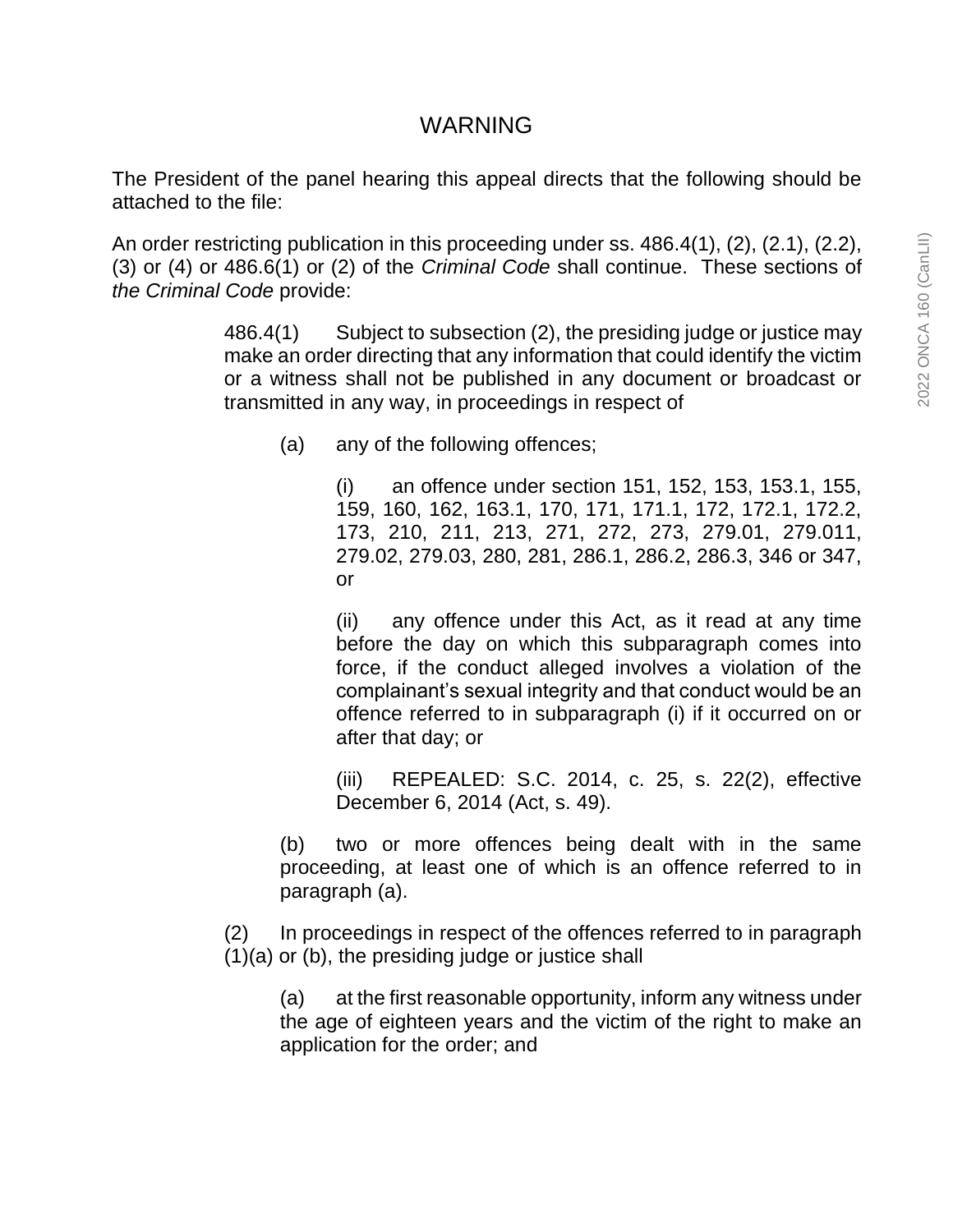# WARNING

The President of the panel hearing this appeal directs that the following should be attached to the file:

An order restricting publication in this proceeding under ss. 486.4(1), (2), (2.1), (2.2), (3) or (4) or 486.6(1) or (2) of the *Criminal Code* shall continue. These sections of *the Criminal Code* provide:

> 486.4(1) Subject to subsection (2), the presiding judge or justice may make an order directing that any information that could identify the victim or a witness shall not be published in any document or broadcast or transmitted in any way, in proceedings in respect of
>
> > (a) any of the following offences;
> >
> > > (i) an offence under section 151, 152, 153, 153.1, 155, 159, 160, 162, 163.1, 170, 171, 171.1, 172, 172.1, 172.2, 173, 210, 211, 213, 271, 272, 273, 279.01, 279.011, 279.02, 279.03, 280, 281, 286.1, 286.2, 286.3, 346 or 347, or
> > >
> > > (ii) any offence under this Act, as it read at any time before the day on which this subparagraph comes into force, if the conduct alleged involves a violation of the complainant's sexual integrity and that conduct would be an offence referred to in subparagraph (i) if it occurred on or after that day; or
> > >
> > > (iii) REPEALED: S.C. 2014, c. 25, s. 22(2), effective December 6, 2014 (Act, s. 49).
> >
> > (b) two or more offences being dealt with in the same proceeding, at least one of which is an offence referred to in paragraph (a).
>
> (2) In proceedings in respect of the offences referred to in paragraph (1)(a) or (b), the presiding judge or justice shall
>
> > (a) at the first reasonable opportunity, inform any witness under the age of eighteen years and the victim of the right to make an application for the order; and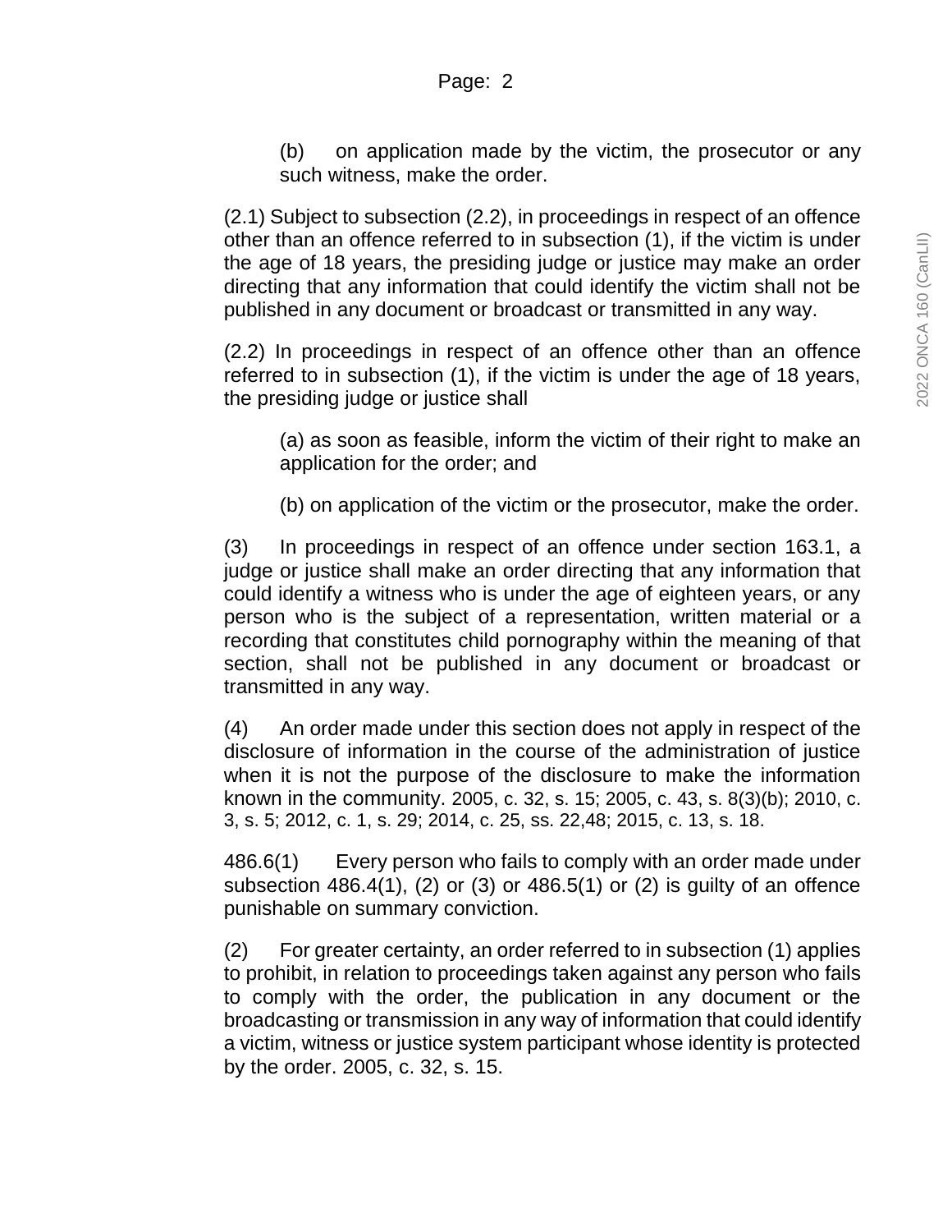(b) on application made by the victim, the prosecutor or any such witness, make the order.

(2.1) Subject to subsection (2.2), in proceedings in respect of an offence other than an offence referred to in subsection (1), if the victim is under the age of 18 years, the presiding judge or justice may make an order directing that any information that could identify the victim shall not be published in any document or broadcast or transmitted in any way.

(2.2) In proceedings in respect of an offence other than an offence referred to in subsection (1), if the victim is under the age of 18 years, the presiding judge or justice shall

(a) as soon as feasible, inform the victim of their right to make an application for the order; and

(b) on application of the victim or the prosecutor, make the order.

(3) In proceedings in respect of an offence under section 163.1, a judge or justice shall make an order directing that any information that could identify a witness who is under the age of eighteen years, or any person who is the subject of a representation, written material or a recording that constitutes child pornography within the meaning of that section, shall not be published in any document or broadcast or transmitted in any way.

(4) An order made under this section does not apply in respect of the disclosure of information in the course of the administration of justice when it is not the purpose of the disclosure to make the information known in the community. 2005, c. 32, s. 15; 2005, c. 43, s. 8(3)(b); 2010, c. 3, s. 5; 2012, c. 1, s. 29; 2014, c. 25, ss. 22,48; 2015, c. 13, s. 18.

486.6(1) Every person who fails to comply with an order made under subsection 486.4(1), (2) or (3) or 486.5(1) or (2) is guilty of an offence punishable on summary conviction.

(2) For greater certainty, an order referred to in subsection (1) applies to prohibit, in relation to proceedings taken against any person who fails to comply with the order, the publication in any document or the broadcasting or transmission in any way of information that could identify a victim, witness or justice system participant whose identity is protected by the order. 2005, c. 32, s. 15.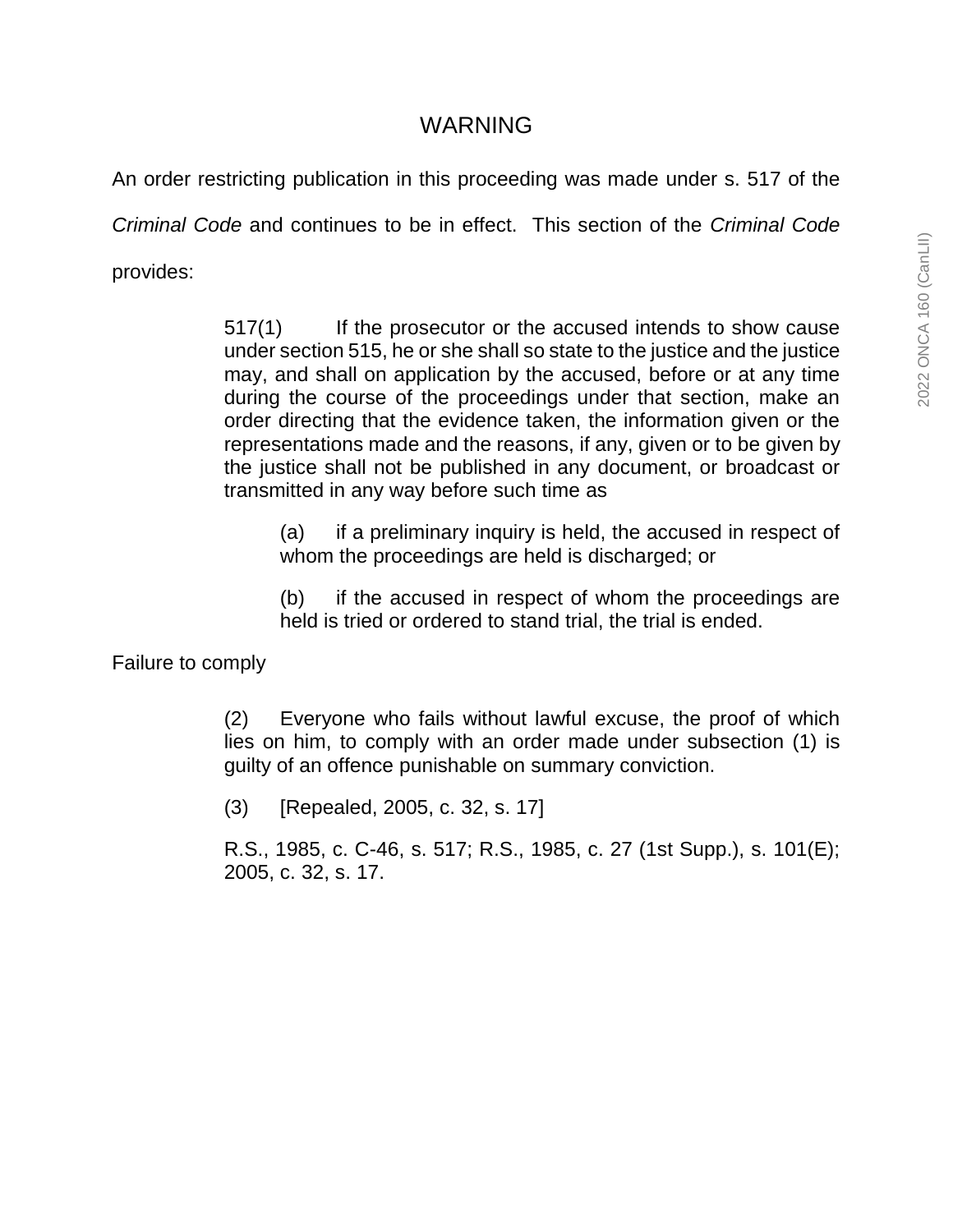# WARNING

An order restricting publication in this proceeding was made under s. 517 of the *Criminal Code* and continues to be in effect. This section of the *Criminal Code* provides:

> 517(1) If the prosecutor or the accused intends to show cause under section 515, he or she shall so state to the justice and the justice may, and shall on application by the accused, before or at any time during the course of the proceedings under that section, make an order directing that the evidence taken, the information given or the representations made and the reasons, if any, given or to be given by the justice shall not be published in any document, or broadcast or transmitted in any way before such time as
>
> > (a) if a preliminary inquiry is held, the accused in respect of whom the proceedings are held is discharged; or
> >
> > (b) if the accused in respect of whom the proceedings are held is tried or ordered to stand trial, the trial is ended.

Failure to comply

> (2) Everyone who fails without lawful excuse, the proof of which lies on him, to comply with an order made under subsection (1) is guilty of an offence punishable on summary conviction.
>
> (3) [Repealed, 2005, c. 32, s. 17]
>
> R.S., 1985, c. C-46, s. 517; R.S., 1985, c. 27 (1st Supp.), s. 101(E); 2005, c. 32, s. 17.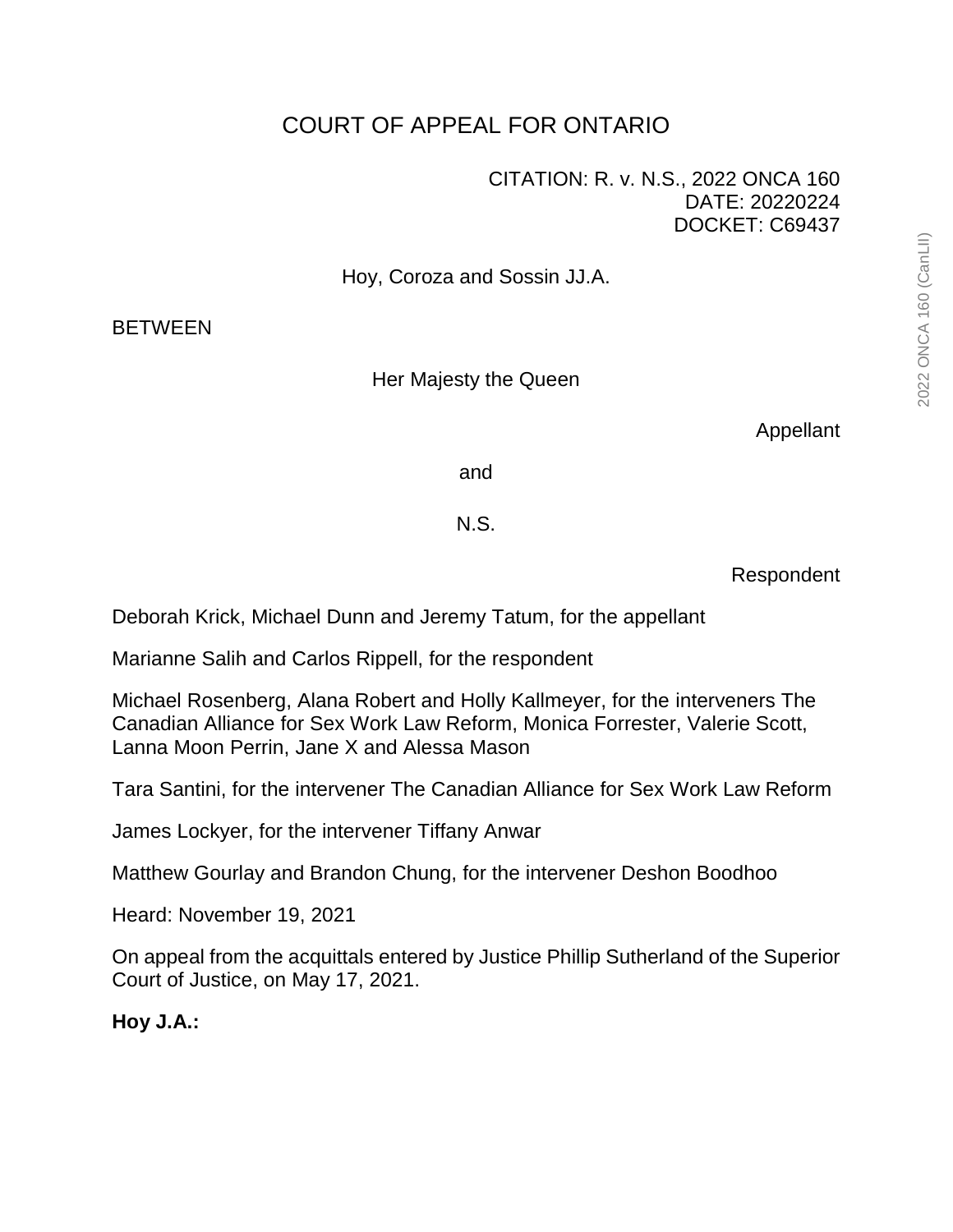# COURT OF APPEAL FOR ONTARIO

CITATION: R. v. N.S., 2022 ONCA 160
DATE: 20220224
DOCKET: C69437

Hoy, Coroza and Sossin JJ.A.

BETWEEN

Her Majesty the Queen

Appellant

and

N.S.

Respondent

Deborah Krick, Michael Dunn and Jeremy Tatum, for the appellant

Marianne Salih and Carlos Rippell, for the respondent

Michael Rosenberg, Alana Robert and Holly Kallmeyer, for the interveners The Canadian Alliance for Sex Work Law Reform, Monica Forrester, Valerie Scott, Lanna Moon Perrin, Jane X and Alessa Mason

Tara Santini, for the intervener The Canadian Alliance for Sex Work Law Reform

James Lockyer, for the intervener Tiffany Anwar

Matthew Gourlay and Brandon Chung, for the intervener Deshon Boodhoo

Heard: November 19, 2021

On appeal from the acquittals entered by Justice Phillip Sutherland of the Superior Court of Justice, on May 17, 2021.

**Hoy J.A.:**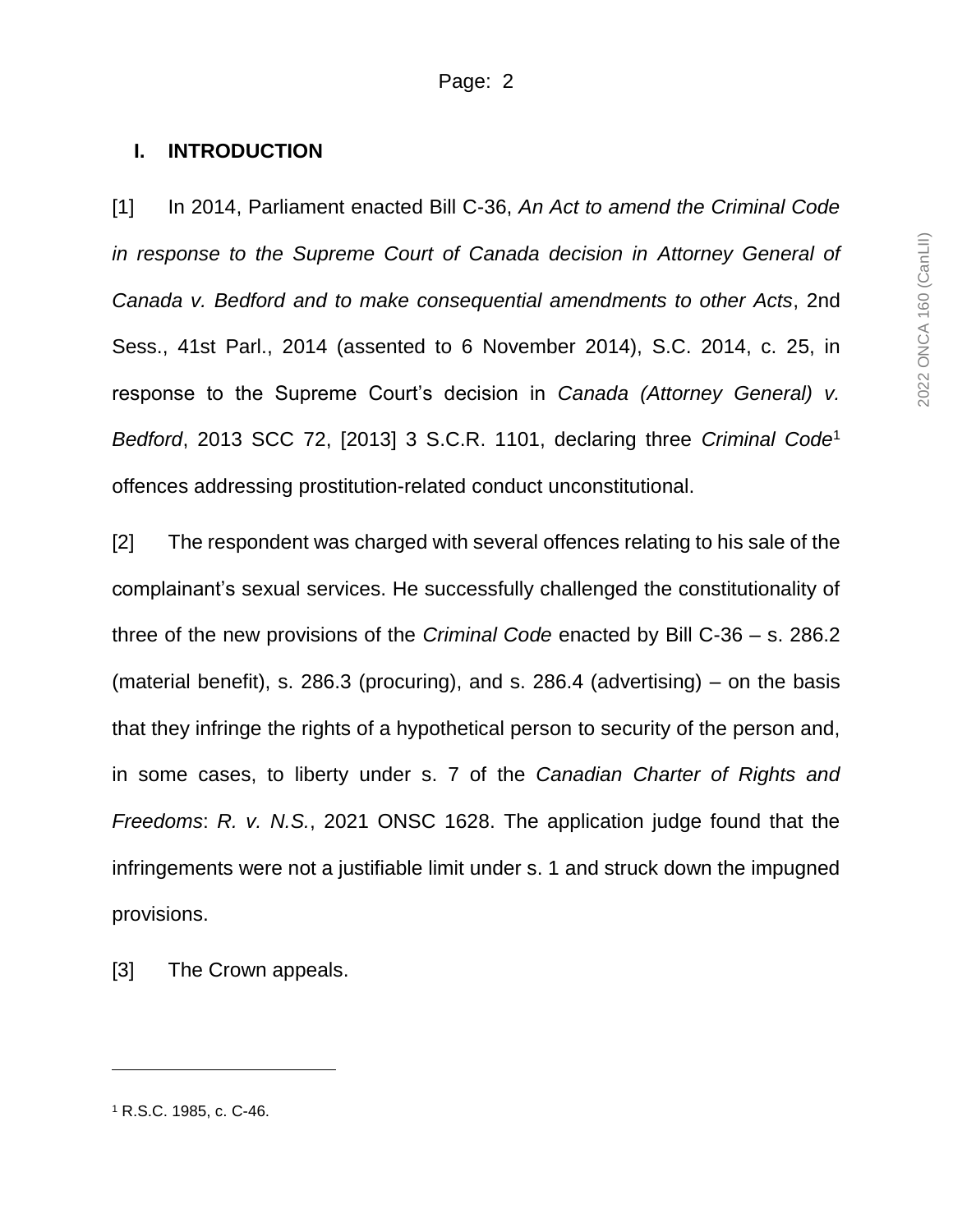## I. INTRODUCTION

[1] In 2014, Parliament enacted Bill C-36, *An Act to amend the Criminal Code in response to the Supreme Court of Canada decision in Attorney General of Canada v. Bedford and to make consequential amendments to other Acts*, 2nd Sess., 41st Parl., 2014 (assented to 6 November 2014), S.C. 2014, c. 25, in response to the Supreme Court's decision in *Canada (Attorney General) v. Bedford*, 2013 SCC 72, [2013] 3 S.C.R. 1101, declaring three *Criminal Code*[1] offences addressing prostitution-related conduct unconstitutional.

[2] The respondent was charged with several offences relating to his sale of the complainant's sexual services. He successfully challenged the constitutionality of three of the new provisions of the *Criminal Code* enacted by Bill C-36 – s. 286.2 (material benefit), s. 286.3 (procuring), and s. 286.4 (advertising) – on the basis that they infringe the rights of a hypothetical person to security of the person and, in some cases, to liberty under s. 7 of the *Canadian Charter of Rights and Freedoms*: *R. v. N.S.*, 2021 ONSC 1628. The application judge found that the infringements were not a justifiable limit under s. 1 and struck down the impugned provisions.

[3] The Crown appeals.

---

[1] R.S.C. 1985, c. C-46.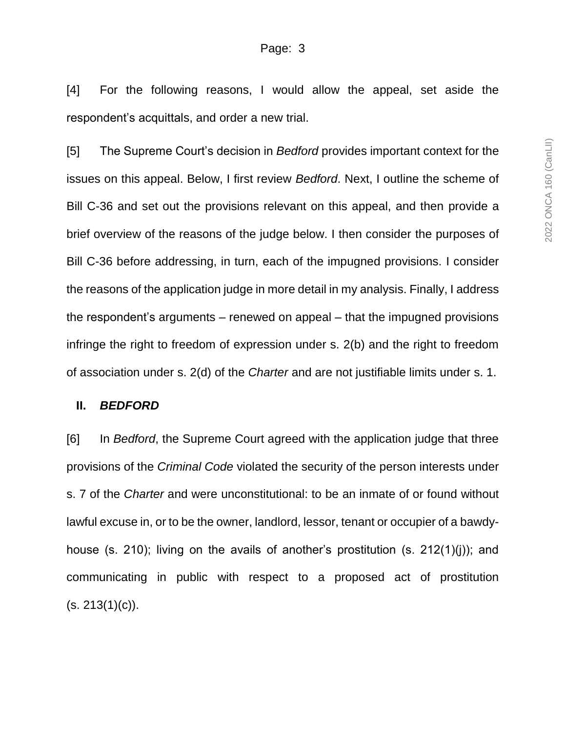[4] For the following reasons, I would allow the appeal, set aside the respondent's acquittals, and order a new trial.

[5] The Supreme Court's decision in *Bedford* provides important context for the issues on this appeal. Below, I first review *Bedford*. Next, I outline the scheme of Bill C-36 and set out the provisions relevant on this appeal, and then provide a brief overview of the reasons of the judge below. I then consider the purposes of Bill C-36 before addressing, in turn, each of the impugned provisions. I consider the reasons of the application judge in more detail in my analysis. Finally, I address the respondent's arguments – renewed on appeal – that the impugned provisions infringe the right to freedom of expression under s. 2(b) and the right to freedom of association under s. 2(d) of the *Charter* and are not justifiable limits under s. 1.

## II. ***BEDFORD***

[6] In *Bedford*, the Supreme Court agreed with the application judge that three provisions of the *Criminal Code* violated the security of the person interests under s. 7 of the *Charter* and were unconstitutional: to be an inmate of or found without lawful excuse in, or to be the owner, landlord, lessor, tenant or occupier of a bawdy-house (s. 210); living on the avails of another's prostitution (s. 212(1)(j)); and communicating in public with respect to a proposed act of prostitution (s. 213(1)(c)).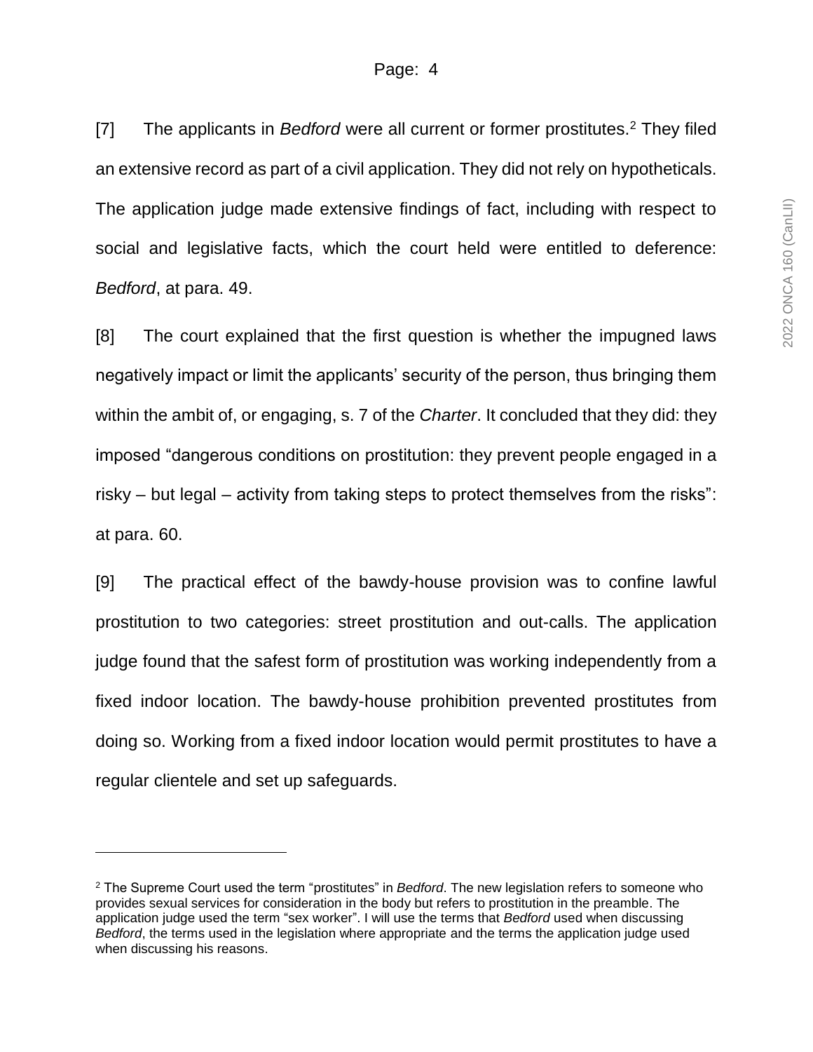[7] The applicants in *Bedford* were all current or former prostitutes.[2] They filed an extensive record as part of a civil application. They did not rely on hypotheticals. The application judge made extensive findings of fact, including with respect to social and legislative facts, which the court held were entitled to deference: *Bedford*, at para. 49.

[8] The court explained that the first question is whether the impugned laws negatively impact or limit the applicants' security of the person, thus bringing them within the ambit of, or engaging, s. 7 of the *Charter*. It concluded that they did: they imposed "dangerous conditions on prostitution: they prevent people engaged in a risky – but legal – activity from taking steps to protect themselves from the risks": at para. 60.

[9] The practical effect of the bawdy-house provision was to confine lawful prostitution to two categories: street prostitution and out-calls. The application judge found that the safest form of prostitution was working independently from a fixed indoor location. The bawdy-house prohibition prevented prostitutes from doing so. Working from a fixed indoor location would permit prostitutes to have a regular clientele and set up safeguards.

---

[2] The Supreme Court used the term "prostitutes" in *Bedford*. The new legislation refers to someone who provides sexual services for consideration in the body but refers to prostitution in the preamble. The application judge used the term "sex worker". I will use the terms that *Bedford* used when discussing *Bedford*, the terms used in the legislation where appropriate and the terms the application judge used when discussing his reasons.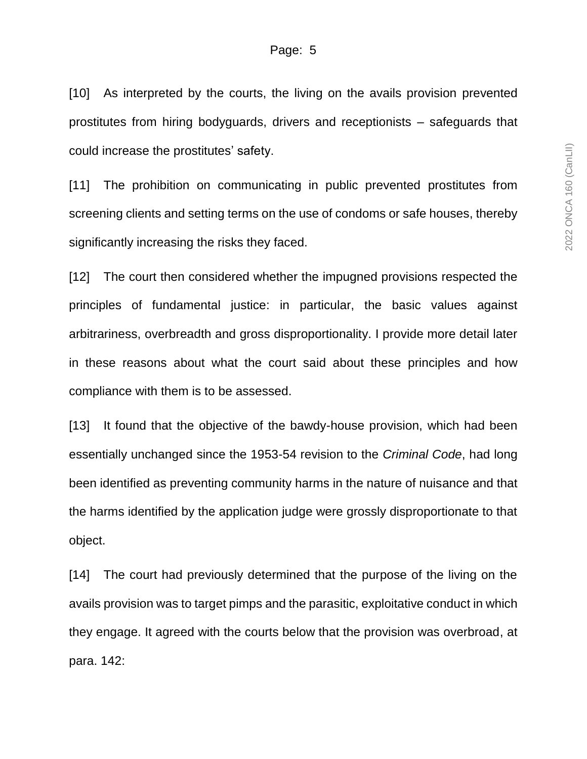[10] As interpreted by the courts, the living on the avails provision prevented prostitutes from hiring bodyguards, drivers and receptionists – safeguards that could increase the prostitutes' safety.

[11] The prohibition on communicating in public prevented prostitutes from screening clients and setting terms on the use of condoms or safe houses, thereby significantly increasing the risks they faced.

[12] The court then considered whether the impugned provisions respected the principles of fundamental justice: in particular, the basic values against arbitrariness, overbreadth and gross disproportionality. I provide more detail later in these reasons about what the court said about these principles and how compliance with them is to be assessed.

[13] It found that the objective of the bawdy-house provision, which had been essentially unchanged since the 1953-54 revision to the *Criminal Code*, had long been identified as preventing community harms in the nature of nuisance and that the harms identified by the application judge were grossly disproportionate to that object.

[14] The court had previously determined that the purpose of the living on the avails provision was to target pimps and the parasitic, exploitative conduct in which they engage. It agreed with the courts below that the provision was overbroad, at para. 142: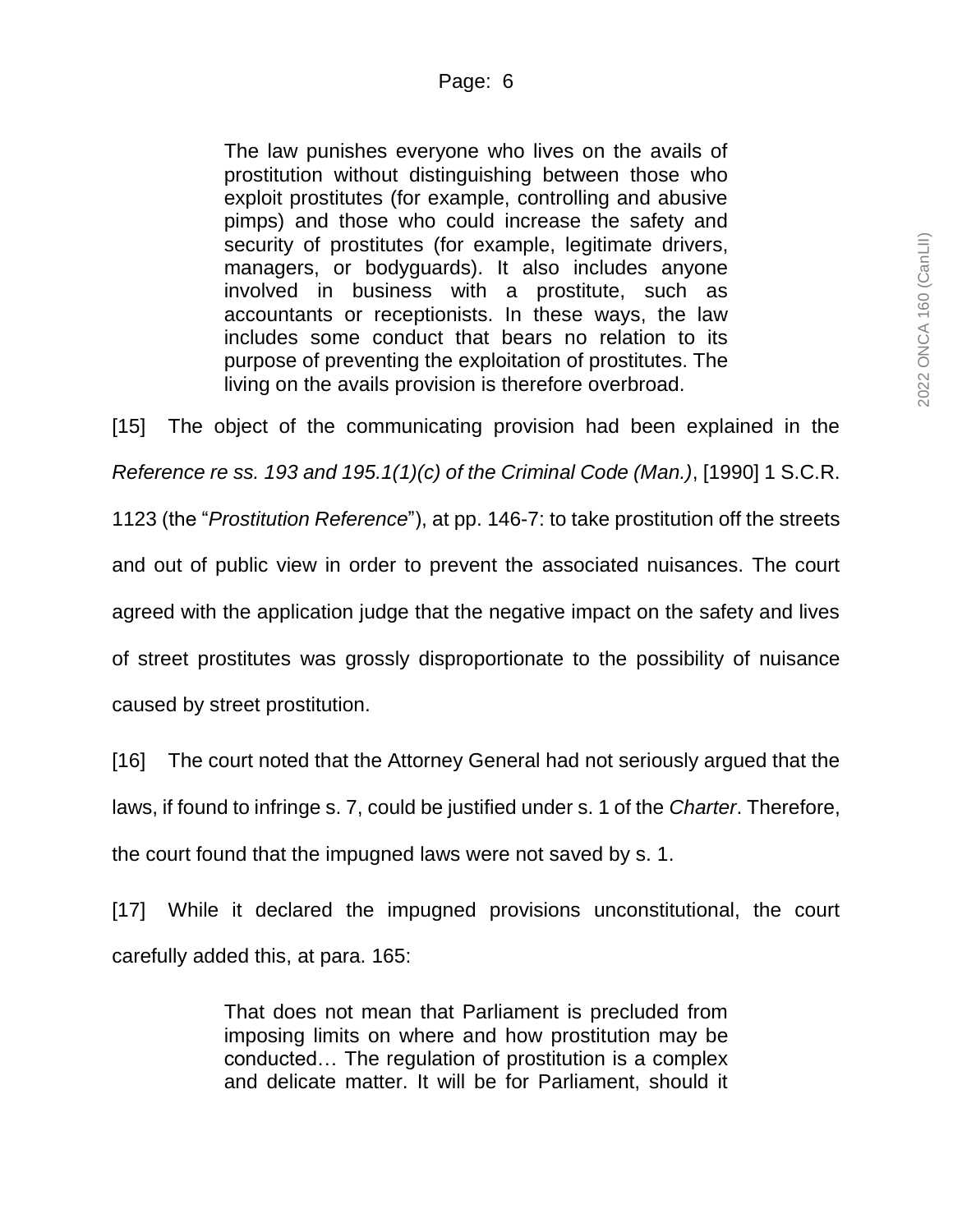> The law punishes everyone who lives on the avails of prostitution without distinguishing between those who exploit prostitutes (for example, controlling and abusive pimps) and those who could increase the safety and security of prostitutes (for example, legitimate drivers, managers, or bodyguards). It also includes anyone involved in business with a prostitute, such as accountants or receptionists. In these ways, the law includes some conduct that bears no relation to its purpose of preventing the exploitation of prostitutes. The living on the avails provision is therefore overbroad.

[15] The object of the communicating provision had been explained in the *Reference re ss. 193 and 195.1(1)(c) of the Criminal Code (Man.)*, [1990] 1 S.C.R. 1123 (the "*Prostitution Reference*"), at pp. 146-7: to take prostitution off the streets and out of public view in order to prevent the associated nuisances. The court agreed with the application judge that the negative impact on the safety and lives of street prostitutes was grossly disproportionate to the possibility of nuisance caused by street prostitution.

[16] The court noted that the Attorney General had not seriously argued that the laws, if found to infringe s. 7, could be justified under s. 1 of the *Charter*. Therefore, the court found that the impugned laws were not saved by s. 1.

[17] While it declared the impugned provisions unconstitutional, the court carefully added this, at para. 165:

> That does not mean that Parliament is precluded from imposing limits on where and how prostitution may be conducted… The regulation of prostitution is a complex and delicate matter. It will be for Parliament, should it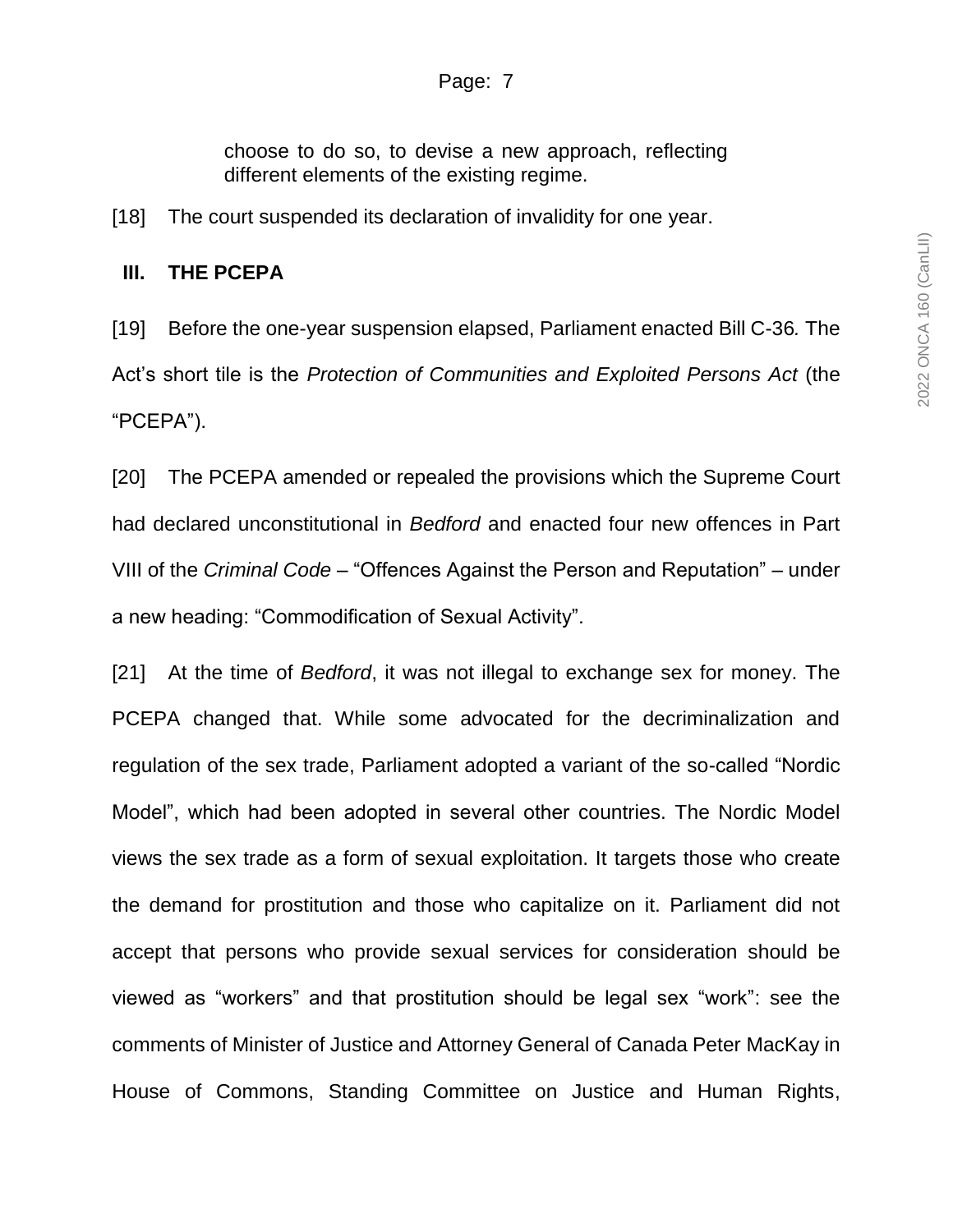choose to do so, to devise a new approach, reflecting different elements of the existing regime.

[18] The court suspended its declaration of invalidity for one year.

## III. THE PCEPA

[19] Before the one-year suspension elapsed, Parliament enacted Bill C-36*.* The Act's short tile is the *Protection of Communities and Exploited Persons Act* (the "PCEPA").

[20] The PCEPA amended or repealed the provisions which the Supreme Court had declared unconstitutional in *Bedford* and enacted four new offences in Part VIII of the *Criminal Code* – "Offences Against the Person and Reputation" – under a new heading: "Commodification of Sexual Activity".

[21] At the time of *Bedford*, it was not illegal to exchange sex for money. The PCEPA changed that. While some advocated for the decriminalization and regulation of the sex trade, Parliament adopted a variant of the so-called "Nordic Model", which had been adopted in several other countries. The Nordic Model views the sex trade as a form of sexual exploitation. It targets those who create the demand for prostitution and those who capitalize on it. Parliament did not accept that persons who provide sexual services for consideration should be viewed as "workers" and that prostitution should be legal sex "work": see the comments of Minister of Justice and Attorney General of Canada Peter MacKay in House of Commons, Standing Committee on Justice and Human Rights,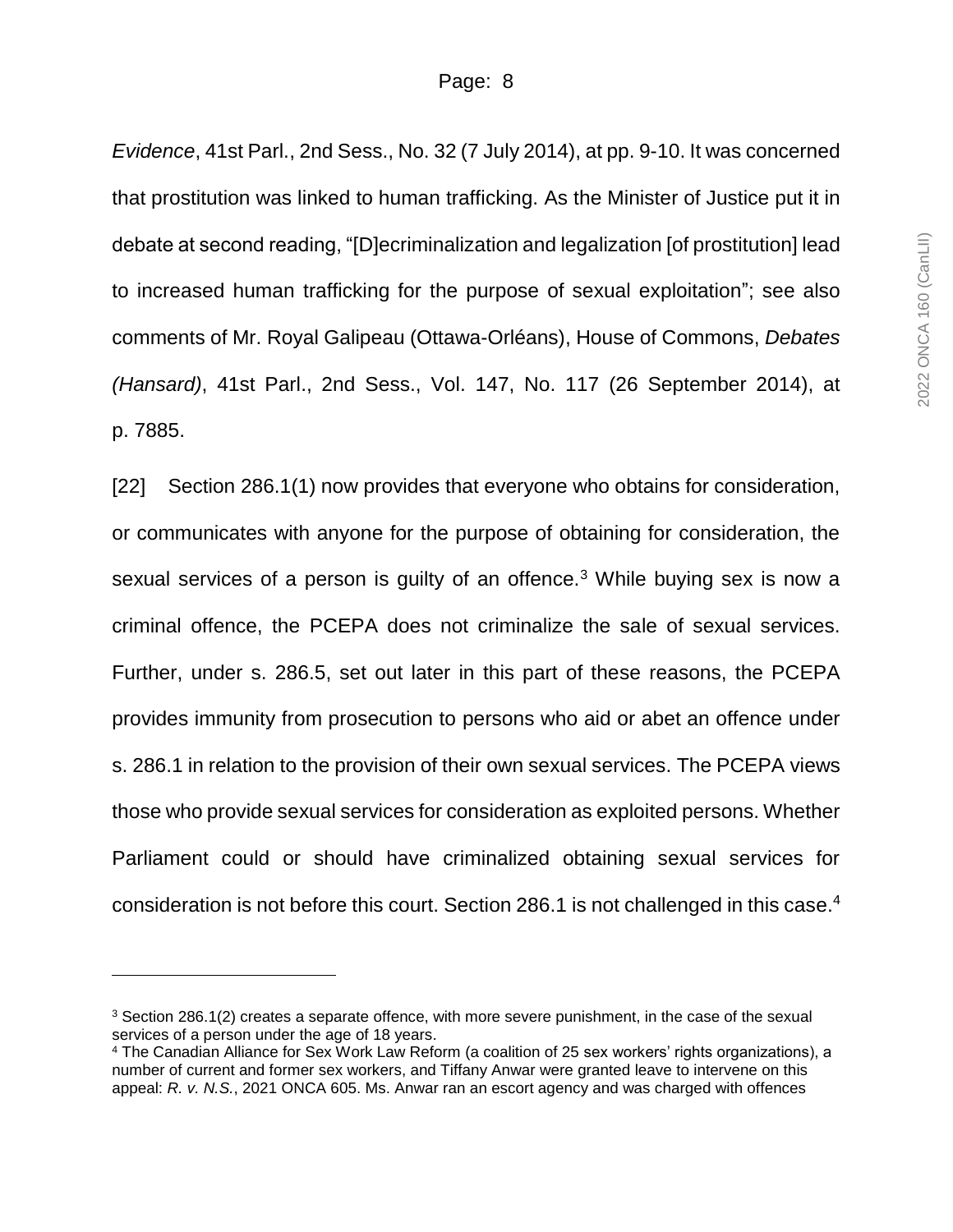*Evidence*, 41st Parl., 2nd Sess., No. 32 (7 July 2014), at pp. 9-10. It was concerned that prostitution was linked to human trafficking. As the Minister of Justice put it in debate at second reading, "[D]ecriminalization and legalization [of prostitution] lead to increased human trafficking for the purpose of sexual exploitation"; see also comments of Mr. Royal Galipeau (Ottawa-Orléans), House of Commons, *Debates (Hansard)*, 41st Parl., 2nd Sess., Vol. 147, No. 117 (26 September 2014), at p. 7885.

[22] Section 286.1(1) now provides that everyone who obtains for consideration, or communicates with anyone for the purpose of obtaining for consideration, the sexual services of a person is guilty of an offence.[3] While buying sex is now a criminal offence, the PCEPA does not criminalize the sale of sexual services. Further, under s. 286.5, set out later in this part of these reasons, the PCEPA provides immunity from prosecution to persons who aid or abet an offence under s. 286.1 in relation to the provision of their own sexual services. The PCEPA views those who provide sexual services for consideration as exploited persons. Whether Parliament could or should have criminalized obtaining sexual services for consideration is not before this court. Section 286.1 is not challenged in this case.[4]

---

[3] Section 286.1(2) creates a separate offence, with more severe punishment, in the case of the sexual services of a person under the age of 18 years.

[4] The Canadian Alliance for Sex Work Law Reform (a coalition of 25 sex workers' rights organizations), a number of current and former sex workers, and Tiffany Anwar were granted leave to intervene on this appeal: *R. v. N.S.*, 2021 ONCA 605. Ms. Anwar ran an escort agency and was charged with offences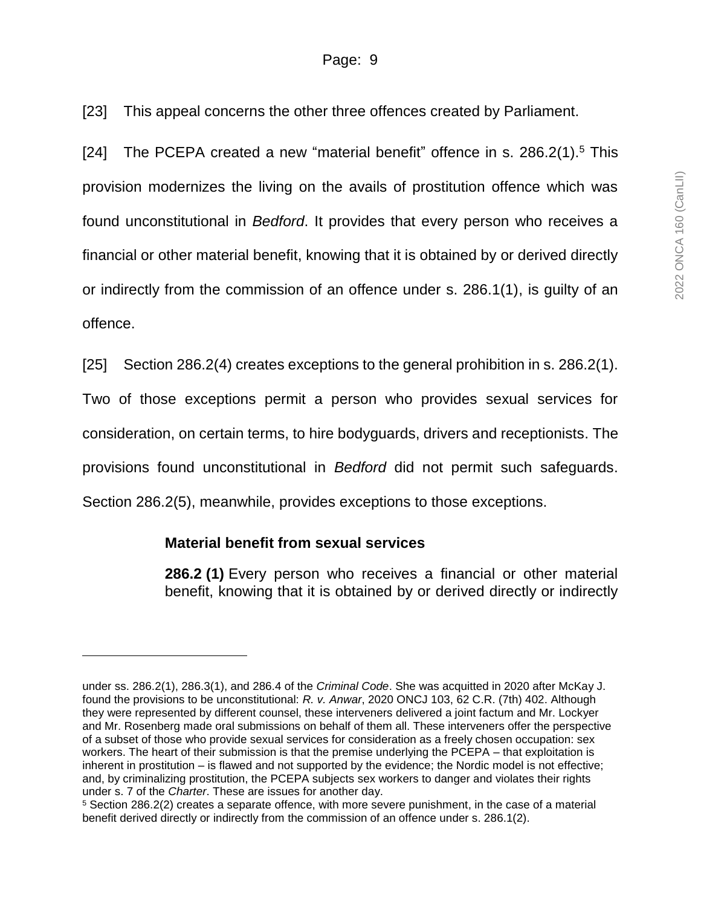[23] This appeal concerns the other three offences created by Parliament.

[24] The PCEPA created a new "material benefit" offence in s. 286.2(1).[5] This provision modernizes the living on the avails of prostitution offence which was found unconstitutional in *Bedford*. It provides that every person who receives a financial or other material benefit, knowing that it is obtained by or derived directly or indirectly from the commission of an offence under s. 286.1(1), is guilty of an offence.

[25] Section 286.2(4) creates exceptions to the general prohibition in s. 286.2(1). Two of those exceptions permit a person who provides sexual services for consideration, on certain terms, to hire bodyguards, drivers and receptionists. The provisions found unconstitutional in *Bedford* did not permit such safeguards. Section 286.2(5), meanwhile, provides exceptions to those exceptions.

> **Material benefit from sexual services**
>
> **286.2 (1)** Every person who receives a financial or other material benefit, knowing that it is obtained by or derived directly or indirectly

---

under ss. 286.2(1), 286.3(1), and 286.4 of the *Criminal Code*. She was acquitted in 2020 after McKay J. found the provisions to be unconstitutional: *R. v. Anwar*, 2020 ONCJ 103, 62 C.R. (7th) 402. Although they were represented by different counsel, these interveners delivered a joint factum and Mr. Lockyer and Mr. Rosenberg made oral submissions on behalf of them all. These interveners offer the perspective of a subset of those who provide sexual services for consideration as a freely chosen occupation: sex workers. The heart of their submission is that the premise underlying the PCEPA – that exploitation is inherent in prostitution – is flawed and not supported by the evidence; the Nordic model is not effective; and, by criminalizing prostitution, the PCEPA subjects sex workers to danger and violates their rights under s. 7 of the *Charter*. These are issues for another day.

[5] Section 286.2(2) creates a separate offence, with more severe punishment, in the case of a material benefit derived directly or indirectly from the commission of an offence under s. 286.1(2).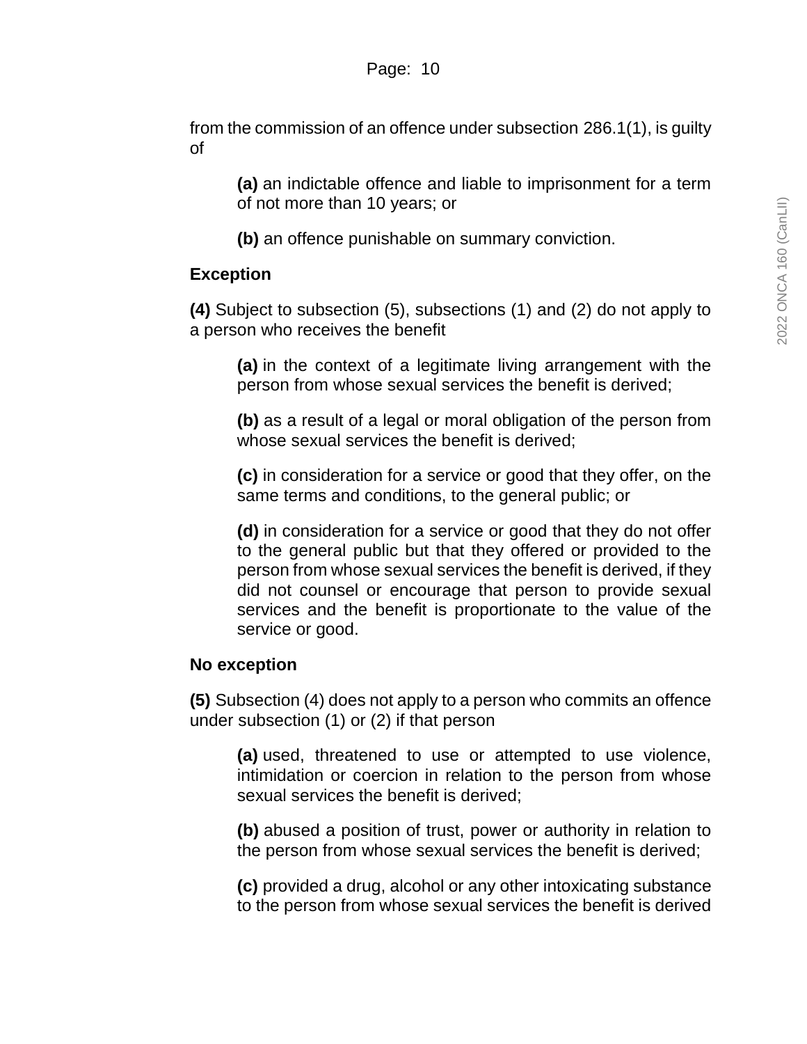from the commission of an offence under subsection 286.1(1), is guilty of

> **(a)** an indictable offence and liable to imprisonment for a term of not more than 10 years; or
>
> **(b)** an offence punishable on summary conviction.

**Exception**

**(4)** Subject to subsection (5), subsections (1) and (2) do not apply to a person who receives the benefit

> **(a)** in the context of a legitimate living arrangement with the person from whose sexual services the benefit is derived;
>
> **(b)** as a result of a legal or moral obligation of the person from whose sexual services the benefit is derived;
>
> **(c)** in consideration for a service or good that they offer, on the same terms and conditions, to the general public; or
>
> **(d)** in consideration for a service or good that they do not offer to the general public but that they offered or provided to the person from whose sexual services the benefit is derived, if they did not counsel or encourage that person to provide sexual services and the benefit is proportionate to the value of the service or good.

**No exception**

**(5)** Subsection (4) does not apply to a person who commits an offence under subsection (1) or (2) if that person

> **(a)** used, threatened to use or attempted to use violence, intimidation or coercion in relation to the person from whose sexual services the benefit is derived;
>
> **(b)** abused a position of trust, power or authority in relation to the person from whose sexual services the benefit is derived;
>
> **(c)** provided a drug, alcohol or any other intoxicating substance to the person from whose sexual services the benefit is derived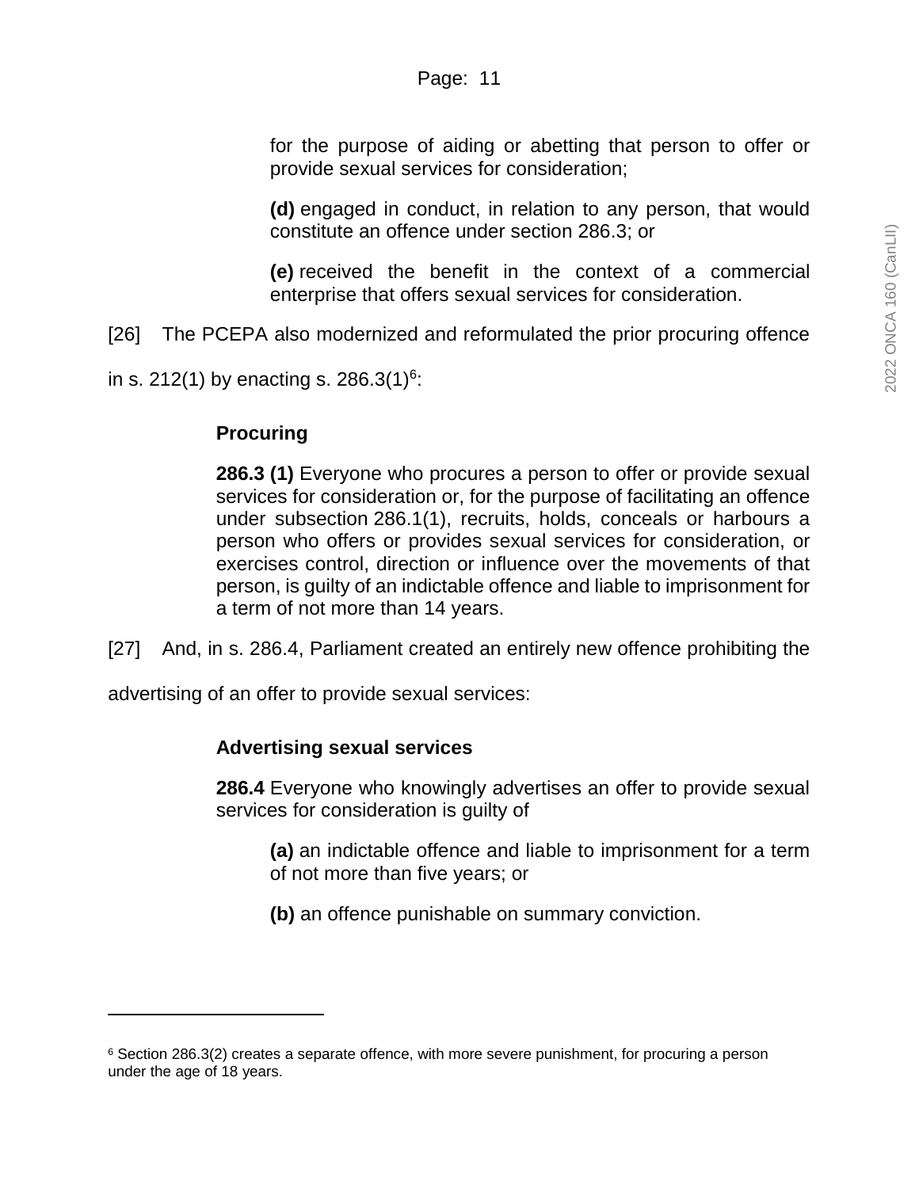for the purpose of aiding or abetting that person to offer or provide sexual services for consideration;

**(d)** engaged in conduct, in relation to any person, that would constitute an offence under section 286.3; or

**(e)** received the benefit in the context of a commercial enterprise that offers sexual services for consideration.

[26] The PCEPA also modernized and reformulated the prior procuring offence in s. 212(1) by enacting s. 286.3(1)[6]:

**Procuring**

**286.3 (1)** Everyone who procures a person to offer or provide sexual services for consideration or, for the purpose of facilitating an offence under subsection 286.1(1), recruits, holds, conceals or harbours a person who offers or provides sexual services for consideration, or exercises control, direction or influence over the movements of that person, is guilty of an indictable offence and liable to imprisonment for a term of not more than 14 years.

[27] And, in s. 286.4, Parliament created an entirely new offence prohibiting the advertising of an offer to provide sexual services:

**Advertising sexual services**

**286.4** Everyone who knowingly advertises an offer to provide sexual services for consideration is guilty of

**(a)** an indictable offence and liable to imprisonment for a term of not more than five years; or

**(b)** an offence punishable on summary conviction.

---

[6] Section 286.3(2) creates a separate offence, with more severe punishment, for procuring a person under the age of 18 years.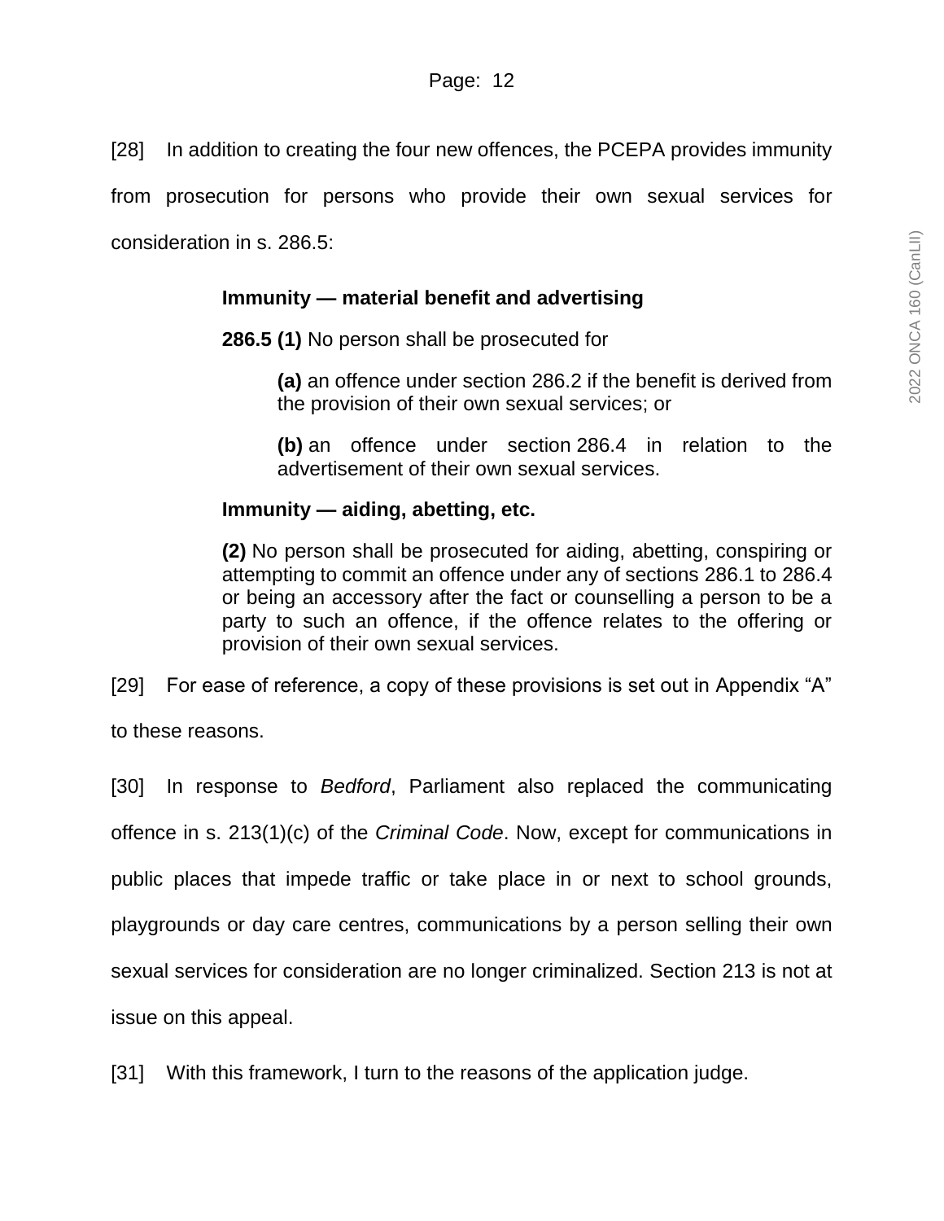[28] In addition to creating the four new offences, the PCEPA provides immunity from prosecution for persons who provide their own sexual services for consideration in s. 286.5:

> **Immunity — material benefit and advertising**
>
> **286.5 (1)** No person shall be prosecuted for
>
> > **(a)** an offence under section 286.2 if the benefit is derived from the provision of their own sexual services; or
> >
> > **(b)** an offence under section 286.4 in relation to the advertisement of their own sexual services.
>
> **Immunity — aiding, abetting, etc.**
>
> **(2)** No person shall be prosecuted for aiding, abetting, conspiring or attempting to commit an offence under any of sections 286.1 to 286.4 or being an accessory after the fact or counselling a person to be a party to such an offence, if the offence relates to the offering or provision of their own sexual services.

[29] For ease of reference, a copy of these provisions is set out in Appendix "A" to these reasons.

[30] In response to *Bedford*, Parliament also replaced the communicating offence in s. 213(1)(c) of the *Criminal Code*. Now, except for communications in public places that impede traffic or take place in or next to school grounds, playgrounds or day care centres, communications by a person selling their own sexual services for consideration are no longer criminalized. Section 213 is not at issue on this appeal.

[31] With this framework, I turn to the reasons of the application judge.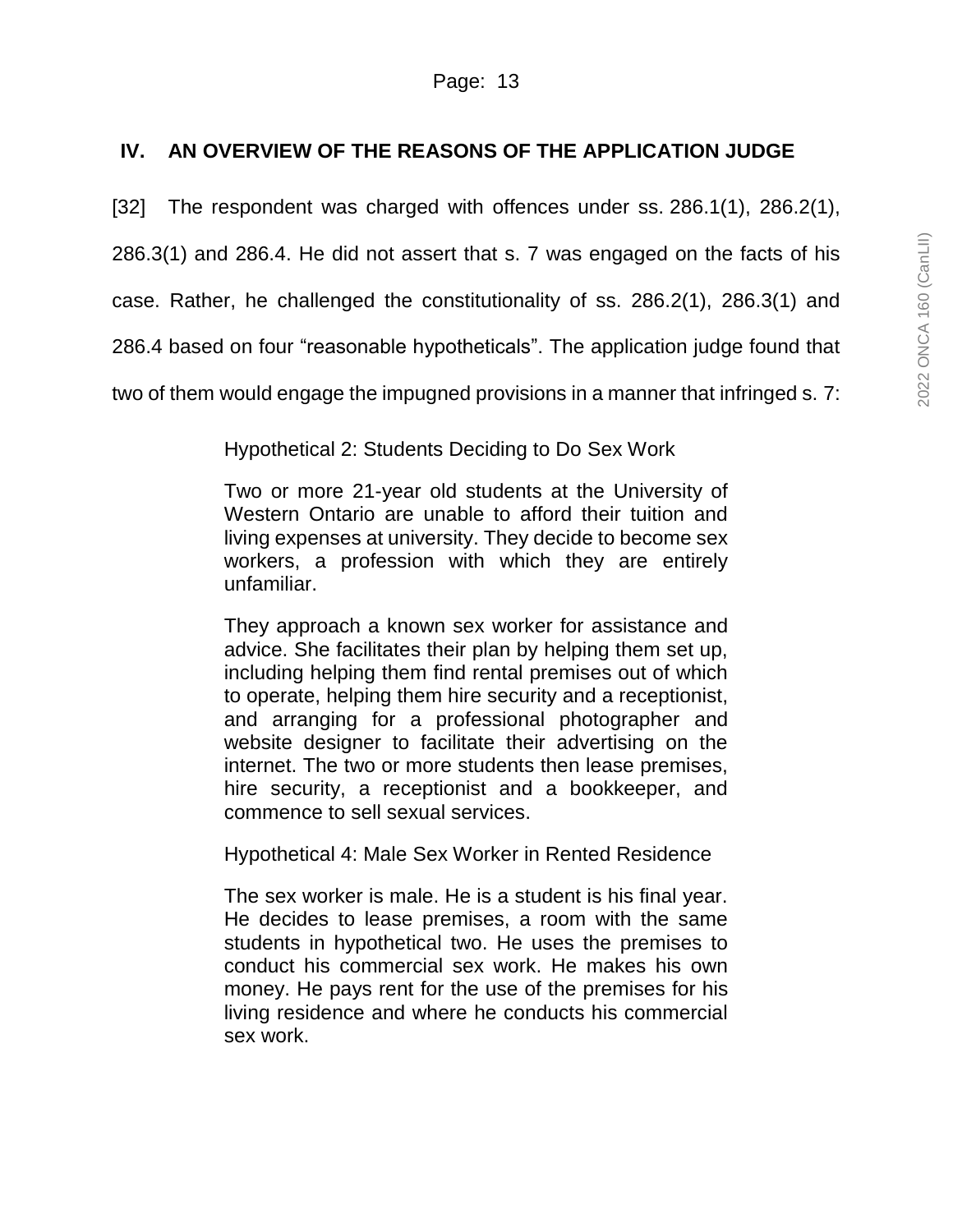## IV. AN OVERVIEW OF THE REASONS OF THE APPLICATION JUDGE

[32] The respondent was charged with offences under ss. 286.1(1), 286.2(1), 286.3(1) and 286.4. He did not assert that s. 7 was engaged on the facts of his case. Rather, he challenged the constitutionality of ss. 286.2(1), 286.3(1) and 286.4 based on four "reasonable hypotheticals". The application judge found that two of them would engage the impugned provisions in a manner that infringed s. 7:

> Hypothetical 2: Students Deciding to Do Sex Work
>
> Two or more 21-year old students at the University of Western Ontario are unable to afford their tuition and living expenses at university. They decide to become sex workers, a profession with which they are entirely unfamiliar.
>
> They approach a known sex worker for assistance and advice. She facilitates their plan by helping them set up, including helping them find rental premises out of which to operate, helping them hire security and a receptionist, and arranging for a professional photographer and website designer to facilitate their advertising on the internet. The two or more students then lease premises, hire security, a receptionist and a bookkeeper, and commence to sell sexual services.
>
> Hypothetical 4: Male Sex Worker in Rented Residence
>
> The sex worker is male. He is a student is his final year. He decides to lease premises, a room with the same students in hypothetical two. He uses the premises to conduct his commercial sex work. He makes his own money. He pays rent for the use of the premises for his living residence and where he conducts his commercial sex work.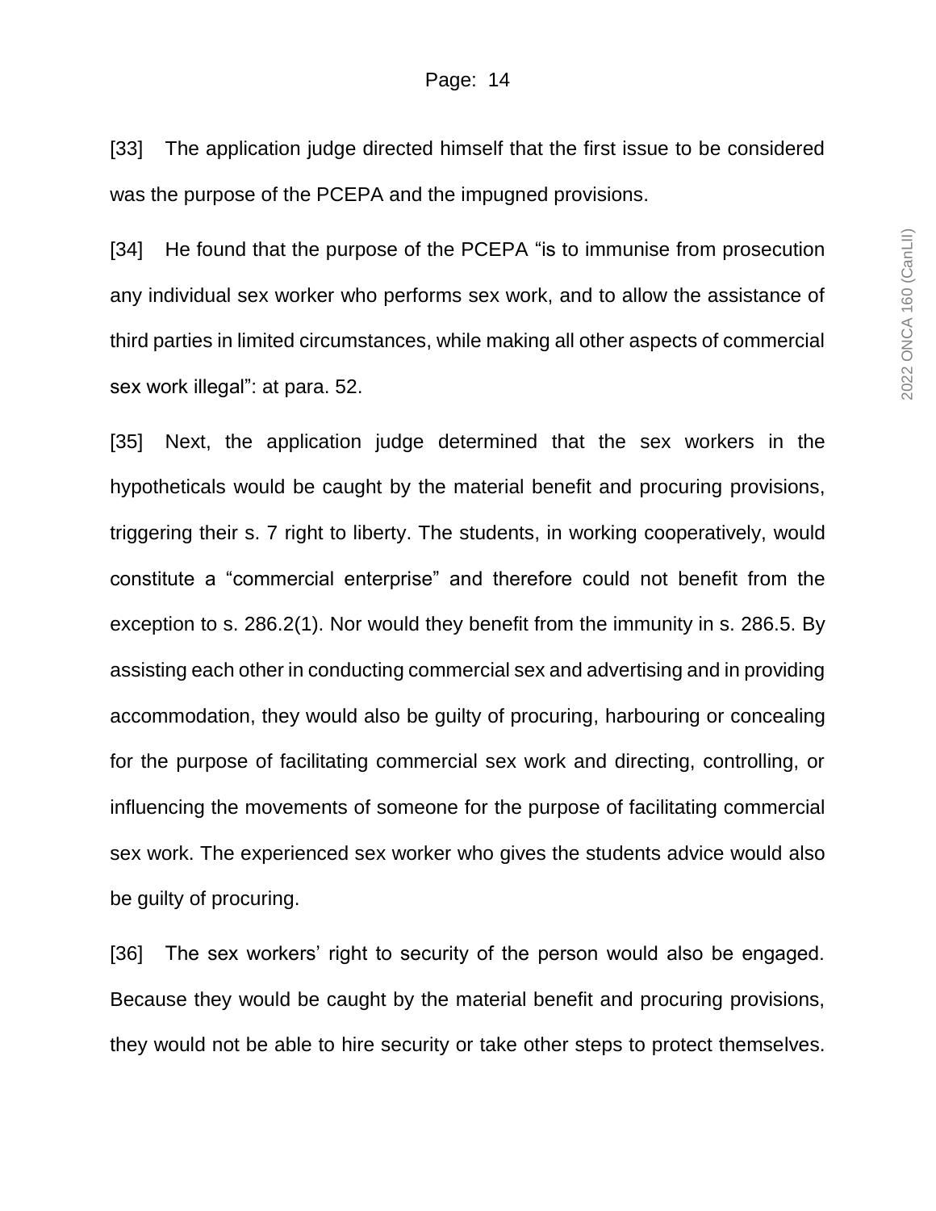[33] The application judge directed himself that the first issue to be considered was the purpose of the PCEPA and the impugned provisions.

[34] He found that the purpose of the PCEPA "is to immunise from prosecution any individual sex worker who performs sex work, and to allow the assistance of third parties in limited circumstances, while making all other aspects of commercial sex work illegal": at para. 52.

[35] Next, the application judge determined that the sex workers in the hypotheticals would be caught by the material benefit and procuring provisions, triggering their s. 7 right to liberty. The students, in working cooperatively, would constitute a "commercial enterprise" and therefore could not benefit from the exception to s. 286.2(1). Nor would they benefit from the immunity in s. 286.5. By assisting each other in conducting commercial sex and advertising and in providing accommodation, they would also be guilty of procuring, harbouring or concealing for the purpose of facilitating commercial sex work and directing, controlling, or influencing the movements of someone for the purpose of facilitating commercial sex work. The experienced sex worker who gives the students advice would also be guilty of procuring.

[36] The sex workers' right to security of the person would also be engaged. Because they would be caught by the material benefit and procuring provisions, they would not be able to hire security or take other steps to protect themselves.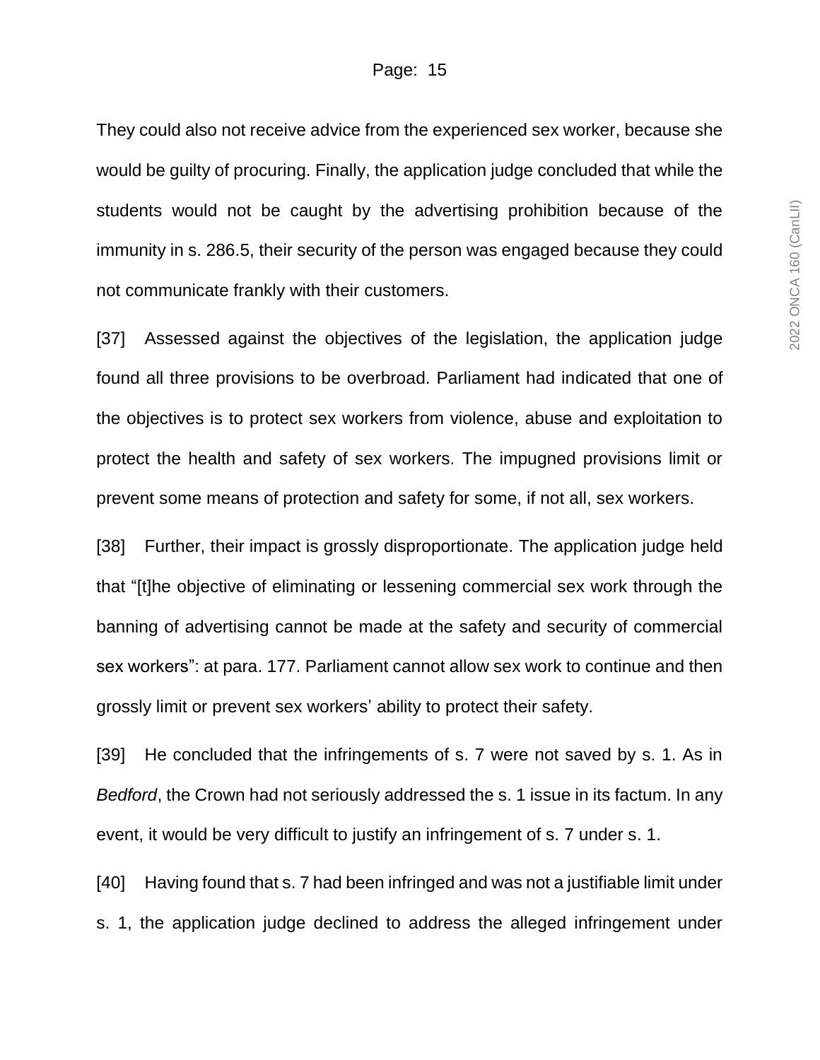They could also not receive advice from the experienced sex worker, because she would be guilty of procuring. Finally, the application judge concluded that while the students would not be caught by the advertising prohibition because of the immunity in s. 286.5, their security of the person was engaged because they could not communicate frankly with their customers.

[37] Assessed against the objectives of the legislation, the application judge found all three provisions to be overbroad. Parliament had indicated that one of the objectives is to protect sex workers from violence, abuse and exploitation to protect the health and safety of sex workers. The impugned provisions limit or prevent some means of protection and safety for some, if not all, sex workers.

[38] Further, their impact is grossly disproportionate. The application judge held that "[t]he objective of eliminating or lessening commercial sex work through the banning of advertising cannot be made at the safety and security of commercial sex workers": at para. 177. Parliament cannot allow sex work to continue and then grossly limit or prevent sex workers' ability to protect their safety.

[39] He concluded that the infringements of s. 7 were not saved by s. 1. As in *Bedford*, the Crown had not seriously addressed the s. 1 issue in its factum. In any event, it would be very difficult to justify an infringement of s. 7 under s. 1.

[40] Having found that s. 7 had been infringed and was not a justifiable limit under s. 1, the application judge declined to address the alleged infringement under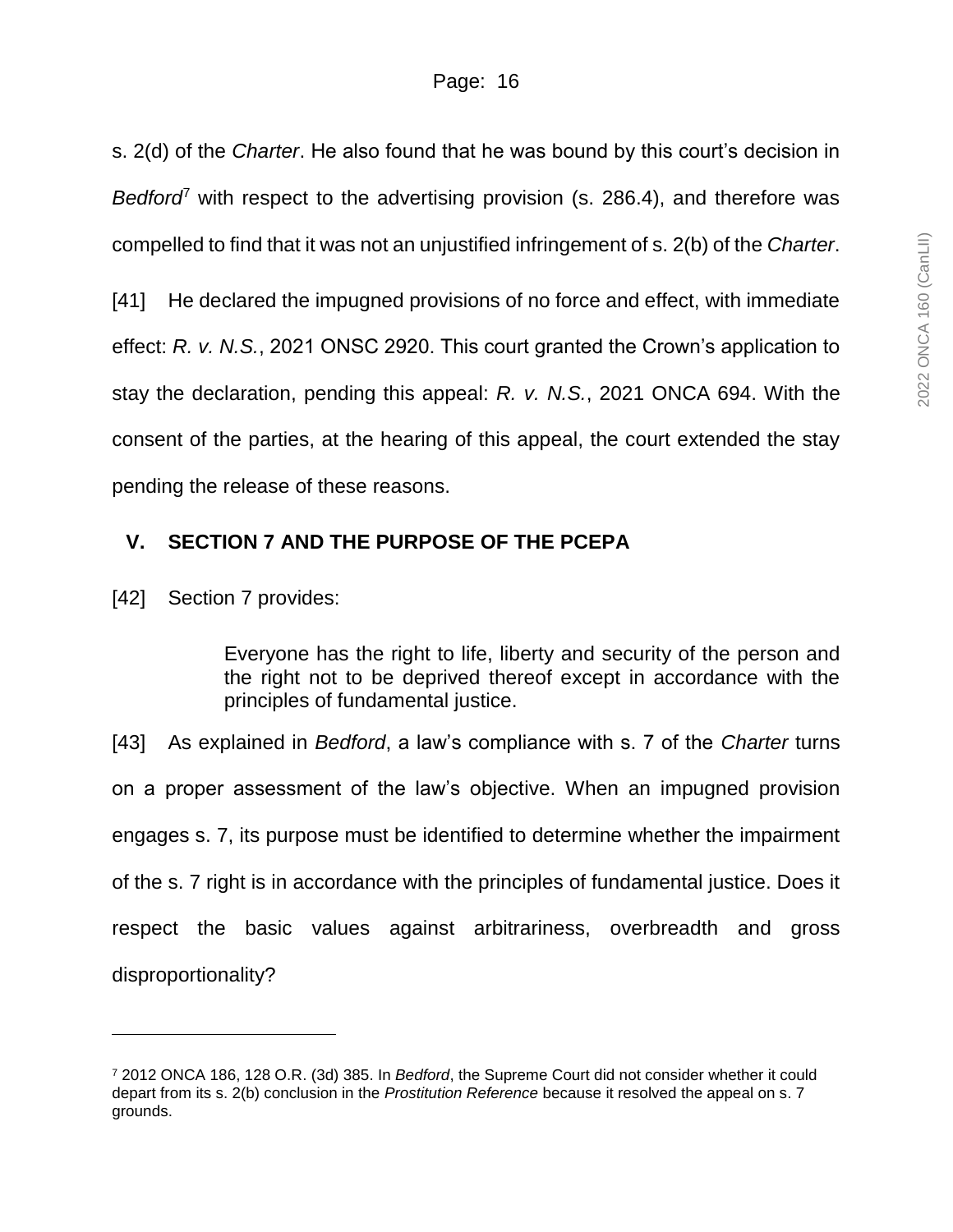s. 2(d) of the *Charter*. He also found that he was bound by this court's decision in *Bedford*[7] with respect to the advertising provision (s. 286.4), and therefore was compelled to find that it was not an unjustified infringement of s. 2(b) of the *Charter*.

[41] He declared the impugned provisions of no force and effect, with immediate effect: *R. v. N.S.*, 2021 ONSC 2920. This court granted the Crown's application to stay the declaration, pending this appeal: *R. v. N.S.*, 2021 ONCA 694. With the consent of the parties, at the hearing of this appeal, the court extended the stay pending the release of these reasons.

## V. SECTION 7 AND THE PURPOSE OF THE PCEPA

[42] Section 7 provides:

> Everyone has the right to life, liberty and security of the person and the right not to be deprived thereof except in accordance with the principles of fundamental justice.

[43] As explained in *Bedford*, a law's compliance with s. 7 of the *Charter* turns on a proper assessment of the law's objective. When an impugned provision engages s. 7, its purpose must be identified to determine whether the impairment of the s. 7 right is in accordance with the principles of fundamental justice. Does it respect the basic values against arbitrariness, overbreadth and gross disproportionality?

---

[7] 2012 ONCA 186, 128 O.R. (3d) 385. In *Bedford*, the Supreme Court did not consider whether it could depart from its s. 2(b) conclusion in the *Prostitution Reference* because it resolved the appeal on s. 7 grounds.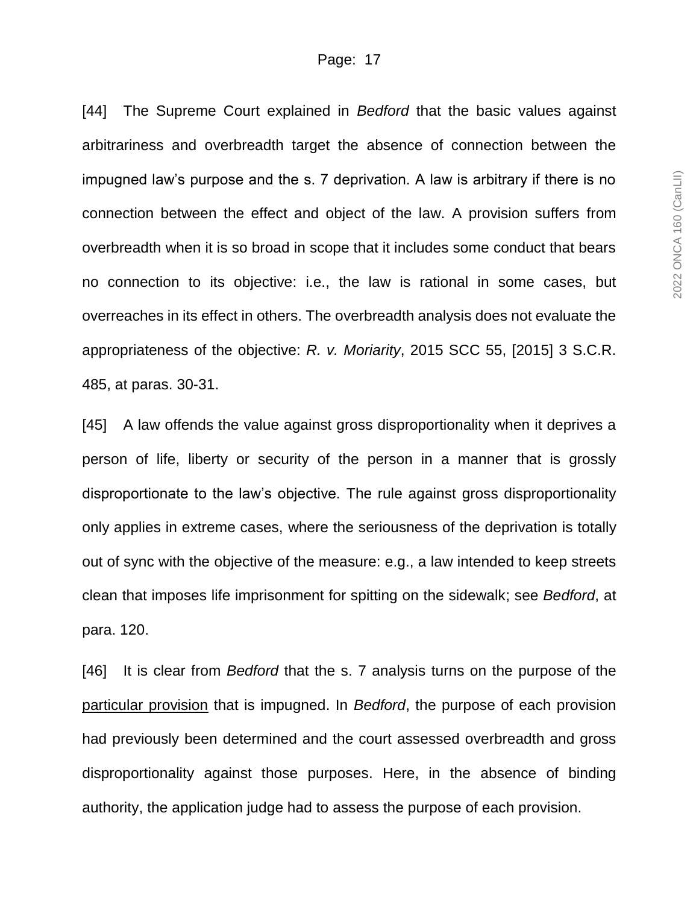[44] The Supreme Court explained in *Bedford* that the basic values against arbitrariness and overbreadth target the absence of connection between the impugned law's purpose and the s. 7 deprivation. A law is arbitrary if there is no connection between the effect and object of the law. A provision suffers from overbreadth when it is so broad in scope that it includes some conduct that bears no connection to its objective: i.e., the law is rational in some cases, but overreaches in its effect in others. The overbreadth analysis does not evaluate the appropriateness of the objective: *R. v. Moriarity*, 2015 SCC 55, [2015] 3 S.C.R. 485, at paras. 30-31.

[45] A law offends the value against gross disproportionality when it deprives a person of life, liberty or security of the person in a manner that is grossly disproportionate to the law's objective. The rule against gross disproportionality only applies in extreme cases, where the seriousness of the deprivation is totally out of sync with the objective of the measure: e.g., a law intended to keep streets clean that imposes life imprisonment for spitting on the sidewalk; see *Bedford*, at para. 120.

[46] It is clear from *Bedford* that the s. 7 analysis turns on the purpose of the <u>particular provision</u> that is impugned. In *Bedford*, the purpose of each provision had previously been determined and the court assessed overbreadth and gross disproportionality against those purposes. Here, in the absence of binding authority, the application judge had to assess the purpose of each provision.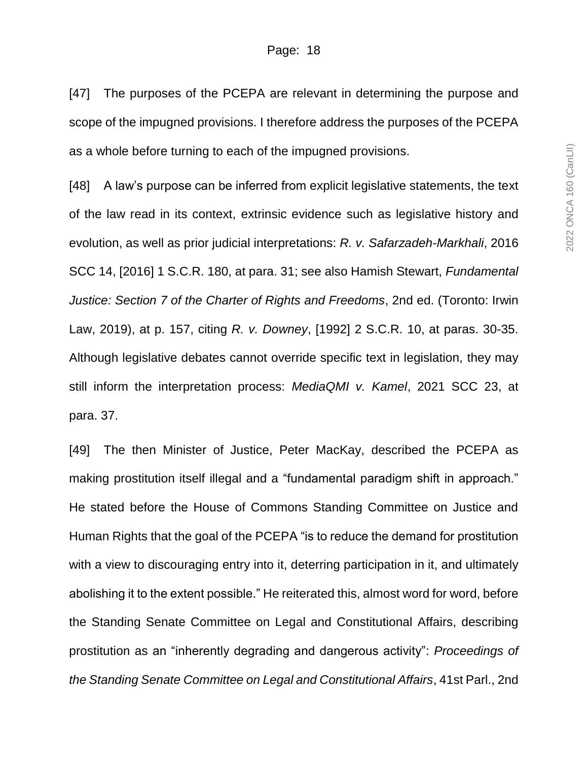[47] The purposes of the PCEPA are relevant in determining the purpose and scope of the impugned provisions. I therefore address the purposes of the PCEPA as a whole before turning to each of the impugned provisions.

[48] A law's purpose can be inferred from explicit legislative statements, the text of the law read in its context, extrinsic evidence such as legislative history and evolution, as well as prior judicial interpretations: *R. v. Safarzadeh-Markhali*, 2016 SCC 14, [2016] 1 S.C.R. 180, at para. 31; see also Hamish Stewart, *Fundamental Justice: Section 7 of the Charter of Rights and Freedoms*, 2nd ed. (Toronto: Irwin Law, 2019), at p. 157, citing *R. v. Downey*, [1992] 2 S.C.R. 10, at paras. 30-35. Although legislative debates cannot override specific text in legislation, they may still inform the interpretation process: *MediaQMI v. Kamel*, 2021 SCC 23, at para. 37.

[49] The then Minister of Justice, Peter MacKay, described the PCEPA as making prostitution itself illegal and a "fundamental paradigm shift in approach." He stated before the House of Commons Standing Committee on Justice and Human Rights that the goal of the PCEPA "is to reduce the demand for prostitution with a view to discouraging entry into it, deterring participation in it, and ultimately abolishing it to the extent possible." He reiterated this, almost word for word, before the Standing Senate Committee on Legal and Constitutional Affairs, describing prostitution as an "inherently degrading and dangerous activity": *Proceedings of the Standing Senate Committee on Legal and Constitutional Affairs*, 41st Parl., 2nd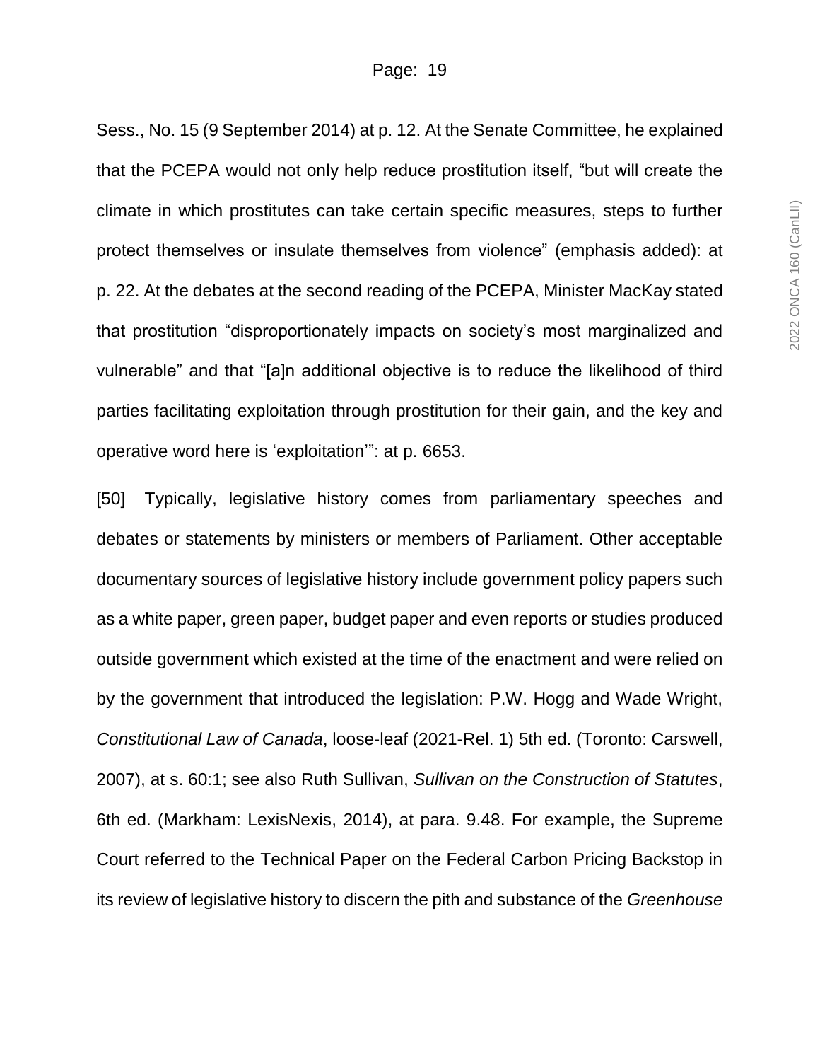Sess., No. 15 (9 September 2014) at p. 12. At the Senate Committee, he explained that the PCEPA would not only help reduce prostitution itself, "but will create the climate in which prostitutes can take <u>certain specific measures</u>, steps to further protect themselves or insulate themselves from violence" (emphasis added): at p. 22. At the debates at the second reading of the PCEPA, Minister MacKay stated that prostitution "disproportionately impacts on society's most marginalized and vulnerable" and that "[a]n additional objective is to reduce the likelihood of third parties facilitating exploitation through prostitution for their gain, and the key and operative word here is 'exploitation'": at p. 6653.

[50] Typically, legislative history comes from parliamentary speeches and debates or statements by ministers or members of Parliament. Other acceptable documentary sources of legislative history include government policy papers such as a white paper, green paper, budget paper and even reports or studies produced outside government which existed at the time of the enactment and were relied on by the government that introduced the legislation: P.W. Hogg and Wade Wright, *Constitutional Law of Canada*, loose-leaf (2021-Rel. 1) 5th ed. (Toronto: Carswell, 2007), at s. 60:1; see also Ruth Sullivan, *Sullivan on the Construction of Statutes*, 6th ed. (Markham: LexisNexis, 2014), at para. 9.48. For example, the Supreme Court referred to the Technical Paper on the Federal Carbon Pricing Backstop in its review of legislative history to discern the pith and substance of the *Greenhouse*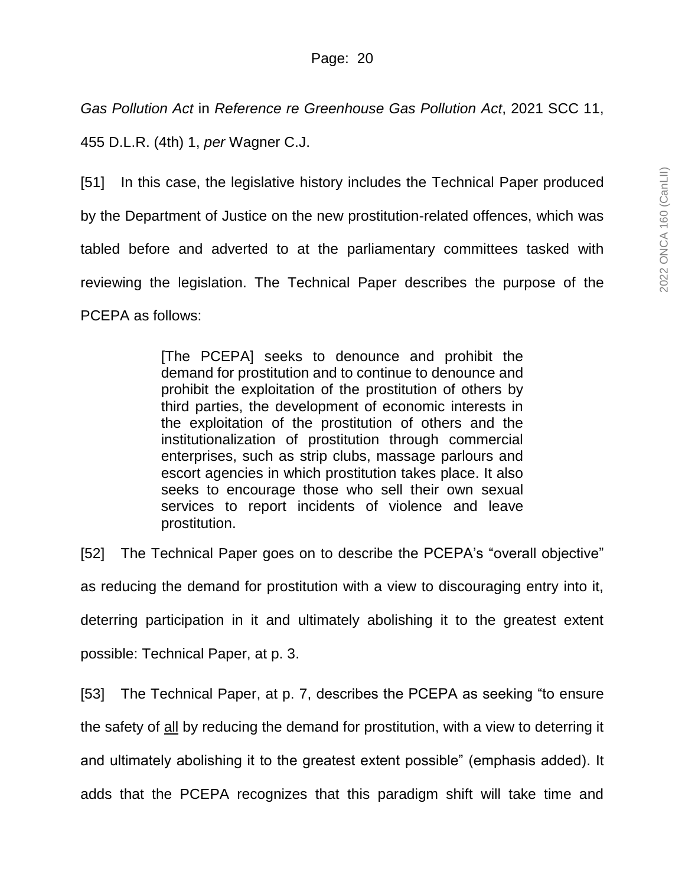*Gas Pollution Act* in *Reference re Greenhouse Gas Pollution Act*, 2021 SCC 11, 455 D.L.R. (4th) 1, *per* Wagner C.J.

[51] In this case, the legislative history includes the Technical Paper produced by the Department of Justice on the new prostitution-related offences, which was tabled before and adverted to at the parliamentary committees tasked with reviewing the legislation. The Technical Paper describes the purpose of the PCEPA as follows:

> [The PCEPA] seeks to denounce and prohibit the demand for prostitution and to continue to denounce and prohibit the exploitation of the prostitution of others by third parties, the development of economic interests in the exploitation of the prostitution of others and the institutionalization of prostitution through commercial enterprises, such as strip clubs, massage parlours and escort agencies in which prostitution takes place. It also seeks to encourage those who sell their own sexual services to report incidents of violence and leave prostitution.

[52] The Technical Paper goes on to describe the PCEPA's "overall objective" as reducing the demand for prostitution with a view to discouraging entry into it, deterring participation in it and ultimately abolishing it to the greatest extent possible: Technical Paper, at p. 3.

[53] The Technical Paper, at p. 7, describes the PCEPA as seeking "to ensure the safety of <u>all</u> by reducing the demand for prostitution, with a view to deterring it and ultimately abolishing it to the greatest extent possible" (emphasis added). It adds that the PCEPA recognizes that this paradigm shift will take time and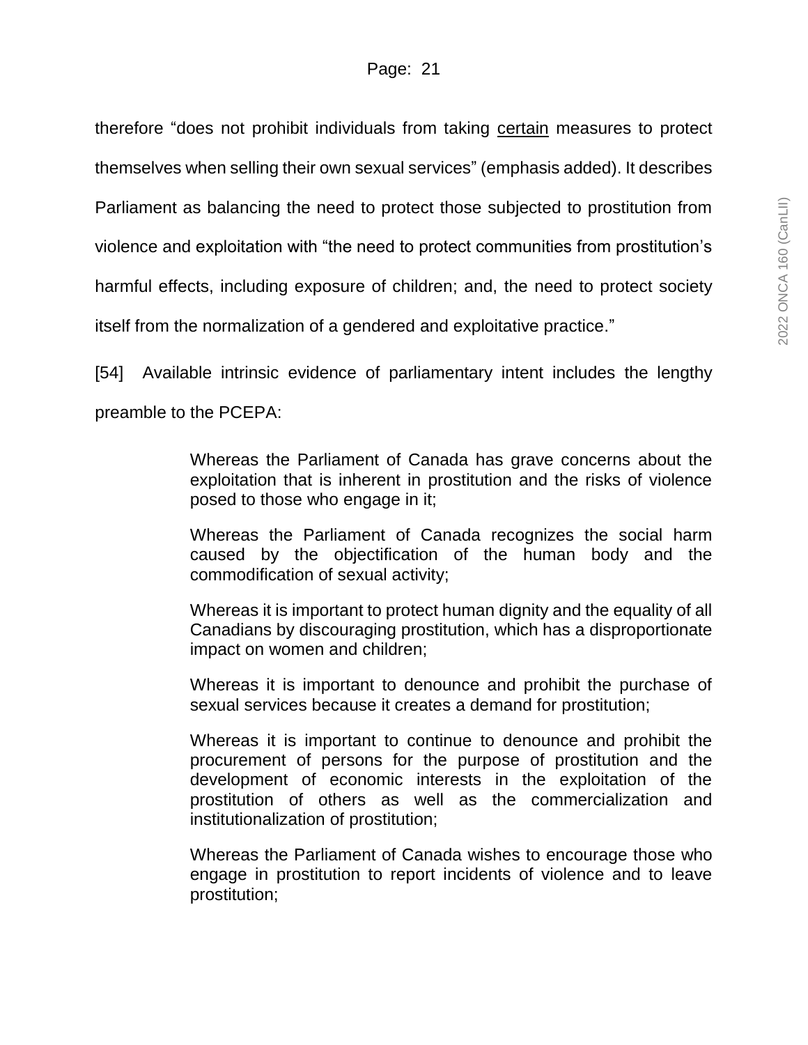therefore "does not prohibit individuals from taking <u>certain</u> measures to protect themselves when selling their own sexual services" (emphasis added). It describes Parliament as balancing the need to protect those subjected to prostitution from violence and exploitation with "the need to protect communities from prostitution's harmful effects, including exposure of children; and, the need to protect society itself from the normalization of a gendered and exploitative practice."

[54] Available intrinsic evidence of parliamentary intent includes the lengthy preamble to the PCEPA:

> Whereas the Parliament of Canada has grave concerns about the exploitation that is inherent in prostitution and the risks of violence posed to those who engage in it;
>
> Whereas the Parliament of Canada recognizes the social harm caused by the objectification of the human body and the commodification of sexual activity;
>
> Whereas it is important to protect human dignity and the equality of all Canadians by discouraging prostitution, which has a disproportionate impact on women and children;
>
> Whereas it is important to denounce and prohibit the purchase of sexual services because it creates a demand for prostitution;
>
> Whereas it is important to continue to denounce and prohibit the procurement of persons for the purpose of prostitution and the development of economic interests in the exploitation of the prostitution of others as well as the commercialization and institutionalization of prostitution;
>
> Whereas the Parliament of Canada wishes to encourage those who engage in prostitution to report incidents of violence and to leave prostitution;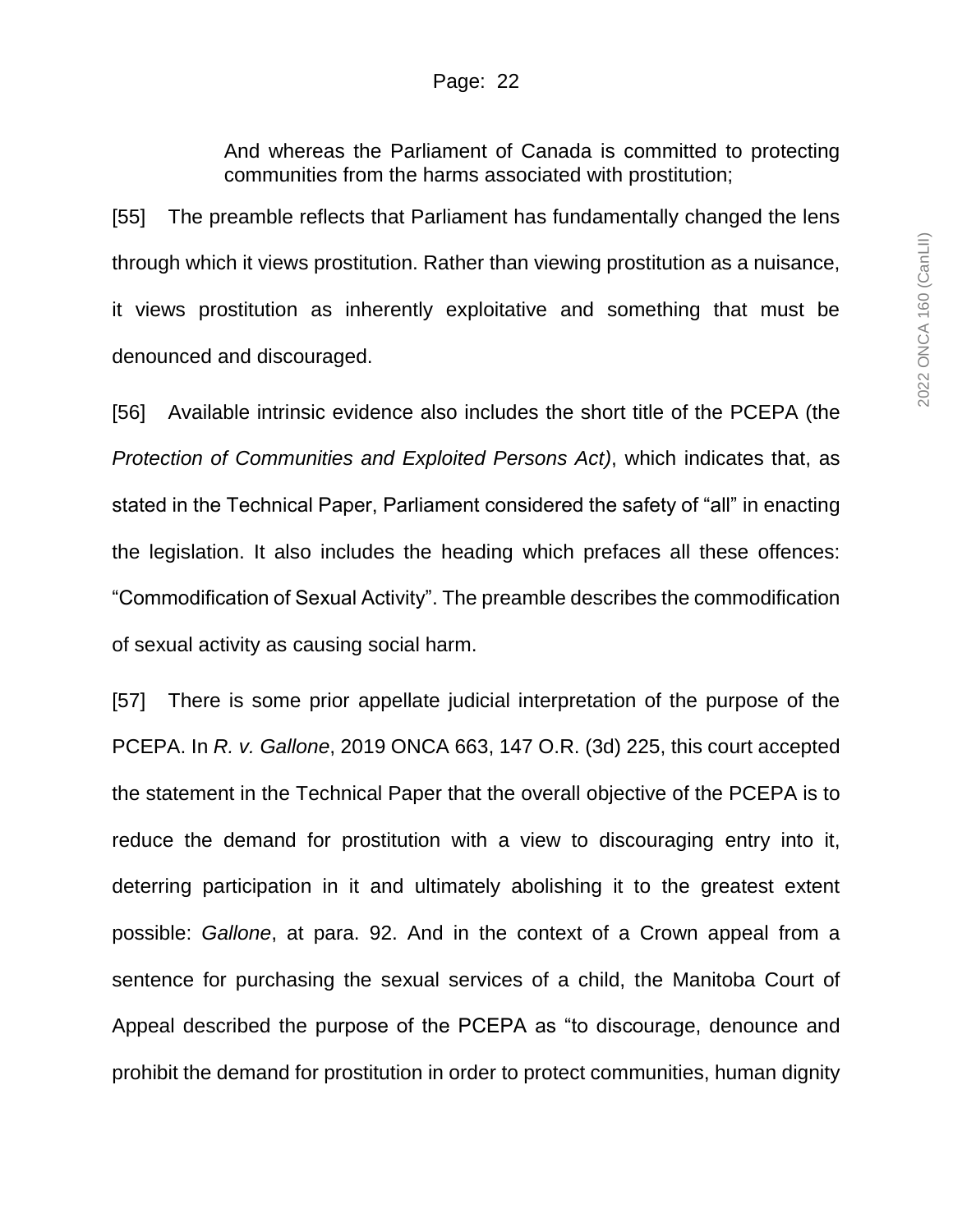> And whereas the Parliament of Canada is committed to protecting communities from the harms associated with prostitution;

[55] The preamble reflects that Parliament has fundamentally changed the lens through which it views prostitution. Rather than viewing prostitution as a nuisance, it views prostitution as inherently exploitative and something that must be denounced and discouraged.

[56] Available intrinsic evidence also includes the short title of the PCEPA (the *Protection of Communities and Exploited Persons Act)*, which indicates that, as stated in the Technical Paper, Parliament considered the safety of "all" in enacting the legislation. It also includes the heading which prefaces all these offences: "Commodification of Sexual Activity". The preamble describes the commodification of sexual activity as causing social harm.

[57] There is some prior appellate judicial interpretation of the purpose of the PCEPA. In *R. v. Gallone*, 2019 ONCA 663, 147 O.R. (3d) 225, this court accepted the statement in the Technical Paper that the overall objective of the PCEPA is to reduce the demand for prostitution with a view to discouraging entry into it, deterring participation in it and ultimately abolishing it to the greatest extent possible: *Gallone*, at para. 92. And in the context of a Crown appeal from a sentence for purchasing the sexual services of a child, the Manitoba Court of Appeal described the purpose of the PCEPA as "to discourage, denounce and prohibit the demand for prostitution in order to protect communities, human dignity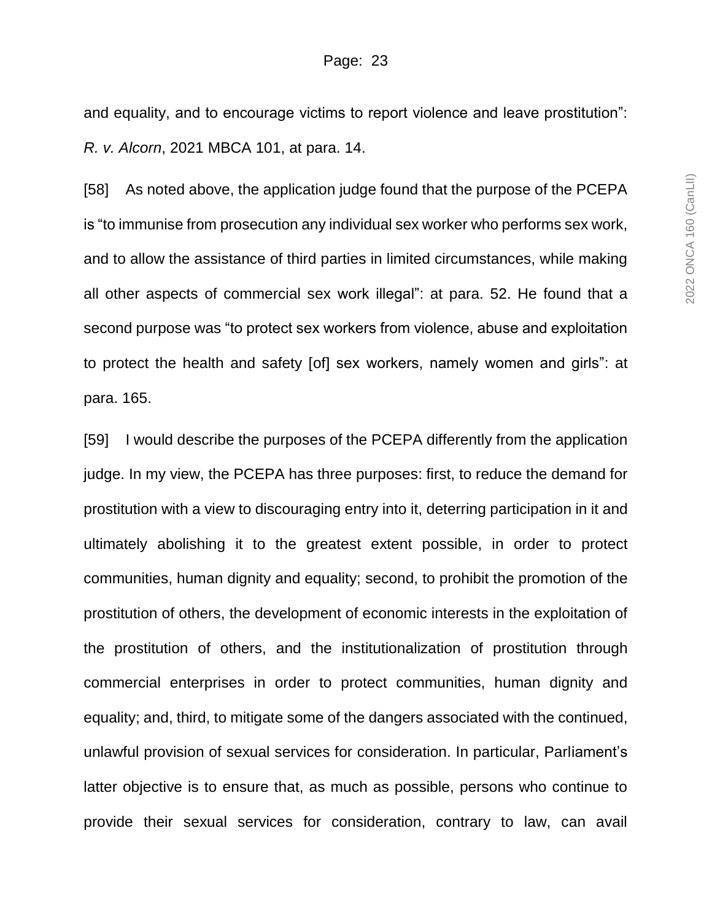and equality, and to encourage victims to report violence and leave prostitution": *R. v. Alcorn*, 2021 MBCA 101, at para. 14.

[58] As noted above, the application judge found that the purpose of the PCEPA is "to immunise from prosecution any individual sex worker who performs sex work, and to allow the assistance of third parties in limited circumstances, while making all other aspects of commercial sex work illegal": at para. 52. He found that a second purpose was "to protect sex workers from violence, abuse and exploitation to protect the health and safety [of] sex workers, namely women and girls": at para. 165.

[59] I would describe the purposes of the PCEPA differently from the application judge. In my view, the PCEPA has three purposes: first, to reduce the demand for prostitution with a view to discouraging entry into it, deterring participation in it and ultimately abolishing it to the greatest extent possible, in order to protect communities, human dignity and equality; second, to prohibit the promotion of the prostitution of others, the development of economic interests in the exploitation of the prostitution of others, and the institutionalization of prostitution through commercial enterprises in order to protect communities, human dignity and equality; and, third, to mitigate some of the dangers associated with the continued, unlawful provision of sexual services for consideration. In particular, Parliament's latter objective is to ensure that, as much as possible, persons who continue to provide their sexual services for consideration, contrary to law, can avail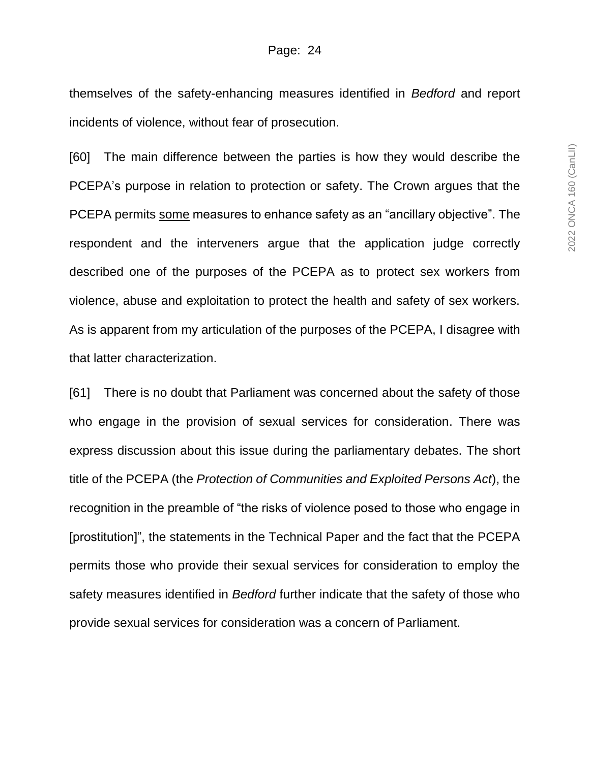themselves of the safety-enhancing measures identified in *Bedford* and report incidents of violence, without fear of prosecution.

[60] The main difference between the parties is how they would describe the PCEPA's purpose in relation to protection or safety. The Crown argues that the PCEPA permits <u>some</u> measures to enhance safety as an "ancillary objective". The respondent and the interveners argue that the application judge correctly described one of the purposes of the PCEPA as to protect sex workers from violence, abuse and exploitation to protect the health and safety of sex workers. As is apparent from my articulation of the purposes of the PCEPA, I disagree with that latter characterization.

[61] There is no doubt that Parliament was concerned about the safety of those who engage in the provision of sexual services for consideration. There was express discussion about this issue during the parliamentary debates. The short title of the PCEPA (the *Protection of Communities and Exploited Persons Act*), the recognition in the preamble of "the risks of violence posed to those who engage in [prostitution]", the statements in the Technical Paper and the fact that the PCEPA permits those who provide their sexual services for consideration to employ the safety measures identified in *Bedford* further indicate that the safety of those who provide sexual services for consideration was a concern of Parliament.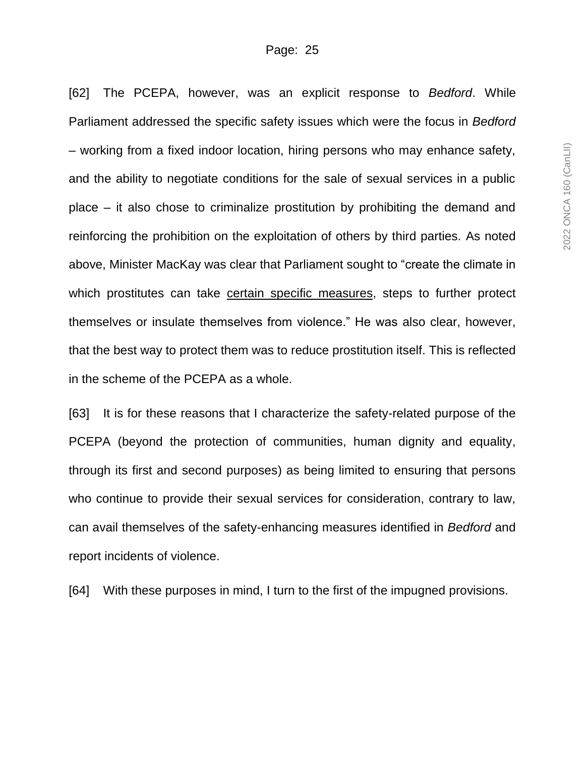[62] The PCEPA, however, was an explicit response to *Bedford*. While Parliament addressed the specific safety issues which were the focus in *Bedford* – working from a fixed indoor location, hiring persons who may enhance safety, and the ability to negotiate conditions for the sale of sexual services in a public place – it also chose to criminalize prostitution by prohibiting the demand and reinforcing the prohibition on the exploitation of others by third parties. As noted above, Minister MacKay was clear that Parliament sought to "create the climate in which prostitutes can take <u>certain specific measures</u>, steps to further protect themselves or insulate themselves from violence." He was also clear, however, that the best way to protect them was to reduce prostitution itself. This is reflected in the scheme of the PCEPA as a whole.

[63] It is for these reasons that I characterize the safety-related purpose of the PCEPA (beyond the protection of communities, human dignity and equality, through its first and second purposes) as being limited to ensuring that persons who continue to provide their sexual services for consideration, contrary to law, can avail themselves of the safety-enhancing measures identified in *Bedford* and report incidents of violence.

[64] With these purposes in mind, I turn to the first of the impugned provisions.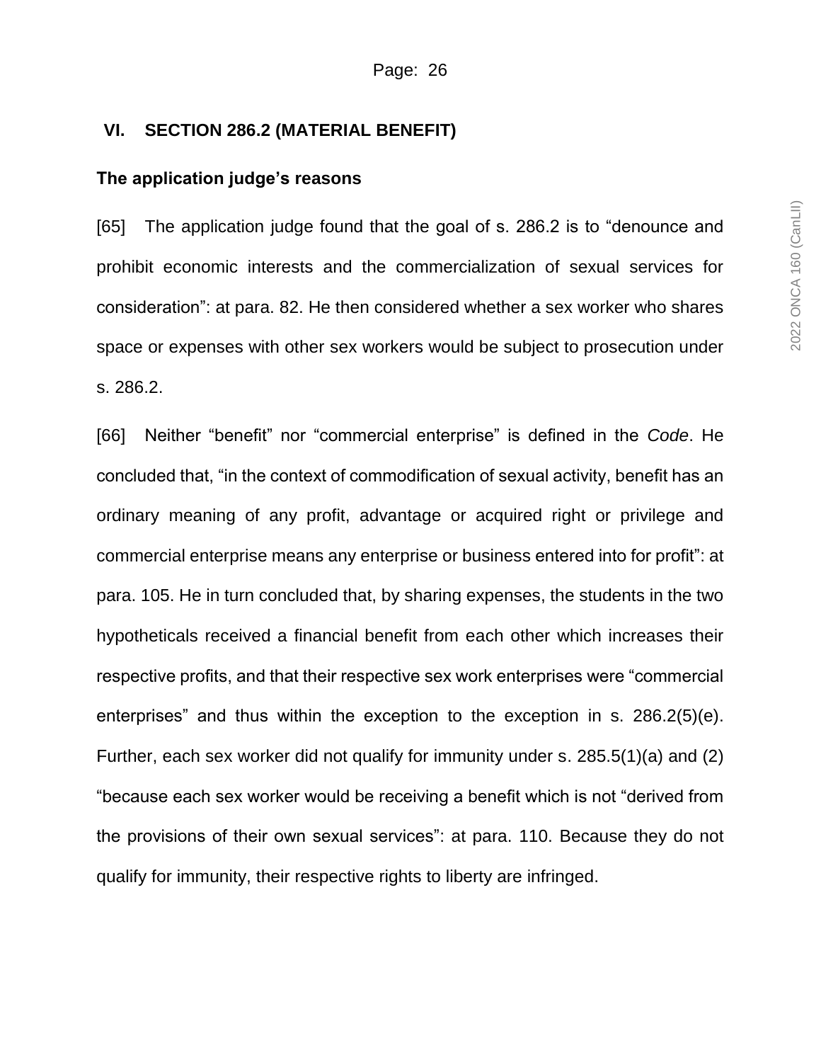## VI. SECTION 286.2 (MATERIAL BENEFIT)

### The application judge's reasons

[65] The application judge found that the goal of s. 286.2 is to "denounce and prohibit economic interests and the commercialization of sexual services for consideration": at para. 82. He then considered whether a sex worker who shares space or expenses with other sex workers would be subject to prosecution under s. 286.2.

[66] Neither "benefit" nor "commercial enterprise" is defined in the *Code*. He concluded that, "in the context of commodification of sexual activity, benefit has an ordinary meaning of any profit, advantage or acquired right or privilege and commercial enterprise means any enterprise or business entered into for profit": at para. 105. He in turn concluded that, by sharing expenses, the students in the two hypotheticals received a financial benefit from each other which increases their respective profits, and that their respective sex work enterprises were "commercial enterprises" and thus within the exception to the exception in s. 286.2(5)(e). Further, each sex worker did not qualify for immunity under s. 285.5(1)(a) and (2) "because each sex worker would be receiving a benefit which is not "derived from the provisions of their own sexual services": at para. 110. Because they do not qualify for immunity, their respective rights to liberty are infringed.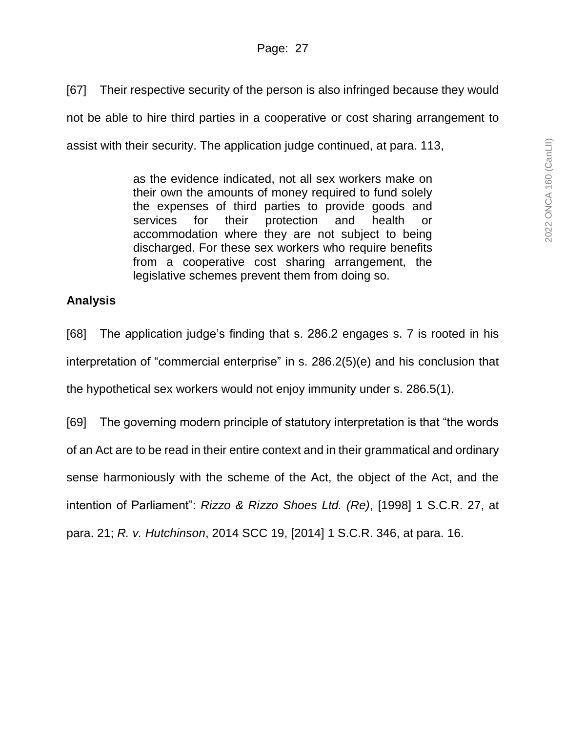[67] Their respective security of the person is also infringed because they would not be able to hire third parties in a cooperative or cost sharing arrangement to assist with their security. The application judge continued, at para. 113,

> as the evidence indicated, not all sex workers make on their own the amounts of money required to fund solely the expenses of third parties to provide goods and services for their protection and health or accommodation where they are not subject to being discharged. For these sex workers who require benefits from a cooperative cost sharing arrangement, the legislative schemes prevent them from doing so.

**Analysis**

[68] The application judge's finding that s. 286.2 engages s. 7 is rooted in his interpretation of "commercial enterprise" in s. 286.2(5)(e) and his conclusion that the hypothetical sex workers would not enjoy immunity under s. 286.5(1).

[69] The governing modern principle of statutory interpretation is that "the words of an Act are to be read in their entire context and in their grammatical and ordinary sense harmoniously with the scheme of the Act, the object of the Act, and the intention of Parliament": *Rizzo & Rizzo Shoes Ltd. (Re)*, [1998] 1 S.C.R. 27, at para. 21; *R. v. Hutchinson*, 2014 SCC 19, [2014] 1 S.C.R. 346, at para. 16.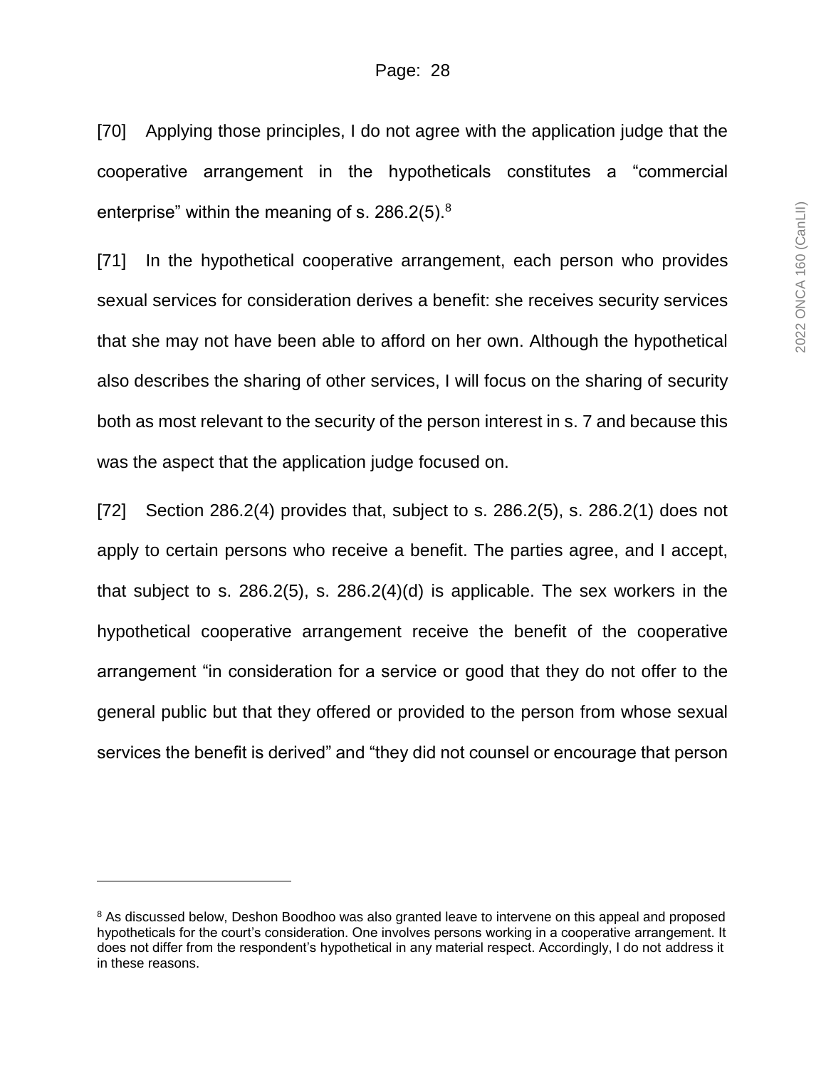[70] Applying those principles, I do not agree with the application judge that the cooperative arrangement in the hypotheticals constitutes a "commercial enterprise" within the meaning of s. 286.2(5).[8]

[71] In the hypothetical cooperative arrangement, each person who provides sexual services for consideration derives a benefit: she receives security services that she may not have been able to afford on her own. Although the hypothetical also describes the sharing of other services, I will focus on the sharing of security both as most relevant to the security of the person interest in s. 7 and because this was the aspect that the application judge focused on.

[72] Section 286.2(4) provides that, subject to s. 286.2(5), s. 286.2(1) does not apply to certain persons who receive a benefit. The parties agree, and I accept, that subject to s. 286.2(5), s. 286.2(4)(d) is applicable. The sex workers in the hypothetical cooperative arrangement receive the benefit of the cooperative arrangement "in consideration for a service or good that they do not offer to the general public but that they offered or provided to the person from whose sexual services the benefit is derived" and "they did not counsel or encourage that person

---

[8] As discussed below, Deshon Boodhoo was also granted leave to intervene on this appeal and proposed hypotheticals for the court's consideration. One involves persons working in a cooperative arrangement. It does not differ from the respondent's hypothetical in any material respect. Accordingly, I do not address it in these reasons.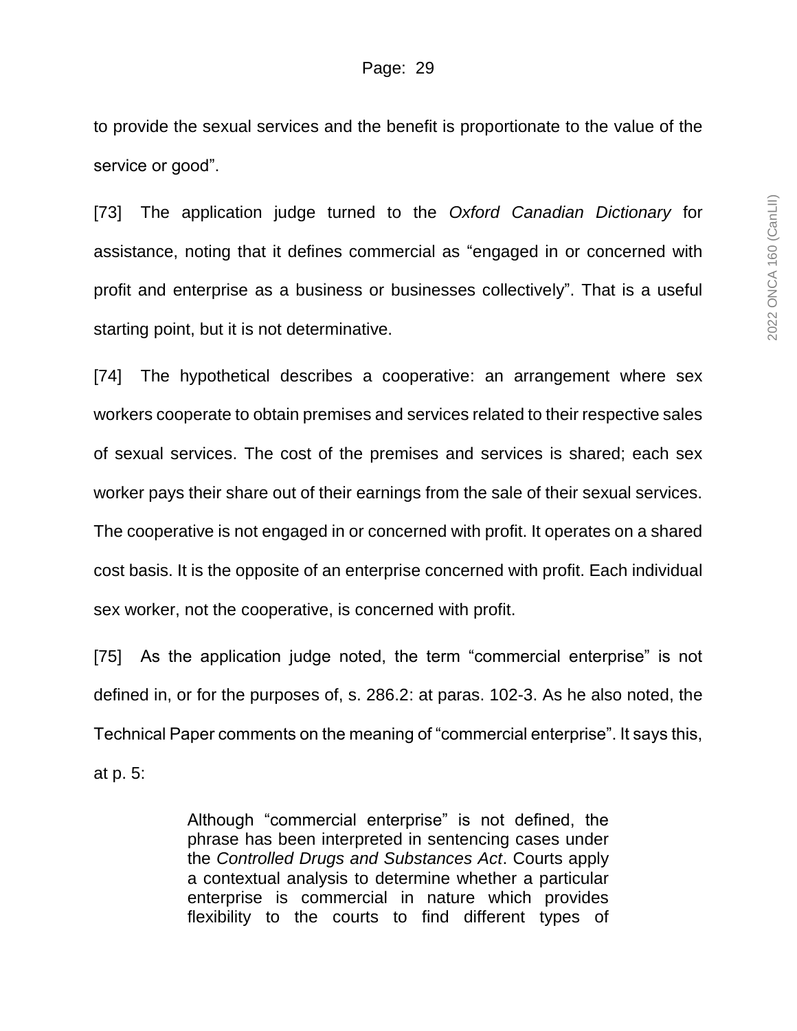to provide the sexual services and the benefit is proportionate to the value of the service or good".

[73] The application judge turned to the *Oxford Canadian Dictionary* for assistance, noting that it defines commercial as "engaged in or concerned with profit and enterprise as a business or businesses collectively". That is a useful starting point, but it is not determinative.

[74] The hypothetical describes a cooperative: an arrangement where sex workers cooperate to obtain premises and services related to their respective sales of sexual services. The cost of the premises and services is shared; each sex worker pays their share out of their earnings from the sale of their sexual services. The cooperative is not engaged in or concerned with profit. It operates on a shared cost basis. It is the opposite of an enterprise concerned with profit. Each individual sex worker, not the cooperative, is concerned with profit.

[75] As the application judge noted, the term "commercial enterprise" is not defined in, or for the purposes of, s. 286.2: at paras. 102-3. As he also noted, the Technical Paper comments on the meaning of "commercial enterprise". It says this, at p. 5:

> Although "commercial enterprise" is not defined, the phrase has been interpreted in sentencing cases under the *Controlled Drugs and Substances Act*. Courts apply a contextual analysis to determine whether a particular enterprise is commercial in nature which provides flexibility to the courts to find different types of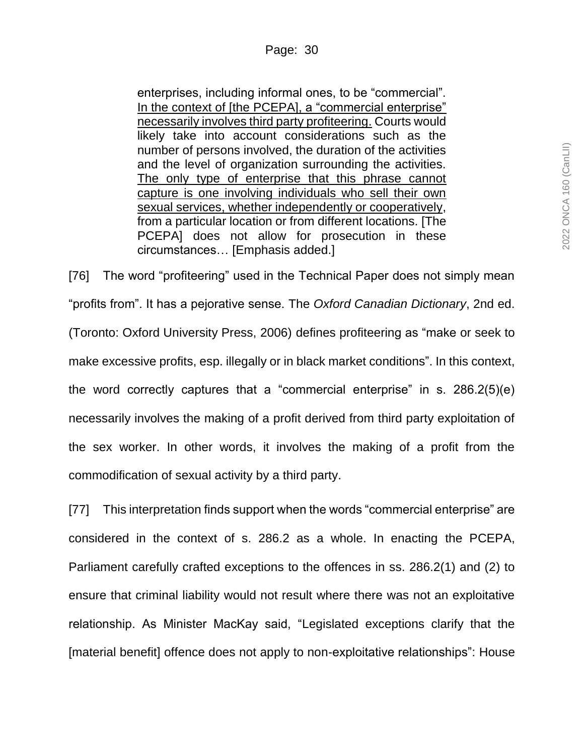> enterprises, including informal ones, to be "commercial". <u>In the context of [the PCEPA], a "commercial enterprise" necessarily involves third party profiteering.</u> Courts would likely take into account considerations such as the number of persons involved, the duration of the activities and the level of organization surrounding the activities. <u>The only type of enterprise that this phrase cannot capture is one involving individuals who sell their own sexual services, whether independently or cooperatively</u>, from a particular location or from different locations. [The PCEPA] does not allow for prosecution in these circumstances… [Emphasis added.]

[76] The word "profiteering" used in the Technical Paper does not simply mean "profits from". It has a pejorative sense. The *Oxford Canadian Dictionary*, 2nd ed. (Toronto: Oxford University Press, 2006) defines profiteering as "make or seek to make excessive profits, esp. illegally or in black market conditions". In this context, the word correctly captures that a "commercial enterprise" in s. 286.2(5)(e) necessarily involves the making of a profit derived from third party exploitation of the sex worker. In other words, it involves the making of a profit from the commodification of sexual activity by a third party.

[77] This interpretation finds support when the words "commercial enterprise" are considered in the context of s. 286.2 as a whole. In enacting the PCEPA, Parliament carefully crafted exceptions to the offences in ss. 286.2(1) and (2) to ensure that criminal liability would not result where there was not an exploitative relationship. As Minister MacKay said, "Legislated exceptions clarify that the [material benefit] offence does not apply to non-exploitative relationships": House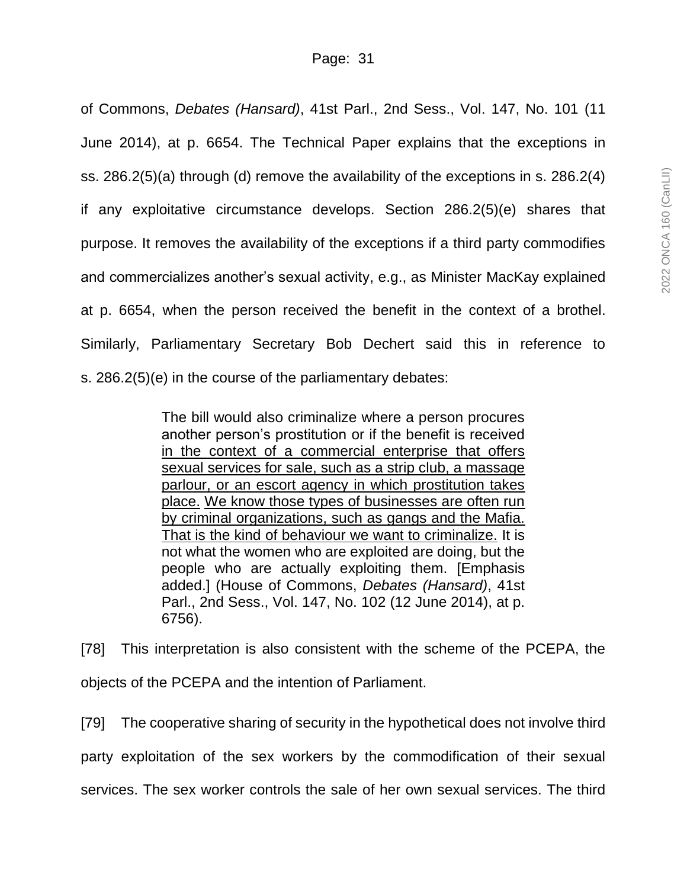of Commons, *Debates (Hansard)*, 41st Parl., 2nd Sess., Vol. 147, No. 101 (11 June 2014), at p. 6654. The Technical Paper explains that the exceptions in ss. 286.2(5)(a) through (d) remove the availability of the exceptions in s. 286.2(4) if any exploitative circumstance develops. Section 286.2(5)(e) shares that purpose. It removes the availability of the exceptions if a third party commodifies and commercializes another's sexual activity, e.g., as Minister MacKay explained at p. 6654, when the person received the benefit in the context of a brothel. Similarly, Parliamentary Secretary Bob Dechert said this in reference to s. 286.2(5)(e) in the course of the parliamentary debates:

> The bill would also criminalize where a person procures another person's prostitution or if the benefit is received <u>in the context of a commercial enterprise that offers sexual services for sale, such as a strip club, a massage parlour, or an escort agency in which prostitution takes place.</u> <u>We know those types of businesses are often run by criminal organizations, such as gangs and the Mafia. That is the kind of behaviour we want to criminalize.</u> It is not what the women who are exploited are doing, but the people who are actually exploiting them. [Emphasis added.] (House of Commons, *Debates (Hansard)*, 41st Parl., 2nd Sess., Vol. 147, No. 102 (12 June 2014), at p. 6756).

[78] This interpretation is also consistent with the scheme of the PCEPA, the objects of the PCEPA and the intention of Parliament.

[79] The cooperative sharing of security in the hypothetical does not involve third party exploitation of the sex workers by the commodification of their sexual services. The sex worker controls the sale of her own sexual services. The third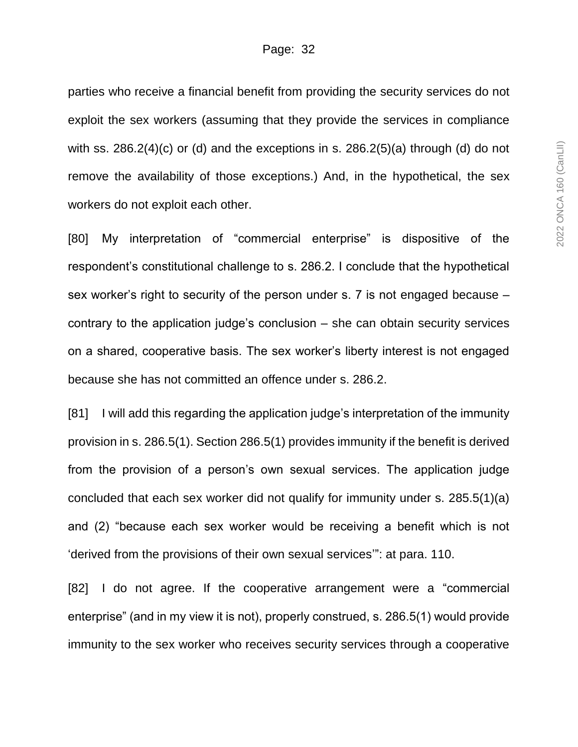parties who receive a financial benefit from providing the security services do not exploit the sex workers (assuming that they provide the services in compliance with ss. 286.2(4)(c) or (d) and the exceptions in s. 286.2(5)(a) through (d) do not remove the availability of those exceptions.) And, in the hypothetical, the sex workers do not exploit each other.

[80] My interpretation of "commercial enterprise" is dispositive of the respondent's constitutional challenge to s. 286.2. I conclude that the hypothetical sex worker's right to security of the person under s. 7 is not engaged because – contrary to the application judge's conclusion – she can obtain security services on a shared, cooperative basis. The sex worker's liberty interest is not engaged because she has not committed an offence under s. 286.2.

[81] I will add this regarding the application judge's interpretation of the immunity provision in s. 286.5(1). Section 286.5(1) provides immunity if the benefit is derived from the provision of a person's own sexual services. The application judge concluded that each sex worker did not qualify for immunity under s. 285.5(1)(a) and (2) "because each sex worker would be receiving a benefit which is not 'derived from the provisions of their own sexual services'": at para. 110.

[82] I do not agree. If the cooperative arrangement were a "commercial enterprise" (and in my view it is not), properly construed, s. 286.5(1) would provide immunity to the sex worker who receives security services through a cooperative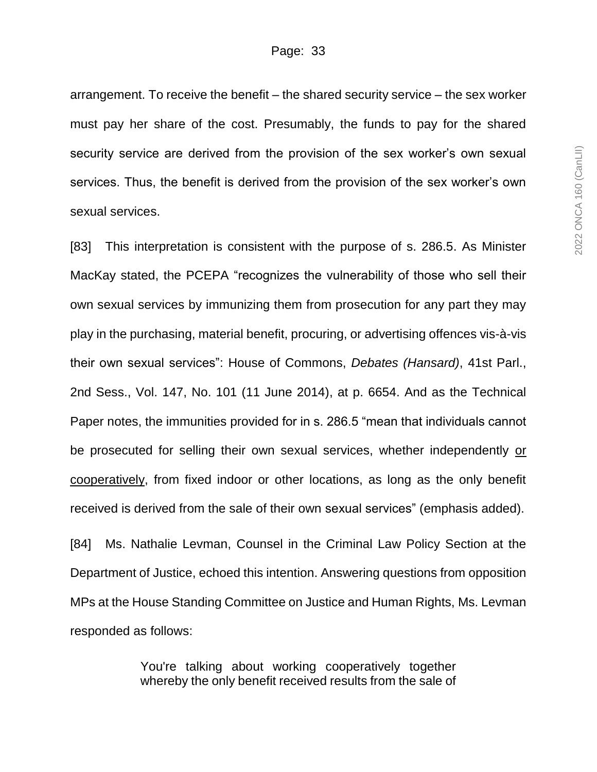arrangement. To receive the benefit – the shared security service – the sex worker must pay her share of the cost. Presumably, the funds to pay for the shared security service are derived from the provision of the sex worker's own sexual services. Thus, the benefit is derived from the provision of the sex worker's own sexual services.

[83] This interpretation is consistent with the purpose of s. 286.5. As Minister MacKay stated, the PCEPA "recognizes the vulnerability of those who sell their own sexual services by immunizing them from prosecution for any part they may play in the purchasing, material benefit, procuring, or advertising offences vis-à-vis their own sexual services": House of Commons, *Debates (Hansard)*, 41st Parl., 2nd Sess., Vol. 147, No. 101 (11 June 2014), at p. 6654. And as the Technical Paper notes, the immunities provided for in s. 286.5 "mean that individuals cannot be prosecuted for selling their own sexual services, whether independently <u>or cooperatively</u>, from fixed indoor or other locations, as long as the only benefit received is derived from the sale of their own sexual services" (emphasis added).

[84] Ms. Nathalie Levman, Counsel in the Criminal Law Policy Section at the Department of Justice, echoed this intention. Answering questions from opposition MPs at the House Standing Committee on Justice and Human Rights, Ms. Levman responded as follows:

> You're talking about working cooperatively together whereby the only benefit received results from the sale of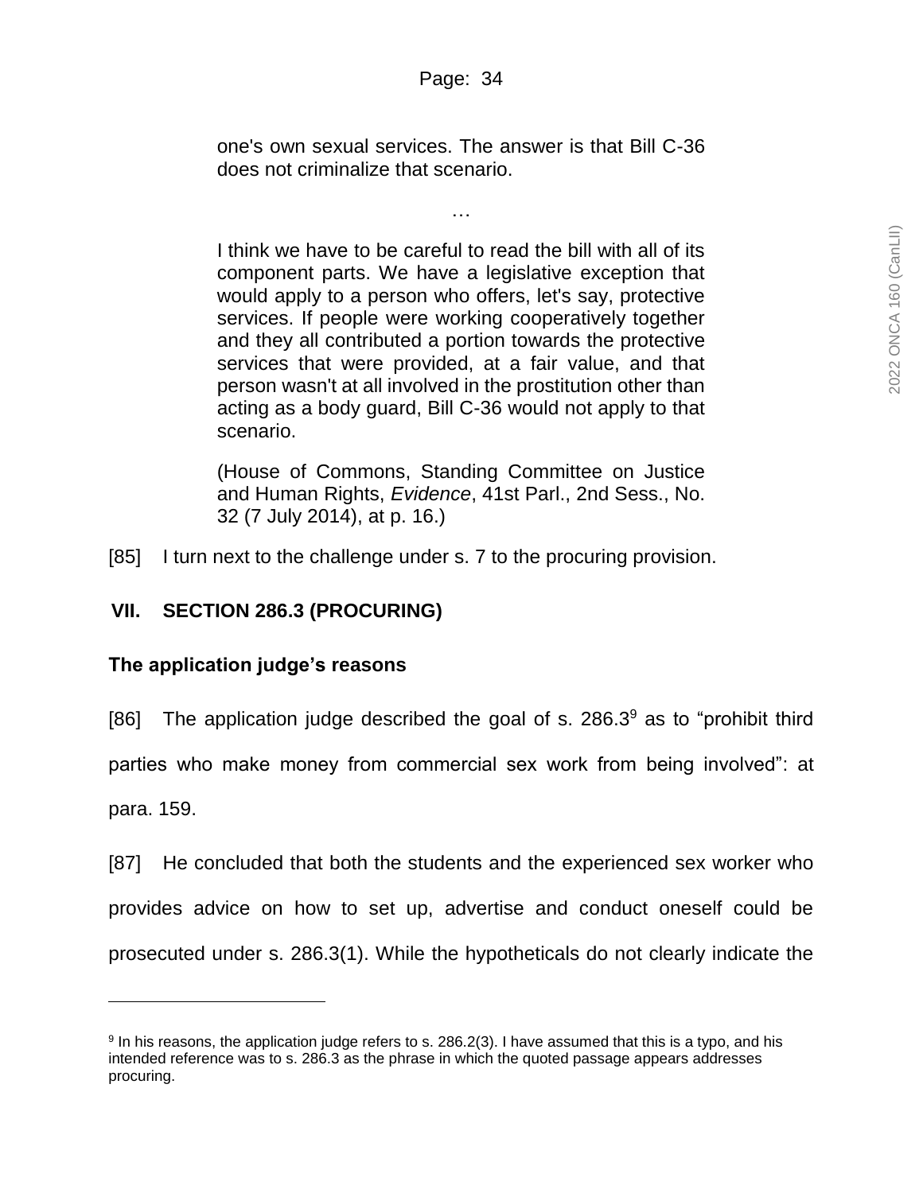> one's own sexual services. The answer is that Bill C-36 does not criminalize that scenario.
>
> …
>
> I think we have to be careful to read the bill with all of its component parts. We have a legislative exception that would apply to a person who offers, let's say, protective services. If people were working cooperatively together and they all contributed a portion towards the protective services that were provided, at a fair value, and that person wasn't at all involved in the prostitution other than acting as a body guard, Bill C-36 would not apply to that scenario.
>
> (House of Commons, Standing Committee on Justice and Human Rights, *Evidence*, 41st Parl., 2nd Sess., No. 32 (7 July 2014), at p. 16.)

[85] I turn next to the challenge under s. 7 to the procuring provision.

## VII. SECTION 286.3 (PROCURING)

### The application judge's reasons

[86] The application judge described the goal of s. 286.3[9] as to "prohibit third parties who make money from commercial sex work from being involved": at para. 159.

[87] He concluded that both the students and the experienced sex worker who provides advice on how to set up, advertise and conduct oneself could be prosecuted under s. 286.3(1). While the hypotheticals do not clearly indicate the

---

[9] In his reasons, the application judge refers to s. 286.2(3). I have assumed that this is a typo, and his intended reference was to s. 286.3 as the phrase in which the quoted passage appears addresses procuring.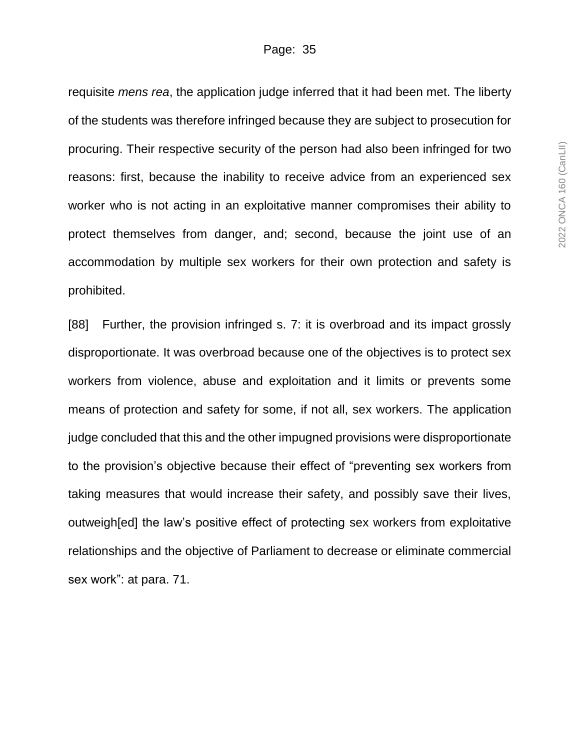requisite *mens rea*, the application judge inferred that it had been met. The liberty of the students was therefore infringed because they are subject to prosecution for procuring. Their respective security of the person had also been infringed for two reasons: first, because the inability to receive advice from an experienced sex worker who is not acting in an exploitative manner compromises their ability to protect themselves from danger, and; second, because the joint use of an accommodation by multiple sex workers for their own protection and safety is prohibited.

[88] Further, the provision infringed s. 7: it is overbroad and its impact grossly disproportionate. It was overbroad because one of the objectives is to protect sex workers from violence, abuse and exploitation and it limits or prevents some means of protection and safety for some, if not all, sex workers. The application judge concluded that this and the other impugned provisions were disproportionate to the provision's objective because their effect of "preventing sex workers from taking measures that would increase their safety, and possibly save their lives, outweigh[ed] the law's positive effect of protecting sex workers from exploitative relationships and the objective of Parliament to decrease or eliminate commercial sex work": at para. 71.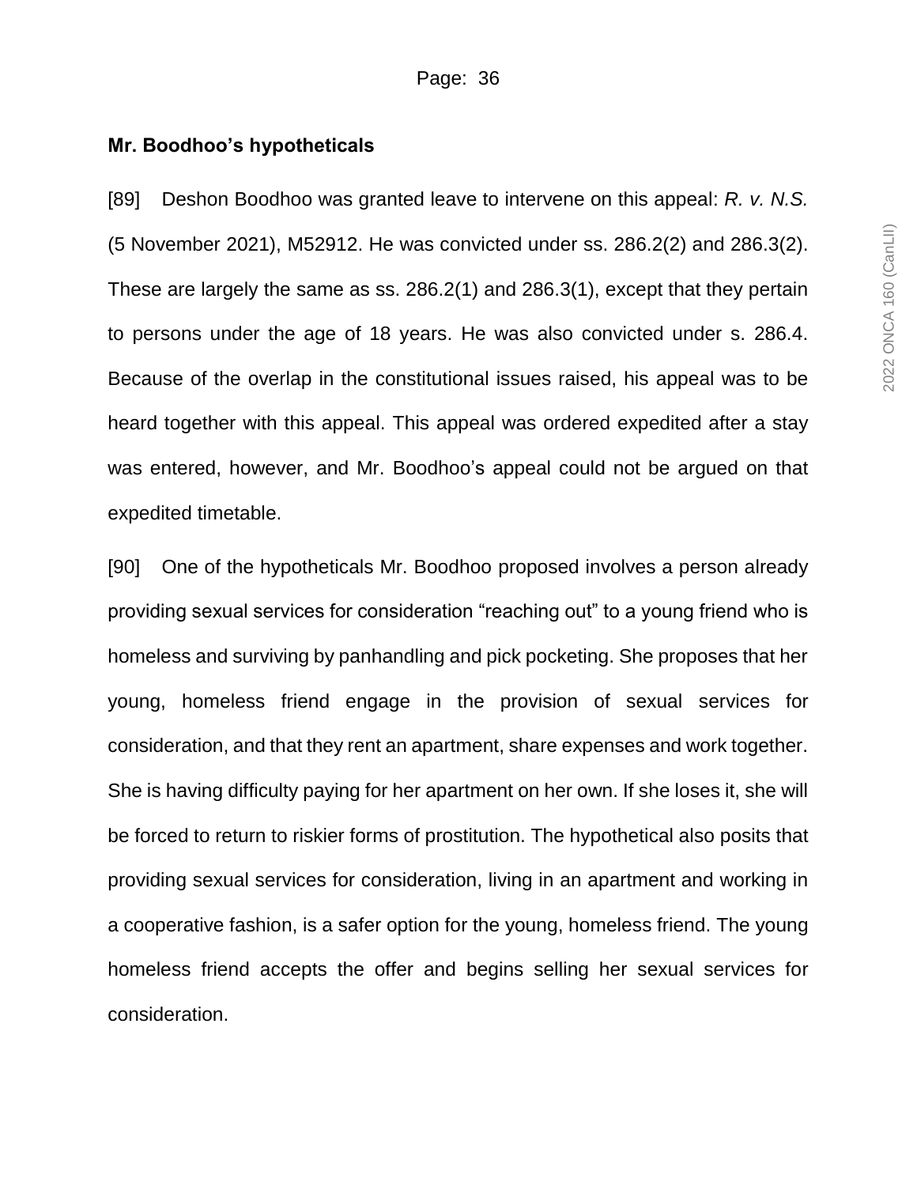**Mr. Boodhoo's hypotheticals**

[89] Deshon Boodhoo was granted leave to intervene on this appeal: *R. v. N.S.* (5 November 2021), M52912. He was convicted under ss. 286.2(2) and 286.3(2). These are largely the same as ss. 286.2(1) and 286.3(1), except that they pertain to persons under the age of 18 years. He was also convicted under s. 286.4. Because of the overlap in the constitutional issues raised, his appeal was to be heard together with this appeal. This appeal was ordered expedited after a stay was entered, however, and Mr. Boodhoo's appeal could not be argued on that expedited timetable.

[90] One of the hypotheticals Mr. Boodhoo proposed involves a person already providing sexual services for consideration "reaching out" to a young friend who is homeless and surviving by panhandling and pick pocketing. She proposes that her young, homeless friend engage in the provision of sexual services for consideration, and that they rent an apartment, share expenses and work together. She is having difficulty paying for her apartment on her own. If she loses it, she will be forced to return to riskier forms of prostitution. The hypothetical also posits that providing sexual services for consideration, living in an apartment and working in a cooperative fashion, is a safer option for the young, homeless friend. The young homeless friend accepts the offer and begins selling her sexual services for consideration.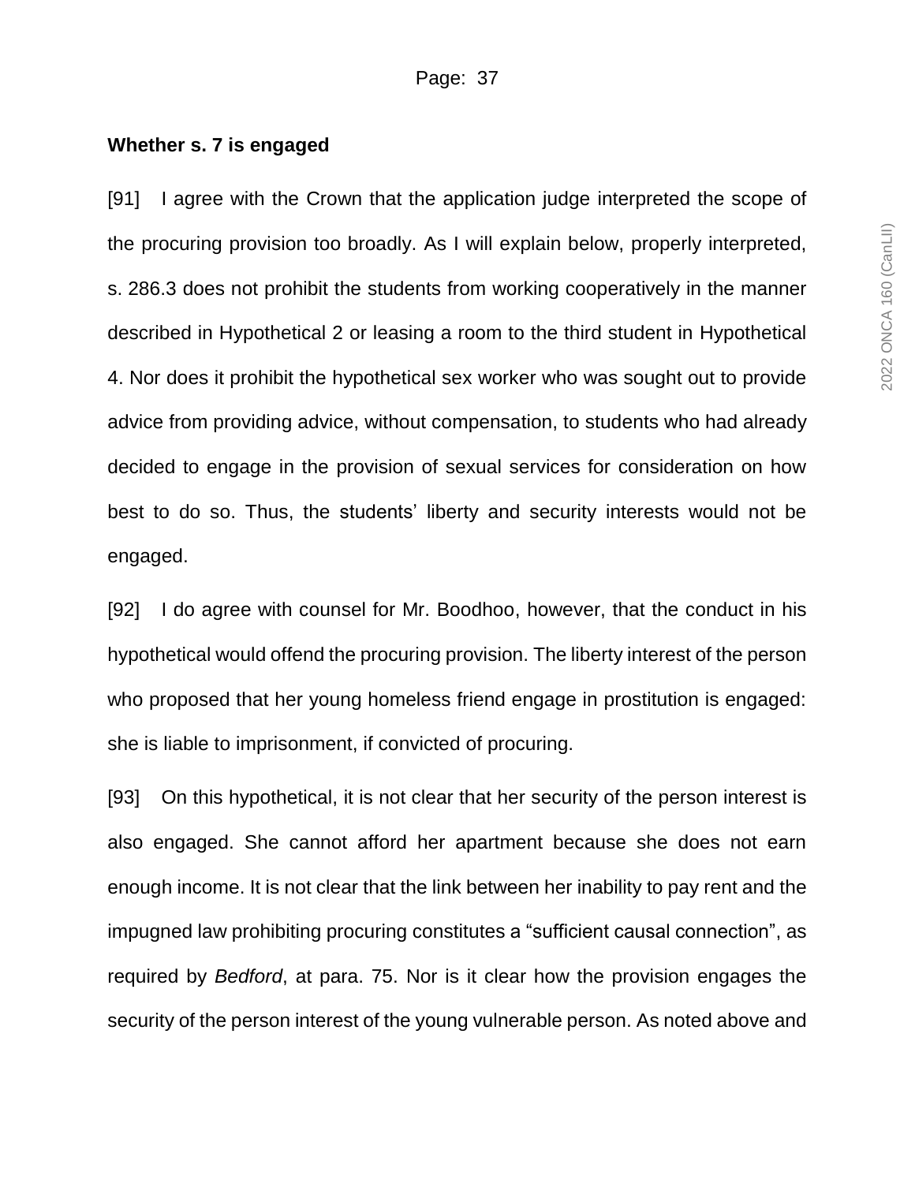**Whether s. 7 is engaged**

[91] I agree with the Crown that the application judge interpreted the scope of the procuring provision too broadly. As I will explain below, properly interpreted, s. 286.3 does not prohibit the students from working cooperatively in the manner described in Hypothetical 2 or leasing a room to the third student in Hypothetical 4. Nor does it prohibit the hypothetical sex worker who was sought out to provide advice from providing advice, without compensation, to students who had already decided to engage in the provision of sexual services for consideration on how best to do so. Thus, the students' liberty and security interests would not be engaged.

[92] I do agree with counsel for Mr. Boodhoo, however, that the conduct in his hypothetical would offend the procuring provision. The liberty interest of the person who proposed that her young homeless friend engage in prostitution is engaged: she is liable to imprisonment, if convicted of procuring.

[93] On this hypothetical, it is not clear that her security of the person interest is also engaged. She cannot afford her apartment because she does not earn enough income. It is not clear that the link between her inability to pay rent and the impugned law prohibiting procuring constitutes a "sufficient causal connection", as required by *Bedford*, at para. 75. Nor is it clear how the provision engages the security of the person interest of the young vulnerable person. As noted above and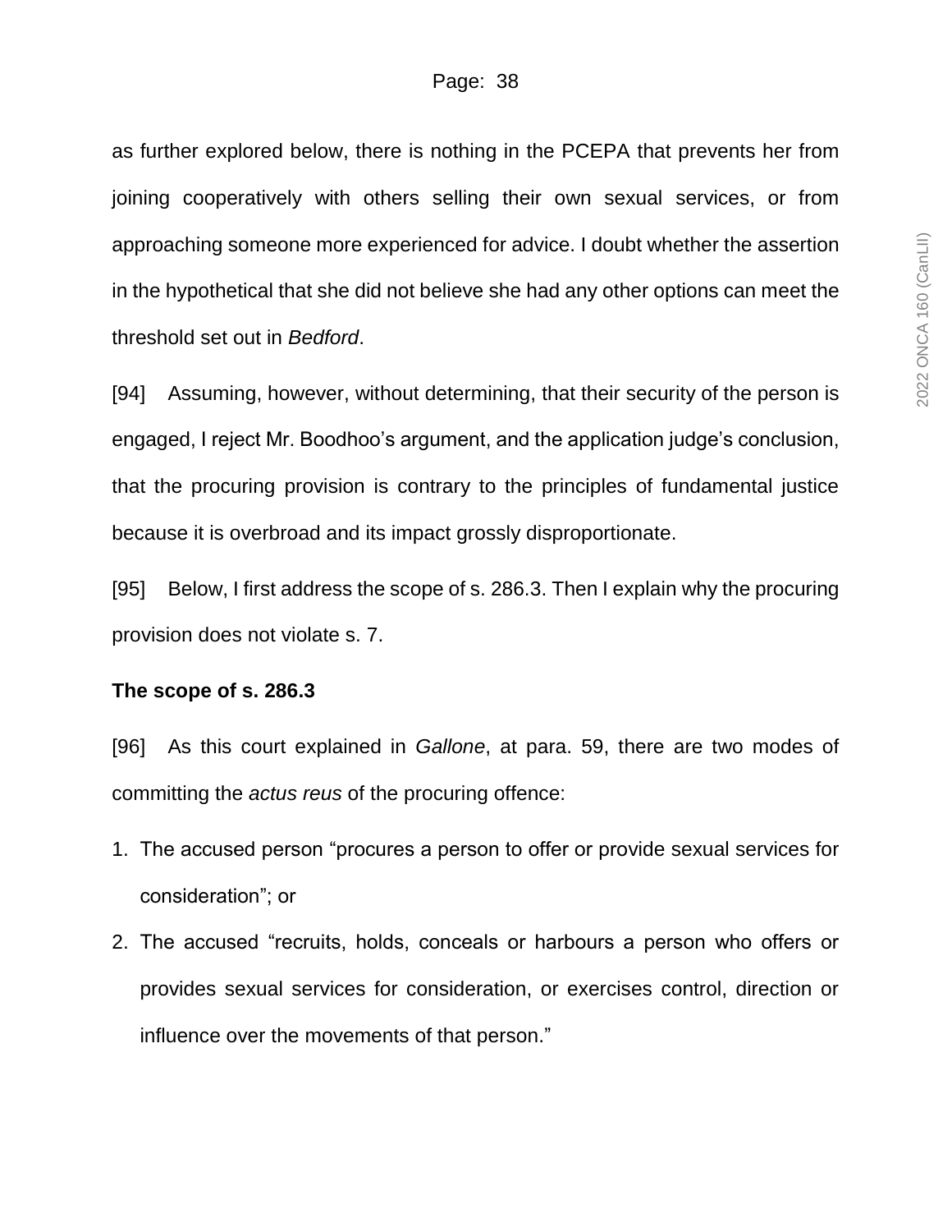as further explored below, there is nothing in the PCEPA that prevents her from joining cooperatively with others selling their own sexual services, or from approaching someone more experienced for advice. I doubt whether the assertion in the hypothetical that she did not believe she had any other options can meet the threshold set out in *Bedford*.

[94] Assuming, however, without determining, that their security of the person is engaged, I reject Mr. Boodhoo's argument, and the application judge's conclusion, that the procuring provision is contrary to the principles of fundamental justice because it is overbroad and its impact grossly disproportionate.

[95] Below, I first address the scope of s. 286.3. Then I explain why the procuring provision does not violate s. 7.

**The scope of s. 286.3**

[96] As this court explained in *Gallone*, at para. 59, there are two modes of committing the *actus reus* of the procuring offence:

1. The accused person "procures a person to offer or provide sexual services for consideration"; or
2. The accused "recruits, holds, conceals or harbours a person who offers or provides sexual services for consideration, or exercises control, direction or influence over the movements of that person."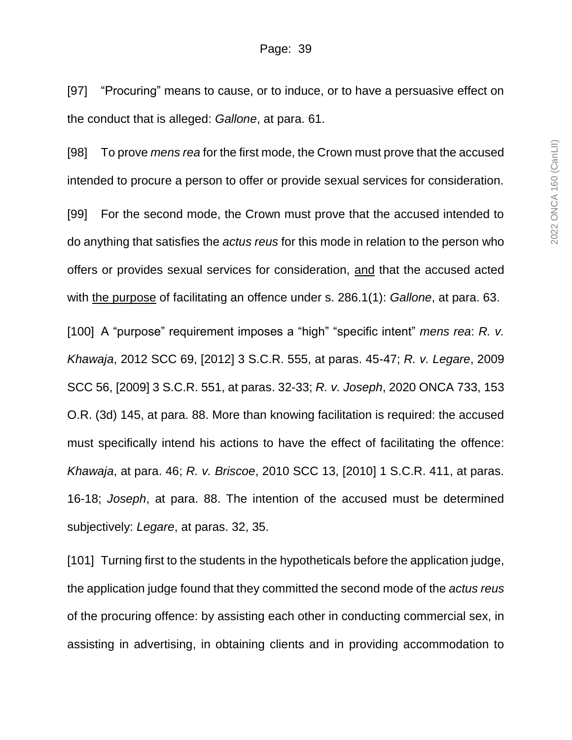[97] “Procuring” means to cause, or to induce, or to have a persuasive effect on the conduct that is alleged: *Gallone*, at para. 61.

[98] To prove *mens rea* for the first mode, the Crown must prove that the accused intended to procure a person to offer or provide sexual services for consideration.

[99] For the second mode, the Crown must prove that the accused intended to do anything that satisfies the *actus reus* for this mode in relation to the person who offers or provides sexual services for consideration, <u>and</u> that the accused acted with <u>the purpose</u> of facilitating an offence under s. 286.1(1): *Gallone*, at para. 63.

[100] A “purpose” requirement imposes a “high” “specific intent” *mens rea*: *R. v. Khawaja*, 2012 SCC 69, [2012] 3 S.C.R. 555, at paras. 45-47; *R. v. Legare*, 2009 SCC 56, [2009] 3 S.C.R. 551, at paras. 32-33; *R. v. Joseph*, 2020 ONCA 733, 153 O.R. (3d) 145, at para. 88. More than knowing facilitation is required: the accused must specifically intend his actions to have the effect of facilitating the offence: *Khawaja*, at para. 46; *R. v. Briscoe*, 2010 SCC 13, [2010] 1 S.C.R. 411, at paras. 16-18; *Joseph*, at para. 88. The intention of the accused must be determined subjectively: *Legare*, at paras. 32, 35.

[101] Turning first to the students in the hypotheticals before the application judge, the application judge found that they committed the second mode of the *actus reus* of the procuring offence: by assisting each other in conducting commercial sex, in assisting in advertising, in obtaining clients and in providing accommodation to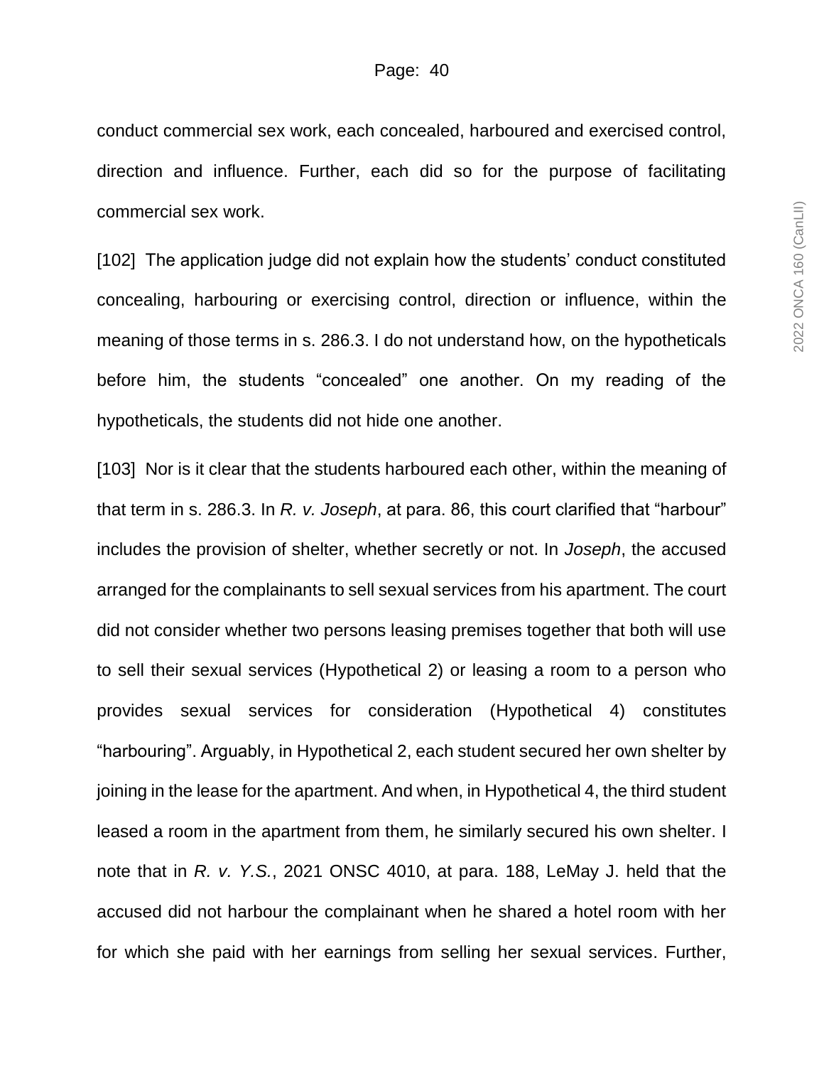conduct commercial sex work, each concealed, harboured and exercised control, direction and influence. Further, each did so for the purpose of facilitating commercial sex work.

[102] The application judge did not explain how the students' conduct constituted concealing, harbouring or exercising control, direction or influence, within the meaning of those terms in s. 286.3. I do not understand how, on the hypotheticals before him, the students "concealed" one another. On my reading of the hypotheticals, the students did not hide one another.

[103] Nor is it clear that the students harboured each other, within the meaning of that term in s. 286.3. In *R. v. Joseph*, at para. 86, this court clarified that "harbour" includes the provision of shelter, whether secretly or not. In *Joseph*, the accused arranged for the complainants to sell sexual services from his apartment. The court did not consider whether two persons leasing premises together that both will use to sell their sexual services (Hypothetical 2) or leasing a room to a person who provides sexual services for consideration (Hypothetical 4) constitutes "harbouring". Arguably, in Hypothetical 2, each student secured her own shelter by joining in the lease for the apartment. And when, in Hypothetical 4, the third student leased a room in the apartment from them, he similarly secured his own shelter. I note that in *R. v. Y.S.*, 2021 ONSC 4010, at para. 188, LeMay J. held that the accused did not harbour the complainant when he shared a hotel room with her for which she paid with her earnings from selling her sexual services. Further,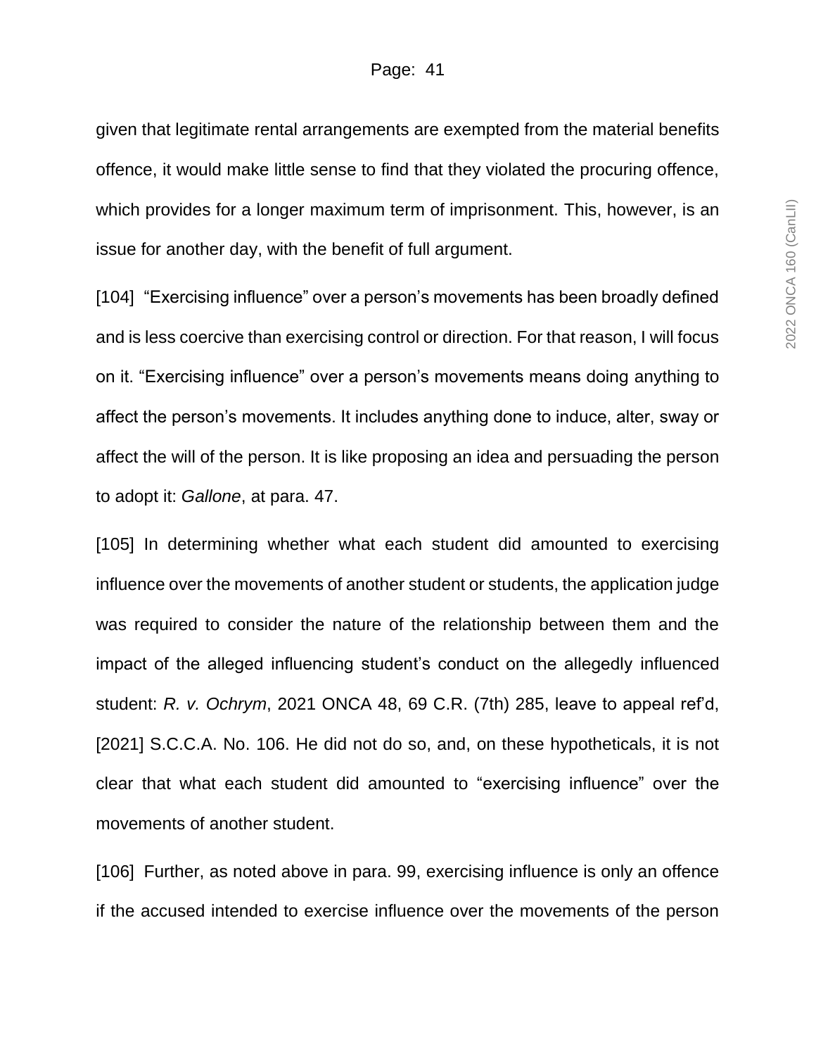given that legitimate rental arrangements are exempted from the material benefits offence, it would make little sense to find that they violated the procuring offence, which provides for a longer maximum term of imprisonment. This, however, is an issue for another day, with the benefit of full argument.

[104] "Exercising influence" over a person's movements has been broadly defined and is less coercive than exercising control or direction. For that reason, I will focus on it. "Exercising influence" over a person's movements means doing anything to affect the person's movements. It includes anything done to induce, alter, sway or affect the will of the person. It is like proposing an idea and persuading the person to adopt it: *Gallone*, at para. 47.

[105] In determining whether what each student did amounted to exercising influence over the movements of another student or students, the application judge was required to consider the nature of the relationship between them and the impact of the alleged influencing student's conduct on the allegedly influenced student: *R. v. Ochrym*, 2021 ONCA 48, 69 C.R. (7th) 285, leave to appeal ref'd, [2021] S.C.C.A. No. 106. He did not do so, and, on these hypotheticals, it is not clear that what each student did amounted to "exercising influence" over the movements of another student.

[106] Further, as noted above in para. 99, exercising influence is only an offence if the accused intended to exercise influence over the movements of the person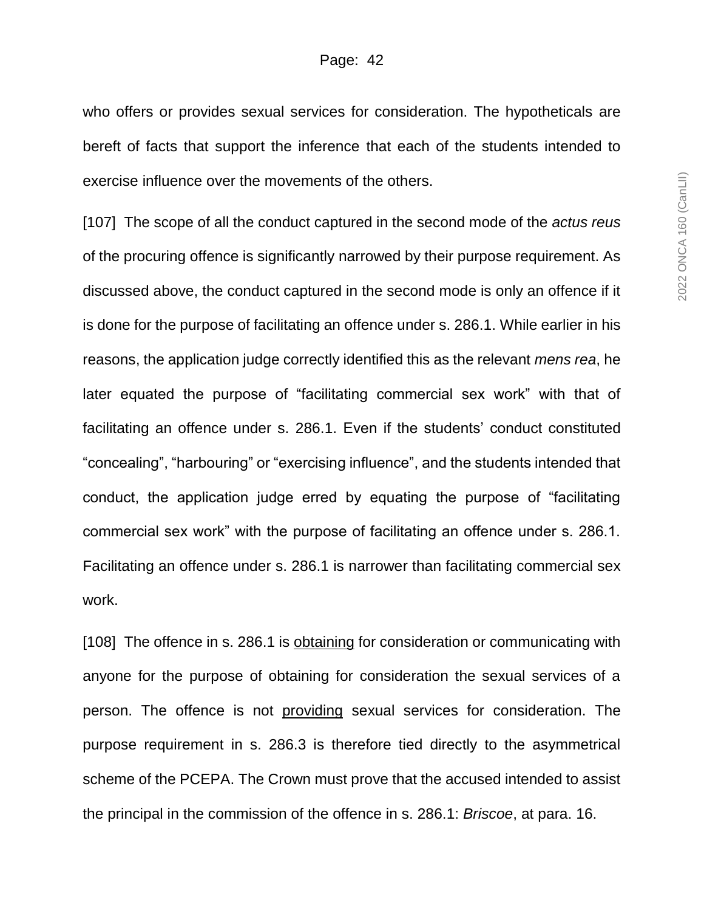who offers or provides sexual services for consideration. The hypotheticals are bereft of facts that support the inference that each of the students intended to exercise influence over the movements of the others.

[107] The scope of all the conduct captured in the second mode of the *actus reus* of the procuring offence is significantly narrowed by their purpose requirement. As discussed above, the conduct captured in the second mode is only an offence if it is done for the purpose of facilitating an offence under s. 286.1. While earlier in his reasons, the application judge correctly identified this as the relevant *mens rea*, he later equated the purpose of "facilitating commercial sex work" with that of facilitating an offence under s. 286.1. Even if the students' conduct constituted "concealing", "harbouring" or "exercising influence", and the students intended that conduct, the application judge erred by equating the purpose of "facilitating commercial sex work" with the purpose of facilitating an offence under s. 286.1. Facilitating an offence under s. 286.1 is narrower than facilitating commercial sex work.

[108] The offence in s. 286.1 is <u>obtaining</u> for consideration or communicating with anyone for the purpose of obtaining for consideration the sexual services of a person. The offence is not <u>providing</u> sexual services for consideration. The purpose requirement in s. 286.3 is therefore tied directly to the asymmetrical scheme of the PCEPA. The Crown must prove that the accused intended to assist the principal in the commission of the offence in s. 286.1: *Briscoe*, at para. 16.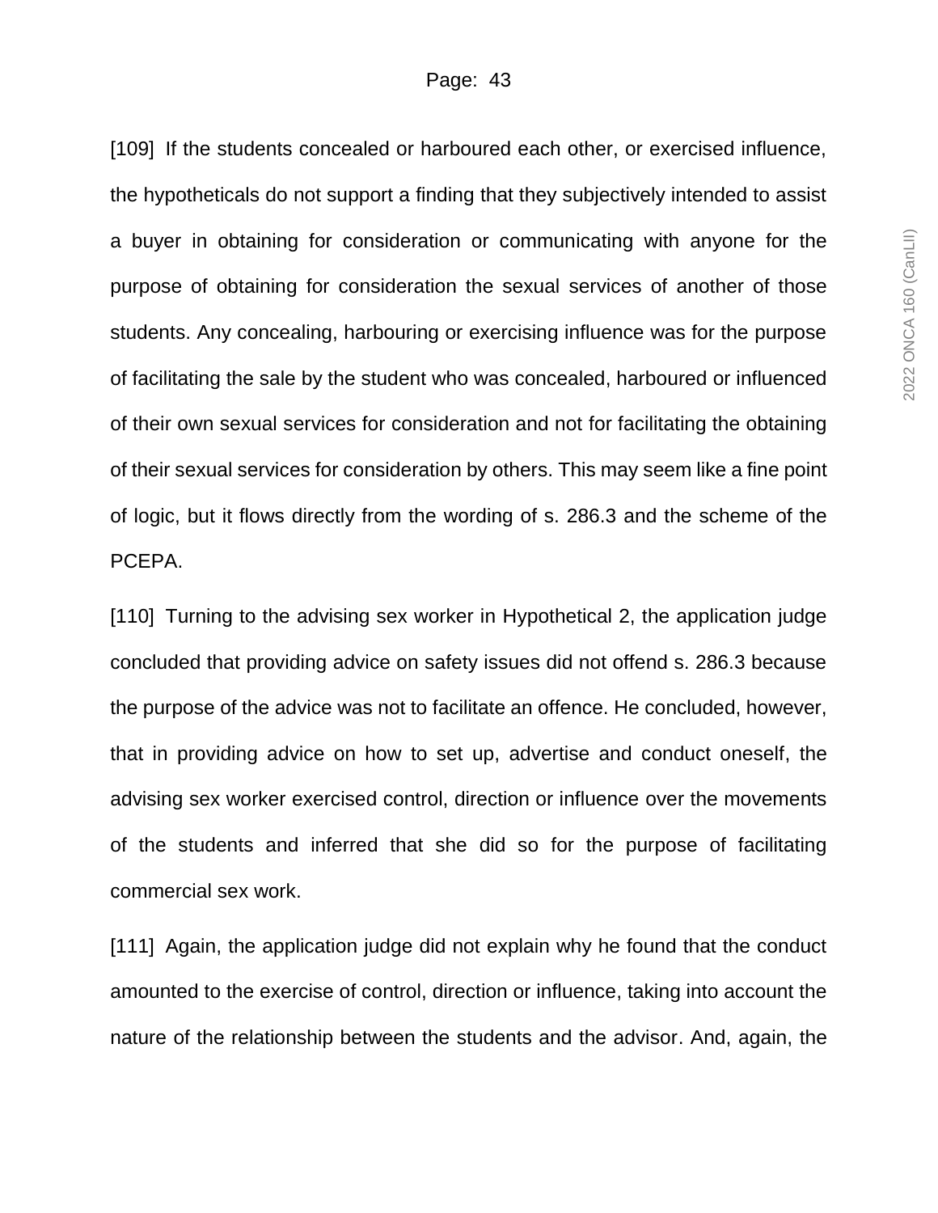[109] If the students concealed or harboured each other, or exercised influence, the hypotheticals do not support a finding that they subjectively intended to assist a buyer in obtaining for consideration or communicating with anyone for the purpose of obtaining for consideration the sexual services of another of those students. Any concealing, harbouring or exercising influence was for the purpose of facilitating the sale by the student who was concealed, harboured or influenced of their own sexual services for consideration and not for facilitating the obtaining of their sexual services for consideration by others. This may seem like a fine point of logic, but it flows directly from the wording of s. 286.3 and the scheme of the PCEPA.

[110] Turning to the advising sex worker in Hypothetical 2, the application judge concluded that providing advice on safety issues did not offend s. 286.3 because the purpose of the advice was not to facilitate an offence. He concluded, however, that in providing advice on how to set up, advertise and conduct oneself, the advising sex worker exercised control, direction or influence over the movements of the students and inferred that she did so for the purpose of facilitating commercial sex work.

[111] Again, the application judge did not explain why he found that the conduct amounted to the exercise of control, direction or influence, taking into account the nature of the relationship between the students and the advisor. And, again, the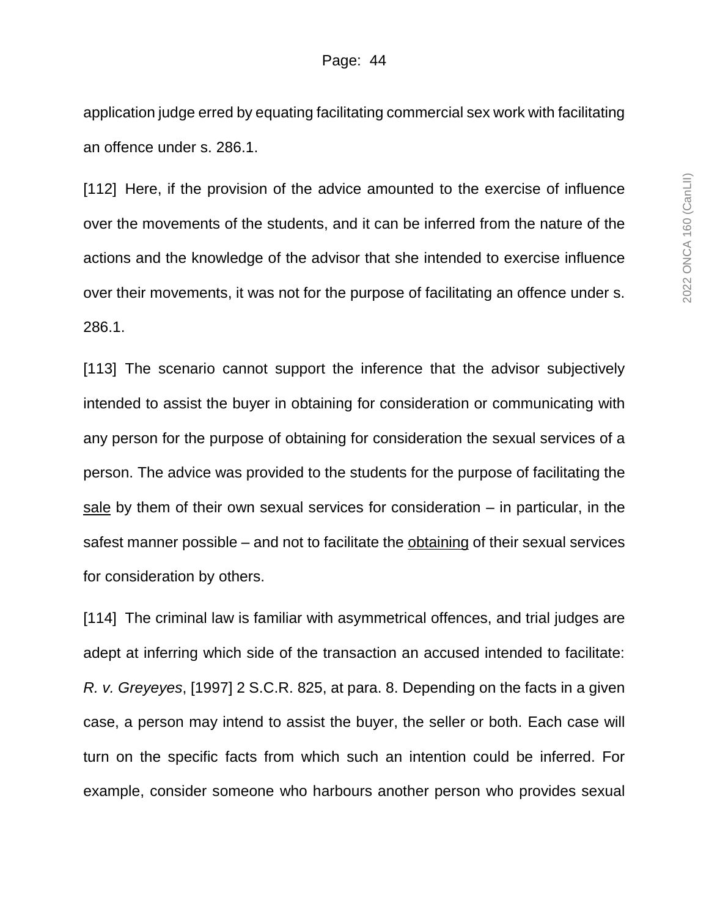application judge erred by equating facilitating commercial sex work with facilitating an offence under s. 286.1.

[112] Here, if the provision of the advice amounted to the exercise of influence over the movements of the students, and it can be inferred from the nature of the actions and the knowledge of the advisor that she intended to exercise influence over their movements, it was not for the purpose of facilitating an offence under s. 286.1.

[113] The scenario cannot support the inference that the advisor subjectively intended to assist the buyer in obtaining for consideration or communicating with any person for the purpose of obtaining for consideration the sexual services of a person. The advice was provided to the students for the purpose of facilitating the <u>sale</u> by them of their own sexual services for consideration – in particular, in the safest manner possible – and not to facilitate the <u>obtaining</u> of their sexual services for consideration by others.

[114] The criminal law is familiar with asymmetrical offences, and trial judges are adept at inferring which side of the transaction an accused intended to facilitate: *R. v. Greyeyes*, [1997] 2 S.C.R. 825, at para. 8. Depending on the facts in a given case, a person may intend to assist the buyer, the seller or both. Each case will turn on the specific facts from which such an intention could be inferred. For example, consider someone who harbours another person who provides sexual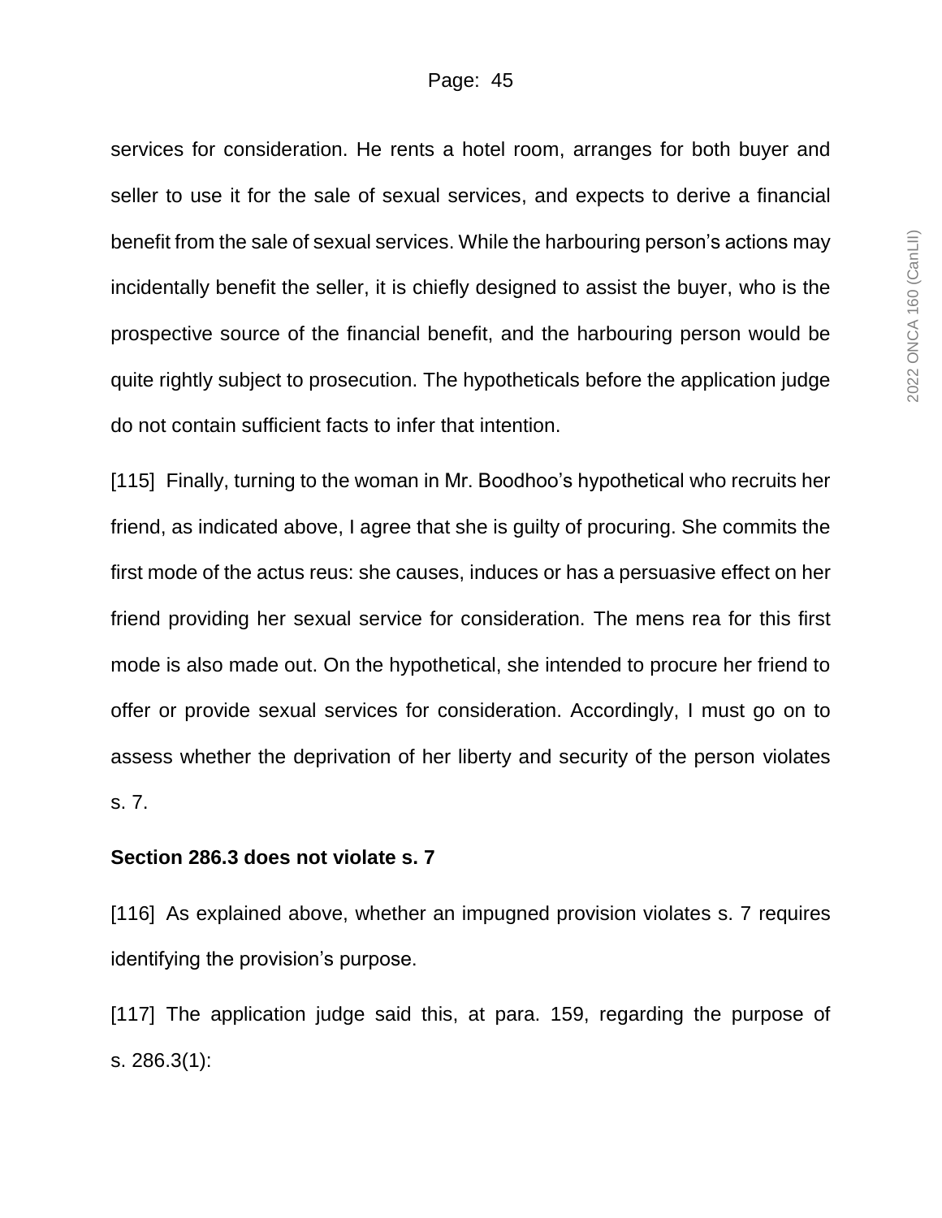services for consideration. He rents a hotel room, arranges for both buyer and seller to use it for the sale of sexual services, and expects to derive a financial benefit from the sale of sexual services. While the harbouring person's actions may incidentally benefit the seller, it is chiefly designed to assist the buyer, who is the prospective source of the financial benefit, and the harbouring person would be quite rightly subject to prosecution. The hypotheticals before the application judge do not contain sufficient facts to infer that intention.

[115] Finally, turning to the woman in Mr. Boodhoo's hypothetical who recruits her friend, as indicated above, I agree that she is guilty of procuring. She commits the first mode of the actus reus: she causes, induces or has a persuasive effect on her friend providing her sexual service for consideration. The mens rea for this first mode is also made out. On the hypothetical, she intended to procure her friend to offer or provide sexual services for consideration. Accordingly, I must go on to assess whether the deprivation of her liberty and security of the person violates s. 7.

**Section 286.3 does not violate s. 7**

[116] As explained above, whether an impugned provision violates s. 7 requires identifying the provision's purpose.

[117] The application judge said this, at para. 159, regarding the purpose of s. 286.3(1):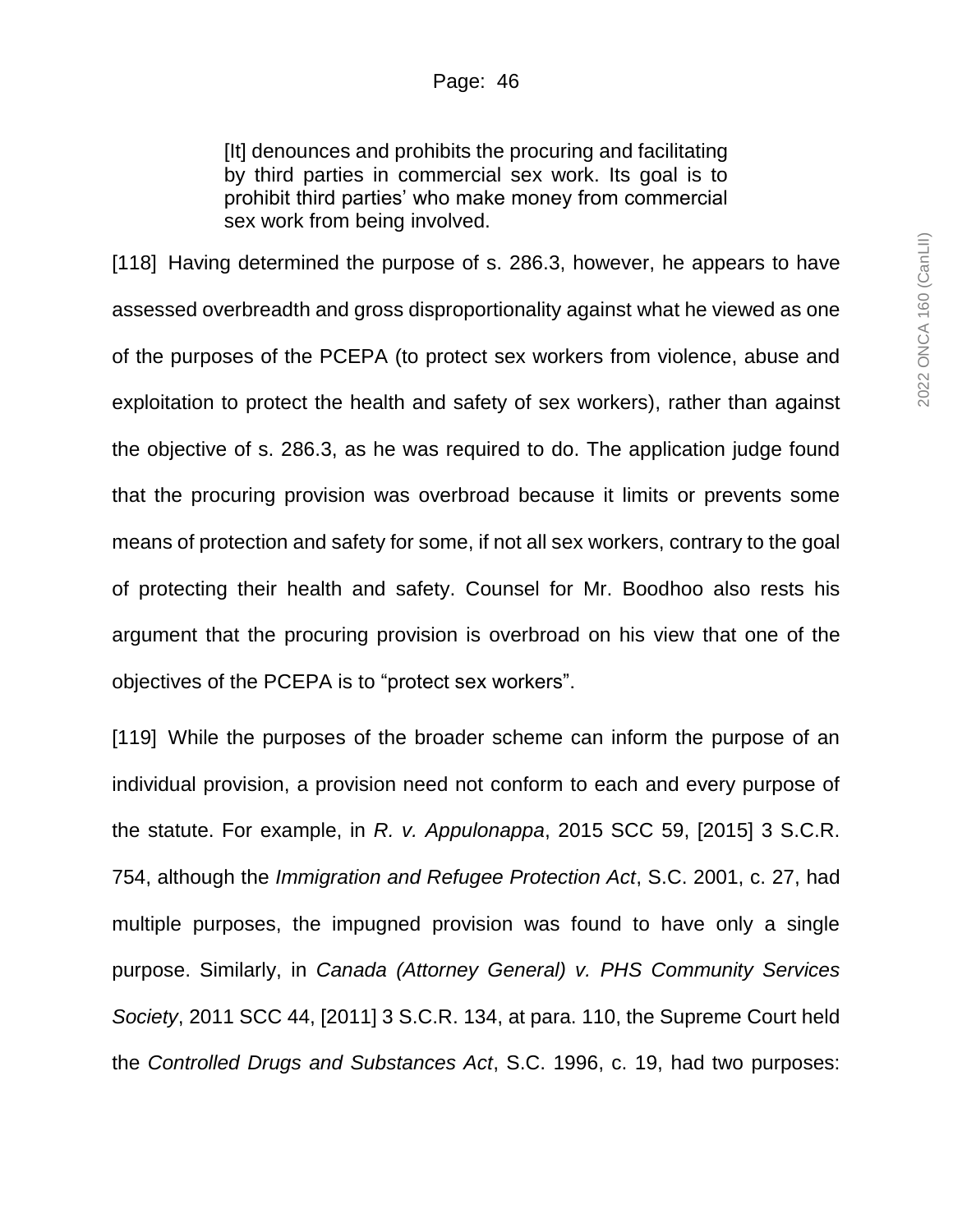> [It] denounces and prohibits the procuring and facilitating by third parties in commercial sex work. Its goal is to prohibit third parties' who make money from commercial sex work from being involved.

[118] Having determined the purpose of s. 286.3, however, he appears to have assessed overbreadth and gross disproportionality against what he viewed as one of the purposes of the PCEPA (to protect sex workers from violence, abuse and exploitation to protect the health and safety of sex workers), rather than against the objective of s. 286.3, as he was required to do. The application judge found that the procuring provision was overbroad because it limits or prevents some means of protection and safety for some, if not all sex workers, contrary to the goal of protecting their health and safety. Counsel for Mr. Boodhoo also rests his argument that the procuring provision is overbroad on his view that one of the objectives of the PCEPA is to "protect sex workers".

[119] While the purposes of the broader scheme can inform the purpose of an individual provision, a provision need not conform to each and every purpose of the statute. For example, in *R. v. Appulonappa*, 2015 SCC 59, [2015] 3 S.C.R. 754, although the *Immigration and Refugee Protection Act*, S.C. 2001, c. 27, had multiple purposes, the impugned provision was found to have only a single purpose. Similarly, in *Canada (Attorney General) v. PHS Community Services Society*, 2011 SCC 44, [2011] 3 S.C.R. 134, at para. 110, the Supreme Court held the *Controlled Drugs and Substances Act*, S.C. 1996, c. 19, had two purposes: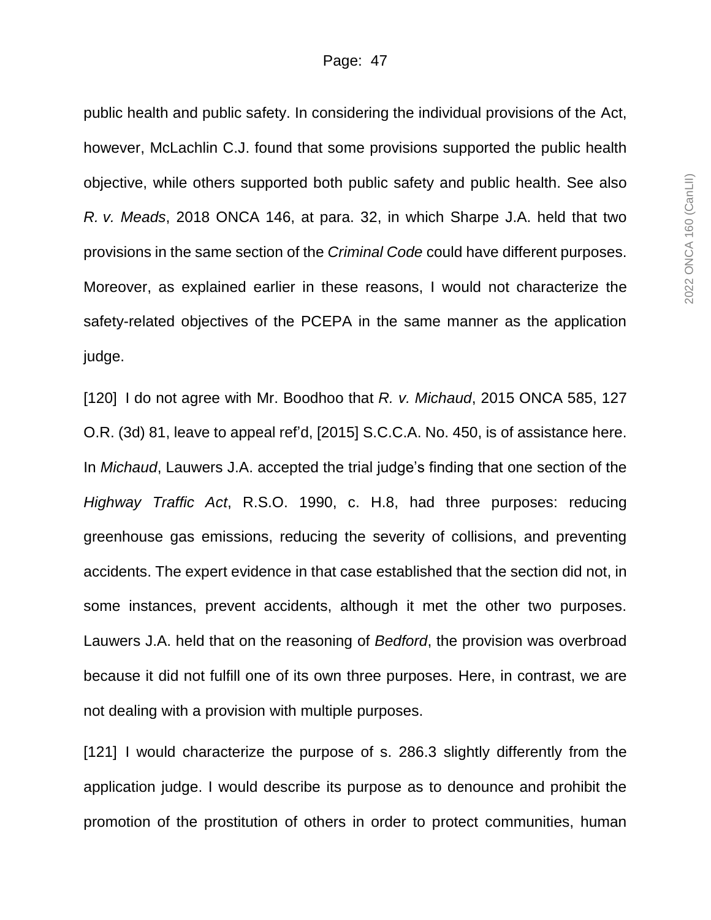public health and public safety. In considering the individual provisions of the Act, however, McLachlin C.J. found that some provisions supported the public health objective, while others supported both public safety and public health. See also *R. v. Meads*, 2018 ONCA 146, at para. 32, in which Sharpe J.A. held that two provisions in the same section of the *Criminal Code* could have different purposes. Moreover, as explained earlier in these reasons, I would not characterize the safety-related objectives of the PCEPA in the same manner as the application judge.

[120] I do not agree with Mr. Boodhoo that *R. v. Michaud*, 2015 ONCA 585, 127 O.R. (3d) 81, leave to appeal ref'd, [2015] S.C.C.A. No. 450, is of assistance here. In *Michaud*, Lauwers J.A. accepted the trial judge's finding that one section of the *Highway Traffic Act*, R.S.O. 1990, c. H.8, had three purposes: reducing greenhouse gas emissions, reducing the severity of collisions, and preventing accidents. The expert evidence in that case established that the section did not, in some instances, prevent accidents, although it met the other two purposes. Lauwers J.A. held that on the reasoning of *Bedford*, the provision was overbroad because it did not fulfill one of its own three purposes. Here, in contrast, we are not dealing with a provision with multiple purposes.

[121] I would characterize the purpose of s. 286.3 slightly differently from the application judge. I would describe its purpose as to denounce and prohibit the promotion of the prostitution of others in order to protect communities, human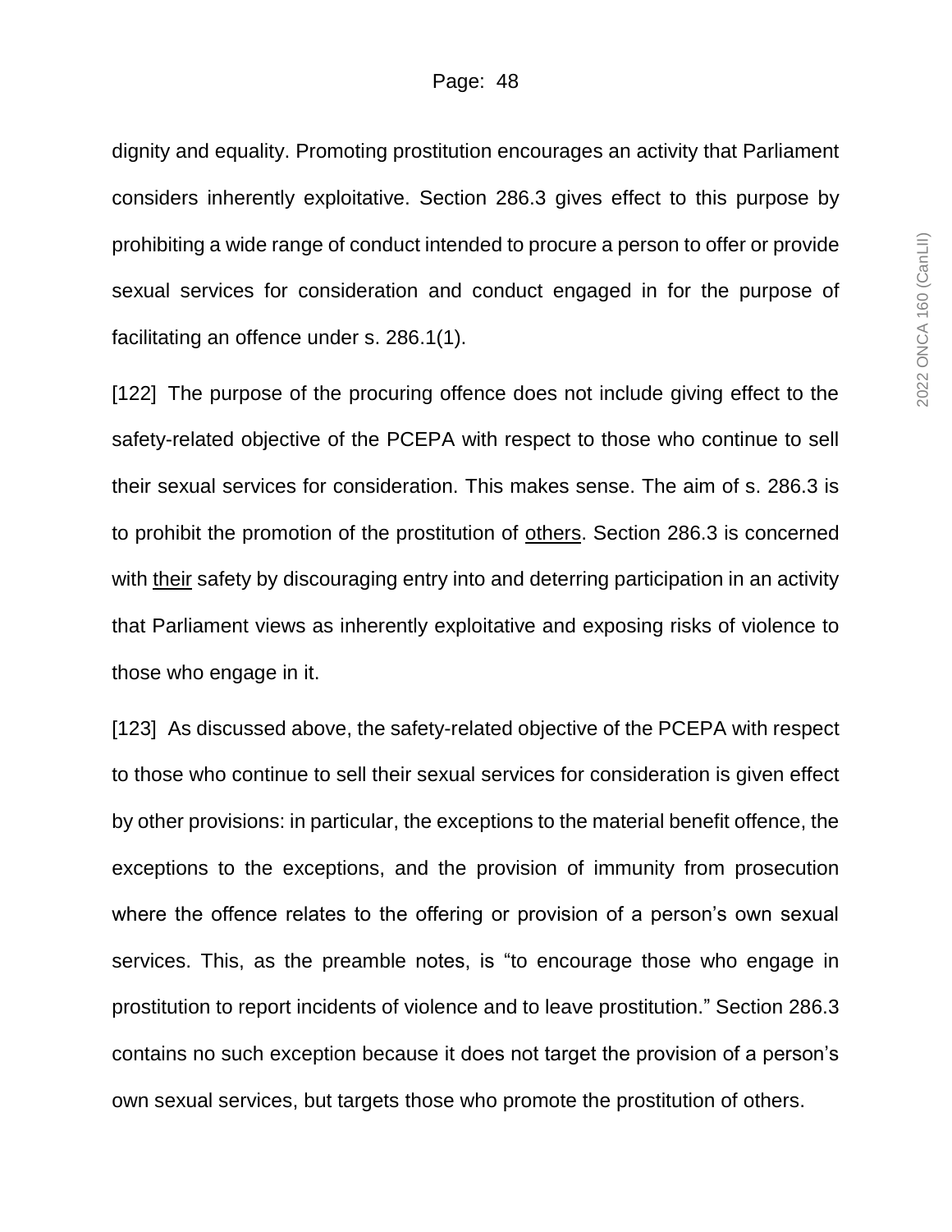dignity and equality. Promoting prostitution encourages an activity that Parliament considers inherently exploitative. Section 286.3 gives effect to this purpose by prohibiting a wide range of conduct intended to procure a person to offer or provide sexual services for consideration and conduct engaged in for the purpose of facilitating an offence under s. 286.1(1).

[122] The purpose of the procuring offence does not include giving effect to the safety-related objective of the PCEPA with respect to those who continue to sell their sexual services for consideration. This makes sense. The aim of s. 286.3 is to prohibit the promotion of the prostitution of <u>others</u>. Section 286.3 is concerned with <u>their</u> safety by discouraging entry into and deterring participation in an activity that Parliament views as inherently exploitative and exposing risks of violence to those who engage in it.

[123] As discussed above, the safety-related objective of the PCEPA with respect to those who continue to sell their sexual services for consideration is given effect by other provisions: in particular, the exceptions to the material benefit offence, the exceptions to the exceptions, and the provision of immunity from prosecution where the offence relates to the offering or provision of a person's own sexual services. This, as the preamble notes, is "to encourage those who engage in prostitution to report incidents of violence and to leave prostitution." Section 286.3 contains no such exception because it does not target the provision of a person's own sexual services, but targets those who promote the prostitution of others.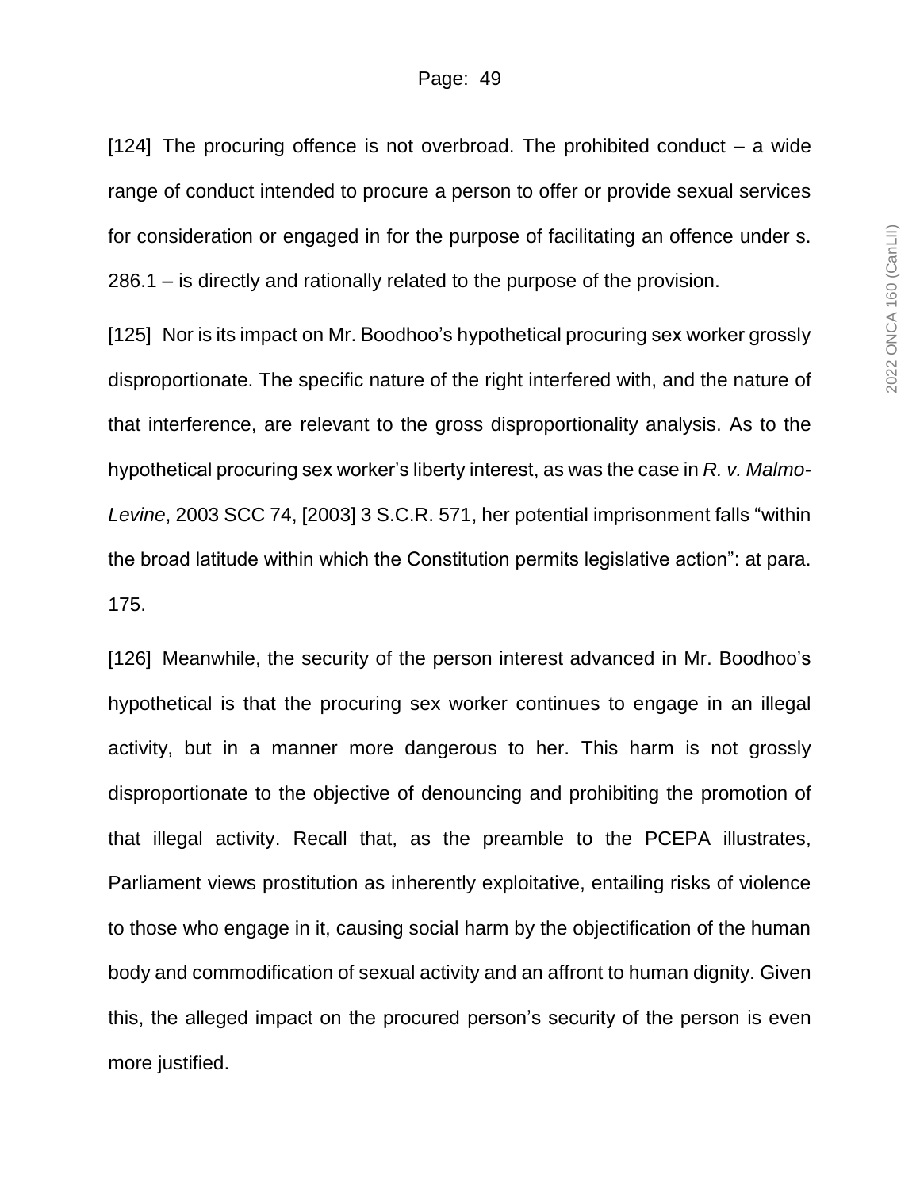[124] The procuring offence is not overbroad. The prohibited conduct – a wide range of conduct intended to procure a person to offer or provide sexual services for consideration or engaged in for the purpose of facilitating an offence under s. 286.1 – is directly and rationally related to the purpose of the provision.

[125] Nor is its impact on Mr. Boodhoo's hypothetical procuring sex worker grossly disproportionate. The specific nature of the right interfered with, and the nature of that interference, are relevant to the gross disproportionality analysis. As to the hypothetical procuring sex worker's liberty interest, as was the case in *R. v. Malmo-Levine*, 2003 SCC 74, [2003] 3 S.C.R. 571, her potential imprisonment falls "within the broad latitude within which the Constitution permits legislative action": at para. 175.

[126] Meanwhile, the security of the person interest advanced in Mr. Boodhoo's hypothetical is that the procuring sex worker continues to engage in an illegal activity, but in a manner more dangerous to her. This harm is not grossly disproportionate to the objective of denouncing and prohibiting the promotion of that illegal activity. Recall that, as the preamble to the PCEPA illustrates, Parliament views prostitution as inherently exploitative, entailing risks of violence to those who engage in it, causing social harm by the objectification of the human body and commodification of sexual activity and an affront to human dignity. Given this, the alleged impact on the procured person's security of the person is even more justified.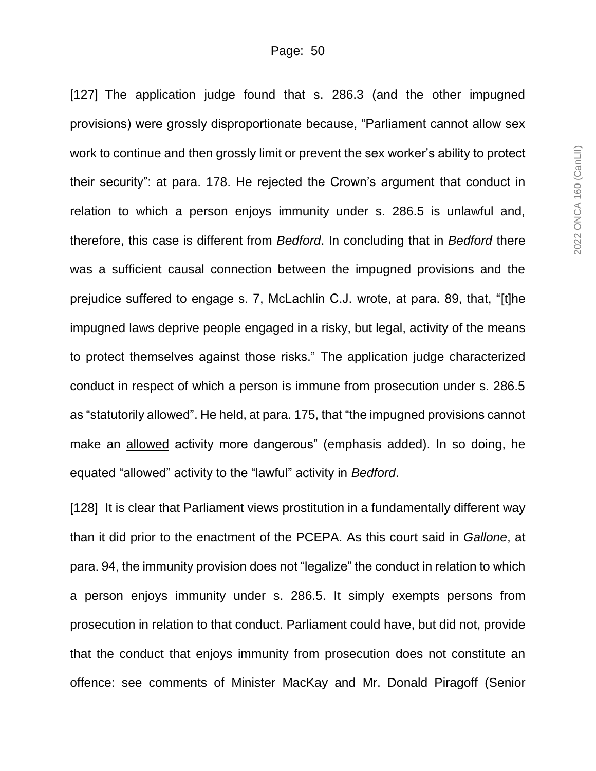[127] The application judge found that s. 286.3 (and the other impugned provisions) were grossly disproportionate because, "Parliament cannot allow sex work to continue and then grossly limit or prevent the sex worker's ability to protect their security": at para. 178. He rejected the Crown's argument that conduct in relation to which a person enjoys immunity under s. 286.5 is unlawful and, therefore, this case is different from *Bedford*. In concluding that in *Bedford* there was a sufficient causal connection between the impugned provisions and the prejudice suffered to engage s. 7, McLachlin C.J. wrote, at para. 89, that, "[t]he impugned laws deprive people engaged in a risky, but legal, activity of the means to protect themselves against those risks." The application judge characterized conduct in respect of which a person is immune from prosecution under s. 286.5 as "statutorily allowed". He held, at para. 175, that "the impugned provisions cannot make an <u>allowed</u> activity more dangerous" (emphasis added). In so doing, he equated "allowed" activity to the "lawful" activity in *Bedford*.

[128] It is clear that Parliament views prostitution in a fundamentally different way than it did prior to the enactment of the PCEPA. As this court said in *Gallone*, at para. 94, the immunity provision does not "legalize" the conduct in relation to which a person enjoys immunity under s. 286.5. It simply exempts persons from prosecution in relation to that conduct. Parliament could have, but did not, provide that the conduct that enjoys immunity from prosecution does not constitute an offence: see comments of Minister MacKay and Mr. Donald Piragoff (Senior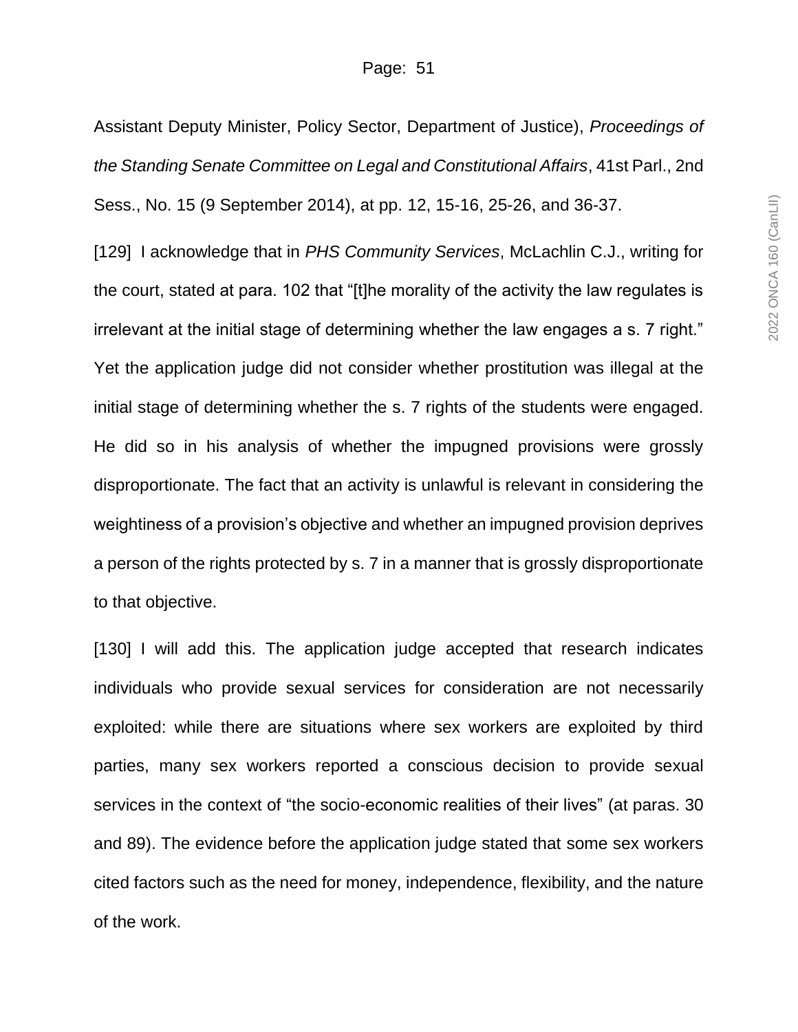Assistant Deputy Minister, Policy Sector, Department of Justice), *Proceedings of the Standing Senate Committee on Legal and Constitutional Affairs*, 41st Parl., 2nd Sess., No. 15 (9 September 2014), at pp. 12, 15-16, 25-26, and 36-37.

[129] I acknowledge that in *PHS Community Services*, McLachlin C.J., writing for the court, stated at para. 102 that "[t]he morality of the activity the law regulates is irrelevant at the initial stage of determining whether the law engages a s. 7 right." Yet the application judge did not consider whether prostitution was illegal at the initial stage of determining whether the s. 7 rights of the students were engaged. He did so in his analysis of whether the impugned provisions were grossly disproportionate. The fact that an activity is unlawful is relevant in considering the weightiness of a provision's objective and whether an impugned provision deprives a person of the rights protected by s. 7 in a manner that is grossly disproportionate to that objective.

[130] I will add this. The application judge accepted that research indicates individuals who provide sexual services for consideration are not necessarily exploited: while there are situations where sex workers are exploited by third parties, many sex workers reported a conscious decision to provide sexual services in the context of "the socio-economic realities of their lives" (at paras. 30 and 89). The evidence before the application judge stated that some sex workers cited factors such as the need for money, independence, flexibility, and the nature of the work.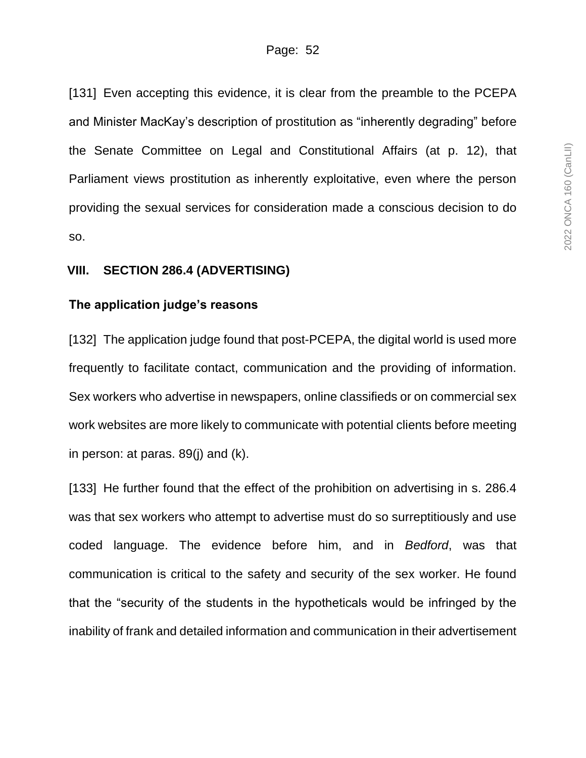[131] Even accepting this evidence, it is clear from the preamble to the PCEPA and Minister MacKay's description of prostitution as "inherently degrading" before the Senate Committee on Legal and Constitutional Affairs (at p. 12), that Parliament views prostitution as inherently exploitative, even where the person providing the sexual services for consideration made a conscious decision to do so.

## VIII. SECTION 286.4 (ADVERTISING)

### The application judge's reasons

[132] The application judge found that post-PCEPA, the digital world is used more frequently to facilitate contact, communication and the providing of information. Sex workers who advertise in newspapers, online classifieds or on commercial sex work websites are more likely to communicate with potential clients before meeting in person: at paras. 89(j) and (k).

[133] He further found that the effect of the prohibition on advertising in s. 286.4 was that sex workers who attempt to advertise must do so surreptitiously and use coded language. The evidence before him, and in *Bedford*, was that communication is critical to the safety and security of the sex worker. He found that the "security of the students in the hypotheticals would be infringed by the inability of frank and detailed information and communication in their advertisement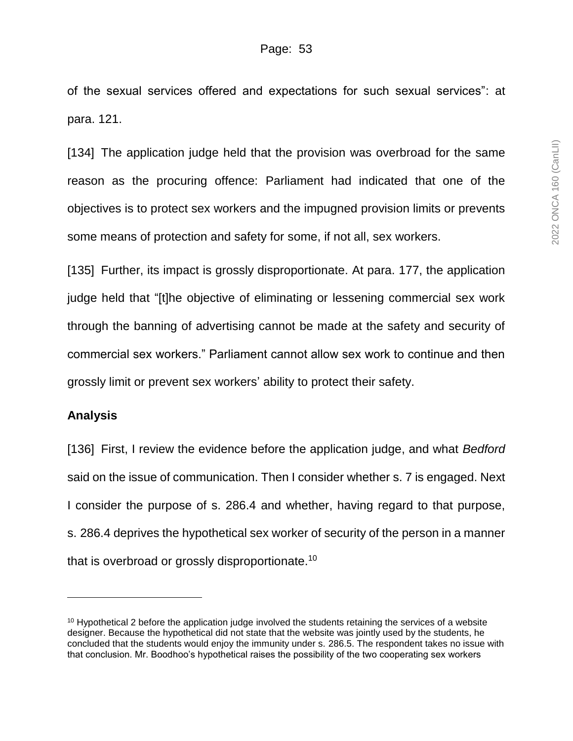of the sexual services offered and expectations for such sexual services": at para. 121.

[134] The application judge held that the provision was overbroad for the same reason as the procuring offence: Parliament had indicated that one of the objectives is to protect sex workers and the impugned provision limits or prevents some means of protection and safety for some, if not all, sex workers.

[135] Further, its impact is grossly disproportionate. At para. 177, the application judge held that "[t]he objective of eliminating or lessening commercial sex work through the banning of advertising cannot be made at the safety and security of commercial sex workers." Parliament cannot allow sex work to continue and then grossly limit or prevent sex workers' ability to protect their safety.

**Analysis**

[136] First, I review the evidence before the application judge, and what *Bedford* said on the issue of communication. Then I consider whether s. 7 is engaged. Next I consider the purpose of s. 286.4 and whether, having regard to that purpose, s. 286.4 deprives the hypothetical sex worker of security of the person in a manner that is overbroad or grossly disproportionate.[10]

---

[10] Hypothetical 2 before the application judge involved the students retaining the services of a website designer. Because the hypothetical did not state that the website was jointly used by the students, he concluded that the students would enjoy the immunity under s. 286.5. The respondent takes no issue with that conclusion. Mr. Boodhoo's hypothetical raises the possibility of the two cooperating sex workers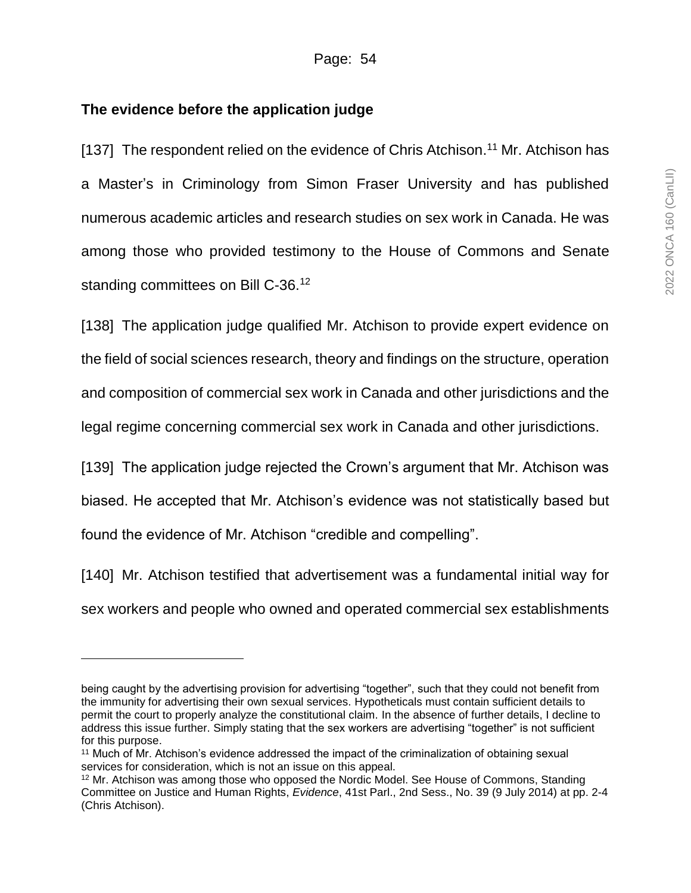**The evidence before the application judge**

[137] The respondent relied on the evidence of Chris Atchison.[11] Mr. Atchison has a Master's in Criminology from Simon Fraser University and has published numerous academic articles and research studies on sex work in Canada. He was among those who provided testimony to the House of Commons and Senate standing committees on Bill C-36.[12]

[138] The application judge qualified Mr. Atchison to provide expert evidence on the field of social sciences research, theory and findings on the structure, operation and composition of commercial sex work in Canada and other jurisdictions and the legal regime concerning commercial sex work in Canada and other jurisdictions.

[139] The application judge rejected the Crown's argument that Mr. Atchison was biased. He accepted that Mr. Atchison's evidence was not statistically based but found the evidence of Mr. Atchison "credible and compelling".

[140] Mr. Atchison testified that advertisement was a fundamental initial way for sex workers and people who owned and operated commercial sex establishments

---

being caught by the advertising provision for advertising "together", such that they could not benefit from the immunity for advertising their own sexual services. Hypotheticals must contain sufficient details to permit the court to properly analyze the constitutional claim. In the absence of further details, I decline to address this issue further. Simply stating that the sex workers are advertising "together" is not sufficient for this purpose.

[11] Much of Mr. Atchison's evidence addressed the impact of the criminalization of obtaining sexual services for consideration, which is not an issue on this appeal.

[12] Mr. Atchison was among those who opposed the Nordic Model. See House of Commons, Standing Committee on Justice and Human Rights, *Evidence*, 41st Parl., 2nd Sess., No. 39 (9 July 2014) at pp. 2-4 (Chris Atchison).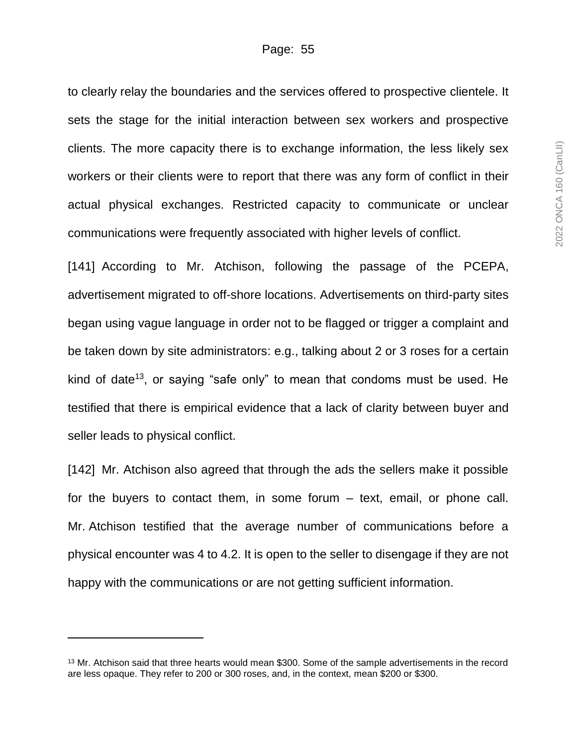to clearly relay the boundaries and the services offered to prospective clientele. It sets the stage for the initial interaction between sex workers and prospective clients. The more capacity there is to exchange information, the less likely sex workers or their clients were to report that there was any form of conflict in their actual physical exchanges. Restricted capacity to communicate or unclear communications were frequently associated with higher levels of conflict.

[141] According to Mr. Atchison, following the passage of the PCEPA, advertisement migrated to off-shore locations. Advertisements on third-party sites began using vague language in order not to be flagged or trigger a complaint and be taken down by site administrators: e.g., talking about 2 or 3 roses for a certain kind of date[13], or saying "safe only" to mean that condoms must be used. He testified that there is empirical evidence that a lack of clarity between buyer and seller leads to physical conflict.

[142] Mr. Atchison also agreed that through the ads the sellers make it possible for the buyers to contact them, in some forum – text, email, or phone call. Mr. Atchison testified that the average number of communications before a physical encounter was 4 to 4.2. It is open to the seller to disengage if they are not happy with the communications or are not getting sufficient information.

---

[13] Mr. Atchison said that three hearts would mean $300. Some of the sample advertisements in the record are less opaque. They refer to 200 or 300 roses, and, in the context, mean $200 or $300.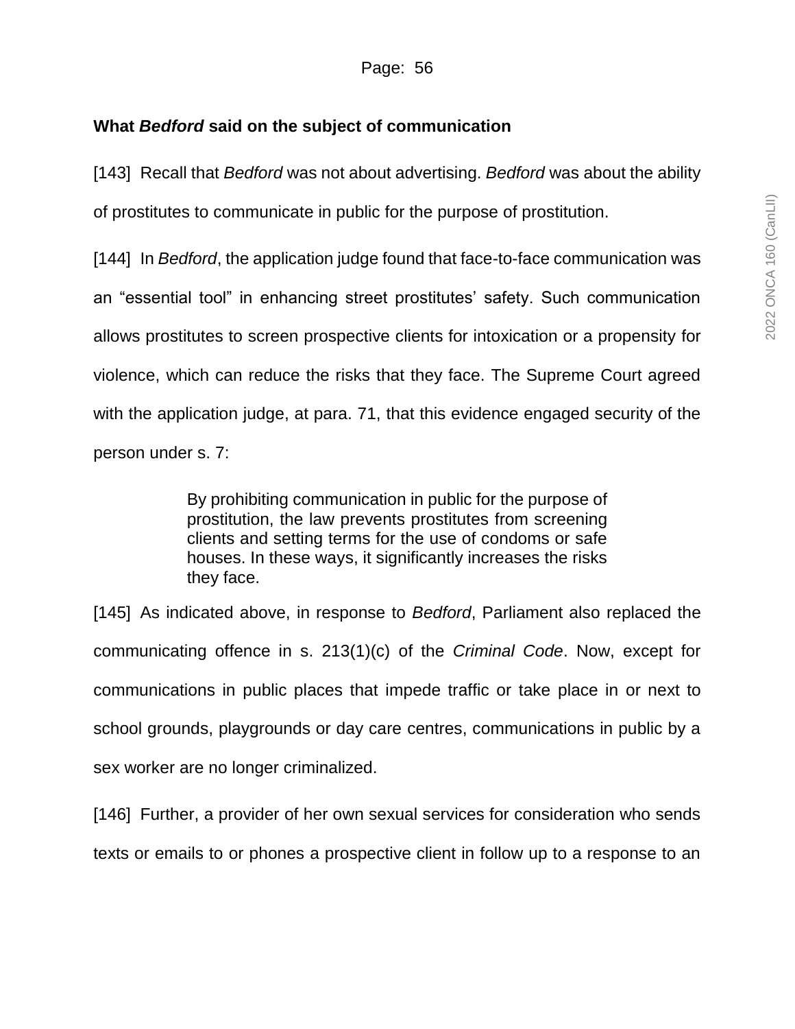### What *Bedford* said on the subject of communication

[143] Recall that *Bedford* was not about advertising. *Bedford* was about the ability of prostitutes to communicate in public for the purpose of prostitution.

[144] In *Bedford*, the application judge found that face-to-face communication was an "essential tool" in enhancing street prostitutes' safety. Such communication allows prostitutes to screen prospective clients for intoxication or a propensity for violence, which can reduce the risks that they face. The Supreme Court agreed with the application judge, at para. 71, that this evidence engaged security of the person under s. 7:

> By prohibiting communication in public for the purpose of prostitution, the law prevents prostitutes from screening clients and setting terms for the use of condoms or safe houses. In these ways, it significantly increases the risks they face.

[145] As indicated above, in response to *Bedford*, Parliament also replaced the communicating offence in s. 213(1)(c) of the *Criminal Code*. Now, except for communications in public places that impede traffic or take place in or next to school grounds, playgrounds or day care centres, communications in public by a sex worker are no longer criminalized.

[146] Further, a provider of her own sexual services for consideration who sends texts or emails to or phones a prospective client in follow up to a response to an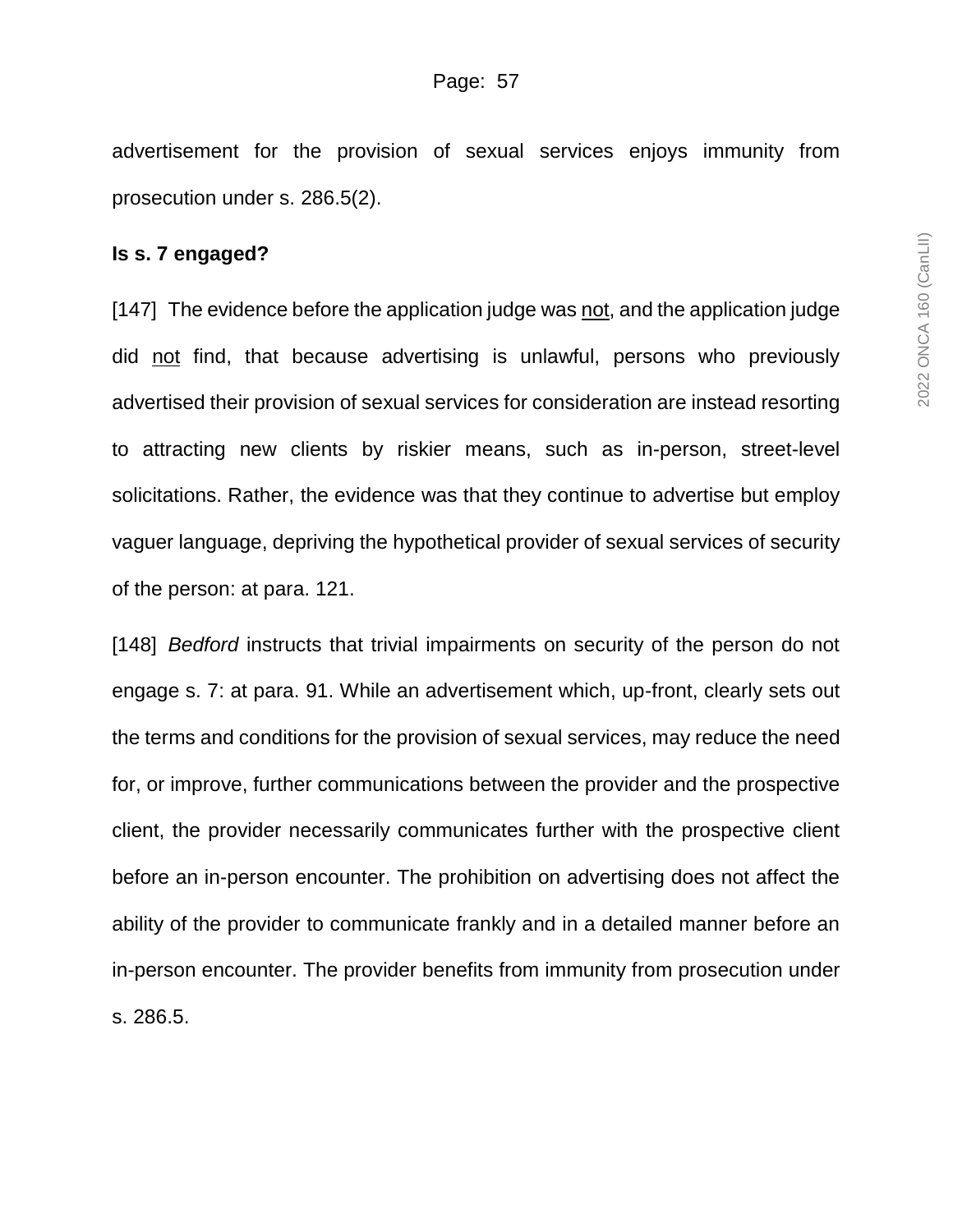advertisement for the provision of sexual services enjoys immunity from prosecution under s. 286.5(2).

**Is s. 7 engaged?**

[147] The evidence before the application judge was <u>not</u>, and the application judge did <u>not</u> find, that because advertising is unlawful, persons who previously advertised their provision of sexual services for consideration are instead resorting to attracting new clients by riskier means, such as in-person, street-level solicitations. Rather, the evidence was that they continue to advertise but employ vaguer language, depriving the hypothetical provider of sexual services of security of the person: at para. 121.

[148] *Bedford* instructs that trivial impairments on security of the person do not engage s. 7: at para. 91. While an advertisement which, up-front, clearly sets out the terms and conditions for the provision of sexual services, may reduce the need for, or improve, further communications between the provider and the prospective client, the provider necessarily communicates further with the prospective client before an in-person encounter. The prohibition on advertising does not affect the ability of the provider to communicate frankly and in a detailed manner before an in-person encounter. The provider benefits from immunity from prosecution under s. 286.5.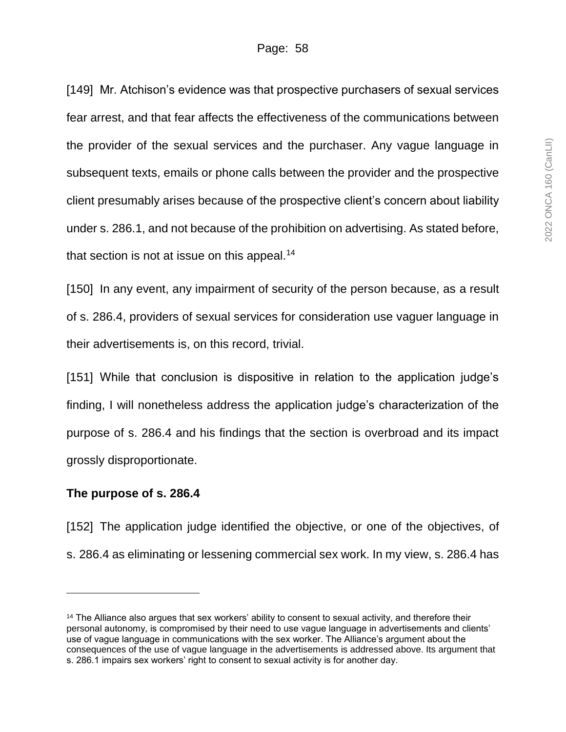[149] Mr. Atchison's evidence was that prospective purchasers of sexual services fear arrest, and that fear affects the effectiveness of the communications between the provider of the sexual services and the purchaser. Any vague language in subsequent texts, emails or phone calls between the provider and the prospective client presumably arises because of the prospective client's concern about liability under s. 286.1, and not because of the prohibition on advertising. As stated before, that section is not at issue on this appeal.[14]

[150] In any event, any impairment of security of the person because, as a result of s. 286.4, providers of sexual services for consideration use vaguer language in their advertisements is, on this record, trivial.

[151] While that conclusion is dispositive in relation to the application judge's finding, I will nonetheless address the application judge's characterization of the purpose of s. 286.4 and his findings that the section is overbroad and its impact grossly disproportionate.

**The purpose of s. 286.4**

[152] The application judge identified the objective, or one of the objectives, of s. 286.4 as eliminating or lessening commercial sex work. In my view, s. 286.4 has

---

[14] The Alliance also argues that sex workers' ability to consent to sexual activity, and therefore their personal autonomy, is compromised by their need to use vague language in advertisements and clients' use of vague language in communications with the sex worker. The Alliance's argument about the consequences of the use of vague language in the advertisements is addressed above. Its argument that s. 286.1 impairs sex workers' right to consent to sexual activity is for another day.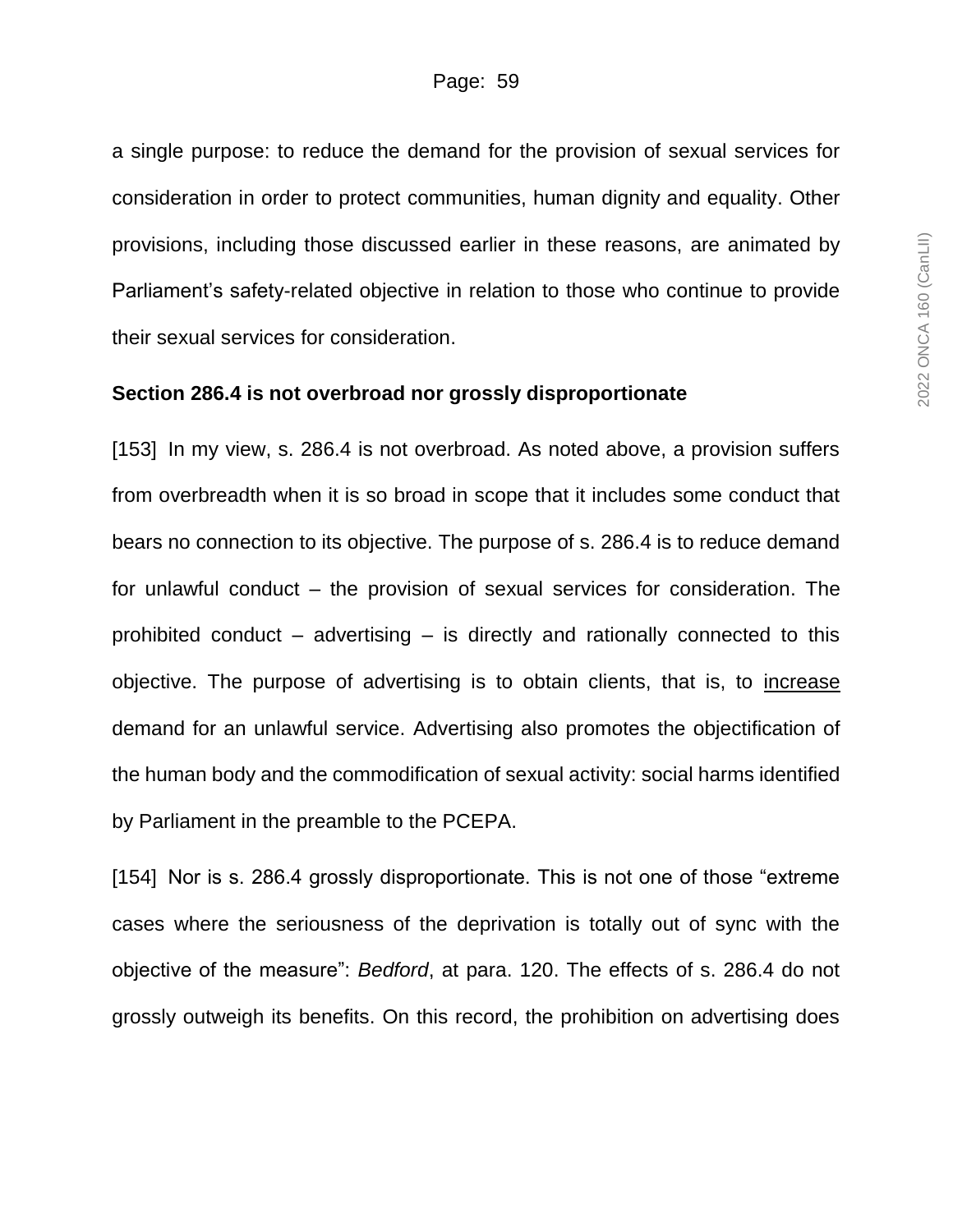a single purpose: to reduce the demand for the provision of sexual services for consideration in order to protect communities, human dignity and equality. Other provisions, including those discussed earlier in these reasons, are animated by Parliament's safety-related objective in relation to those who continue to provide their sexual services for consideration.

**Section 286.4 is not overbroad nor grossly disproportionate**

[153] In my view, s. 286.4 is not overbroad. As noted above, a provision suffers from overbreadth when it is so broad in scope that it includes some conduct that bears no connection to its objective. The purpose of s. 286.4 is to reduce demand for unlawful conduct – the provision of sexual services for consideration. The prohibited conduct – advertising – is directly and rationally connected to this objective. The purpose of advertising is to obtain clients, that is, to <u>increase</u> demand for an unlawful service. Advertising also promotes the objectification of the human body and the commodification of sexual activity: social harms identified by Parliament in the preamble to the PCEPA.

[154] Nor is s. 286.4 grossly disproportionate. This is not one of those "extreme cases where the seriousness of the deprivation is totally out of sync with the objective of the measure": *Bedford*, at para. 120. The effects of s. 286.4 do not grossly outweigh its benefits. On this record, the prohibition on advertising does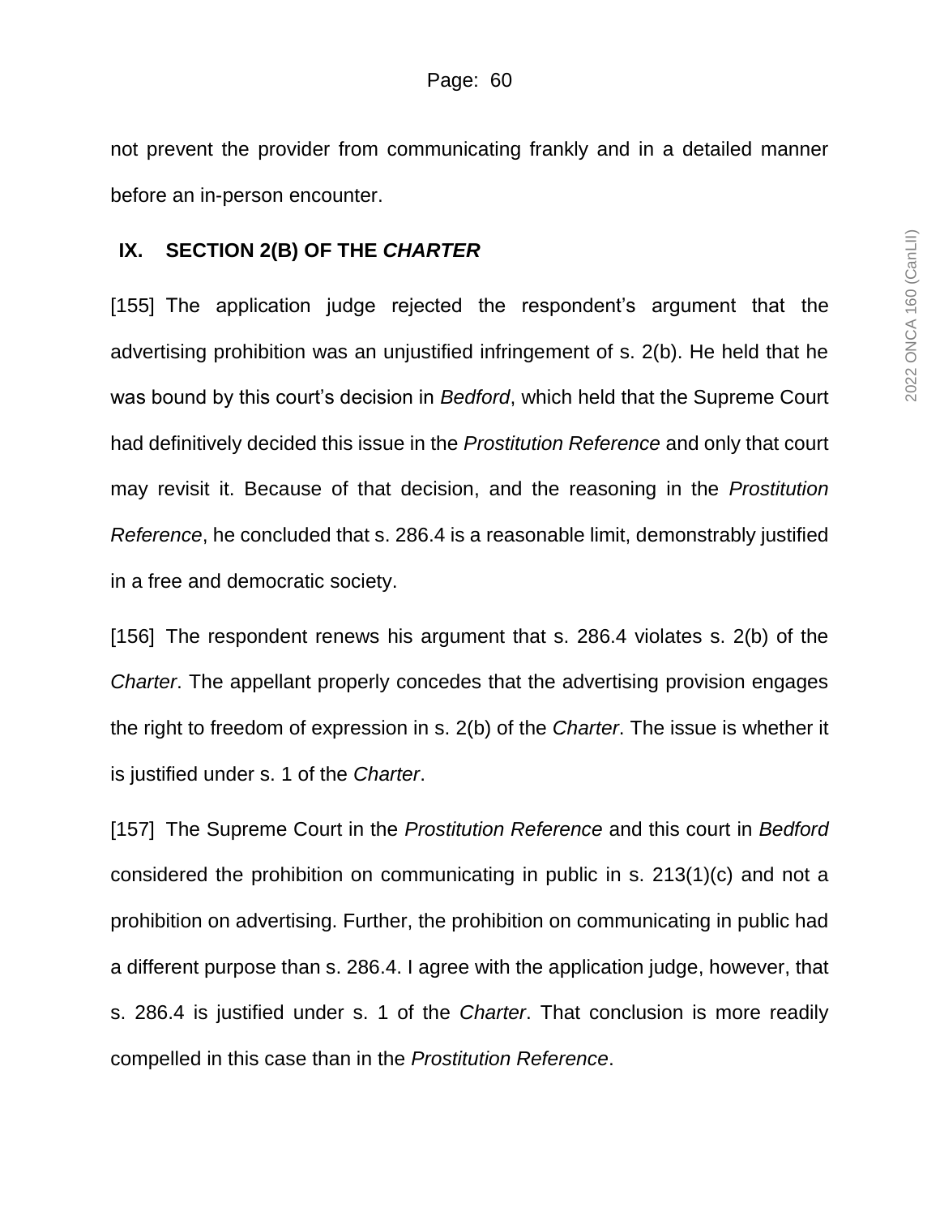not prevent the provider from communicating frankly and in a detailed manner before an in-person encounter.

## IX. SECTION 2(B) OF THE *CHARTER*

[155] The application judge rejected the respondent's argument that the advertising prohibition was an unjustified infringement of s. 2(b). He held that he was bound by this court's decision in *Bedford*, which held that the Supreme Court had definitively decided this issue in the *Prostitution Reference* and only that court may revisit it. Because of that decision, and the reasoning in the *Prostitution Reference*, he concluded that s. 286.4 is a reasonable limit, demonstrably justified in a free and democratic society.

[156] The respondent renews his argument that s. 286.4 violates s. 2(b) of the *Charter*. The appellant properly concedes that the advertising provision engages the right to freedom of expression in s. 2(b) of the *Charter*. The issue is whether it is justified under s. 1 of the *Charter*.

[157] The Supreme Court in the *Prostitution Reference* and this court in *Bedford* considered the prohibition on communicating in public in s. 213(1)(c) and not a prohibition on advertising. Further, the prohibition on communicating in public had a different purpose than s. 286.4. I agree with the application judge, however, that s. 286.4 is justified under s. 1 of the *Charter*. That conclusion is more readily compelled in this case than in the *Prostitution Reference*.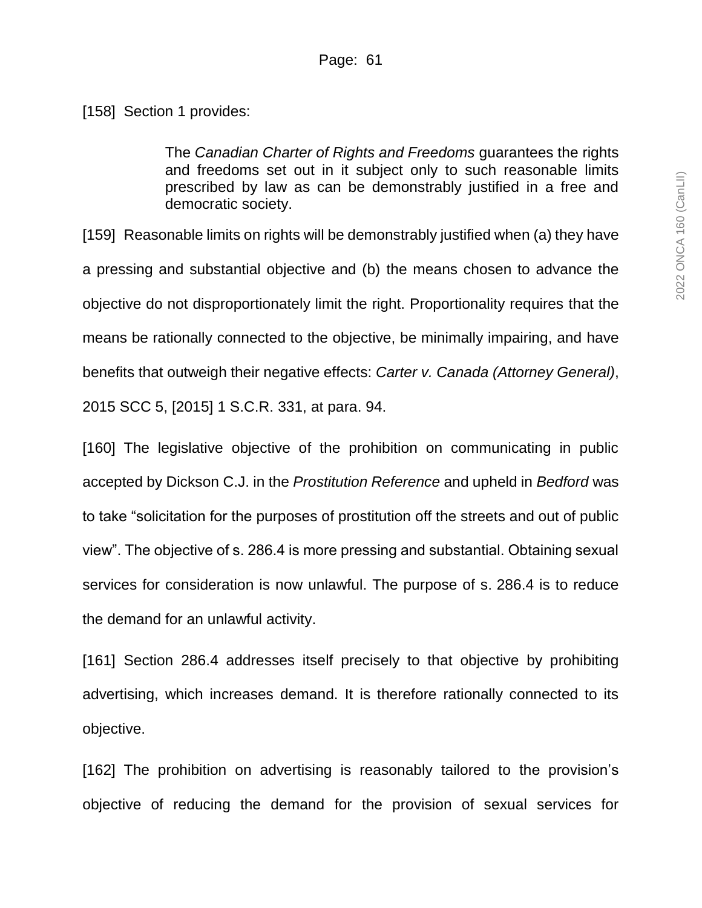[158] Section 1 provides:

> The *Canadian Charter of Rights and Freedoms* guarantees the rights and freedoms set out in it subject only to such reasonable limits prescribed by law as can be demonstrably justified in a free and democratic society.

[159] Reasonable limits on rights will be demonstrably justified when (a) they have a pressing and substantial objective and (b) the means chosen to advance the objective do not disproportionately limit the right. Proportionality requires that the means be rationally connected to the objective, be minimally impairing, and have benefits that outweigh their negative effects: *Carter v. Canada (Attorney General)*, 2015 SCC 5, [2015] 1 S.C.R. 331, at para. 94.

[160] The legislative objective of the prohibition on communicating in public accepted by Dickson C.J. in the *Prostitution Reference* and upheld in *Bedford* was to take "solicitation for the purposes of prostitution off the streets and out of public view". The objective of s. 286.4 is more pressing and substantial. Obtaining sexual services for consideration is now unlawful. The purpose of s. 286.4 is to reduce the demand for an unlawful activity.

[161] Section 286.4 addresses itself precisely to that objective by prohibiting advertising, which increases demand. It is therefore rationally connected to its objective.

[162] The prohibition on advertising is reasonably tailored to the provision's objective of reducing the demand for the provision of sexual services for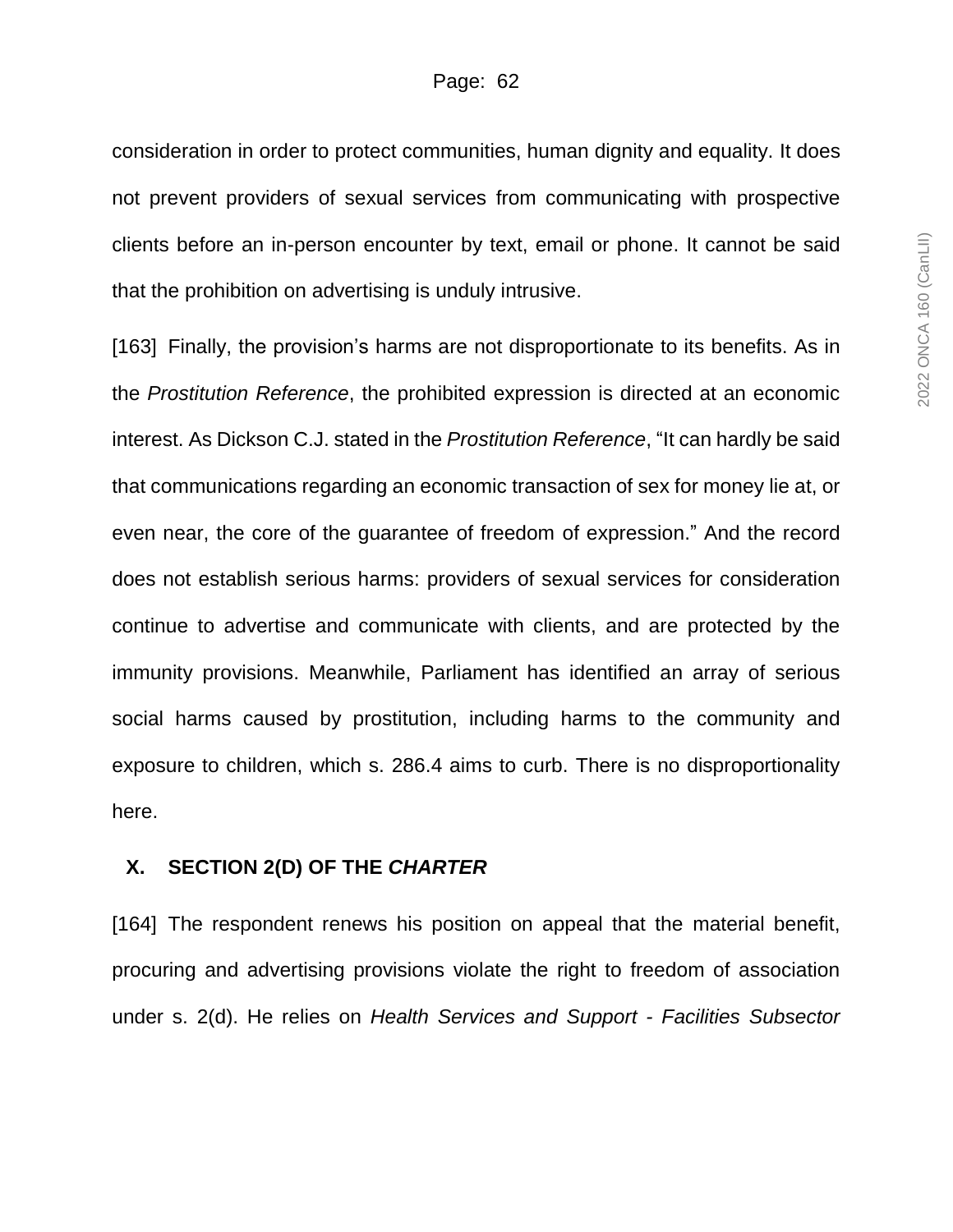consideration in order to protect communities, human dignity and equality. It does not prevent providers of sexual services from communicating with prospective clients before an in-person encounter by text, email or phone. It cannot be said that the prohibition on advertising is unduly intrusive.

[163] Finally, the provision's harms are not disproportionate to its benefits. As in the *Prostitution Reference*, the prohibited expression is directed at an economic interest. As Dickson C.J. stated in the *Prostitution Reference*, "It can hardly be said that communications regarding an economic transaction of sex for money lie at, or even near, the core of the guarantee of freedom of expression." And the record does not establish serious harms: providers of sexual services for consideration continue to advertise and communicate with clients, and are protected by the immunity provisions. Meanwhile, Parliament has identified an array of serious social harms caused by prostitution, including harms to the community and exposure to children, which s. 286.4 aims to curb. There is no disproportionality here.

## X. SECTION 2(D) OF THE *CHARTER*

[164] The respondent renews his position on appeal that the material benefit, procuring and advertising provisions violate the right to freedom of association under s. 2(d). He relies on *Health Services and Support - Facilities Subsector*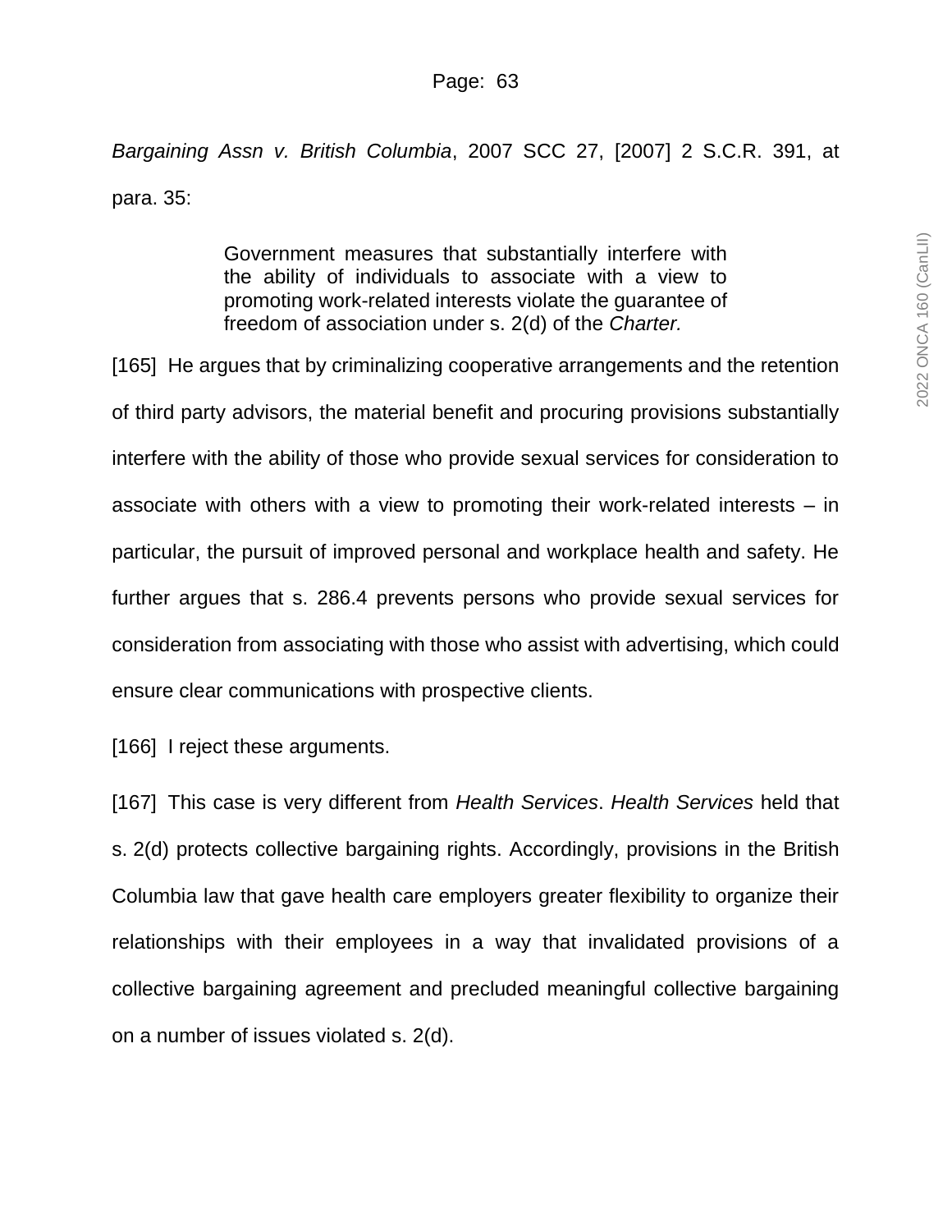*Bargaining Assn v. British Columbia*, 2007 SCC 27, [2007] 2 S.C.R. 391, at para. 35:

> Government measures that substantially interfere with the ability of individuals to associate with a view to promoting work-related interests violate the guarantee of freedom of association under s. 2(d) of the *Charter.*

[165] He argues that by criminalizing cooperative arrangements and the retention of third party advisors, the material benefit and procuring provisions substantially interfere with the ability of those who provide sexual services for consideration to associate with others with a view to promoting their work-related interests – in particular, the pursuit of improved personal and workplace health and safety. He further argues that s. 286.4 prevents persons who provide sexual services for consideration from associating with those who assist with advertising, which could ensure clear communications with prospective clients.

[166] I reject these arguments.

[167] This case is very different from *Health Services*. *Health Services* held that s. 2(d) protects collective bargaining rights. Accordingly, provisions in the British Columbia law that gave health care employers greater flexibility to organize their relationships with their employees in a way that invalidated provisions of a collective bargaining agreement and precluded meaningful collective bargaining on a number of issues violated s. 2(d).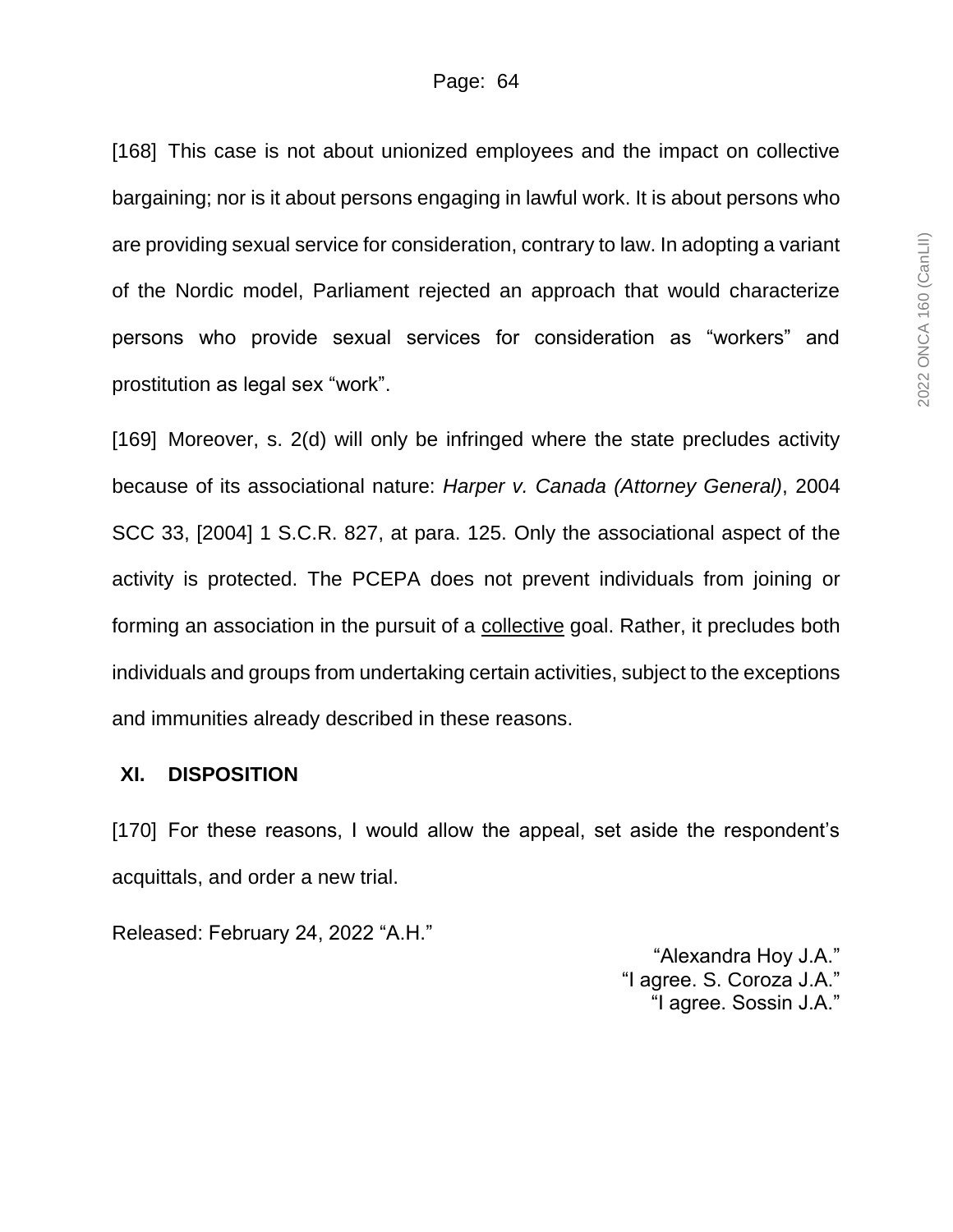[168] This case is not about unionized employees and the impact on collective bargaining; nor is it about persons engaging in lawful work. It is about persons who are providing sexual service for consideration, contrary to law. In adopting a variant of the Nordic model, Parliament rejected an approach that would characterize persons who provide sexual services for consideration as “workers” and prostitution as legal sex “work”.

[169] Moreover, s. 2(d) will only be infringed where the state precludes activity because of its associational nature: *Harper v. Canada (Attorney General)*, 2004 SCC 33, [2004] 1 S.C.R. 827, at para. 125. Only the associational aspect of the activity is protected. The PCEPA does not prevent individuals from joining or forming an association in the pursuit of a <u>collective</u> goal. Rather, it precludes both individuals and groups from undertaking certain activities, subject to the exceptions and immunities already described in these reasons.

## XI. DISPOSITION

[170] For these reasons, I would allow the appeal, set aside the respondent’s acquittals, and order a new trial.

Released: February 24, 2022 “A.H.”

“Alexandra Hoy J.A.”
“I agree. S. Coroza J.A.”
“I agree. Sossin J.A.”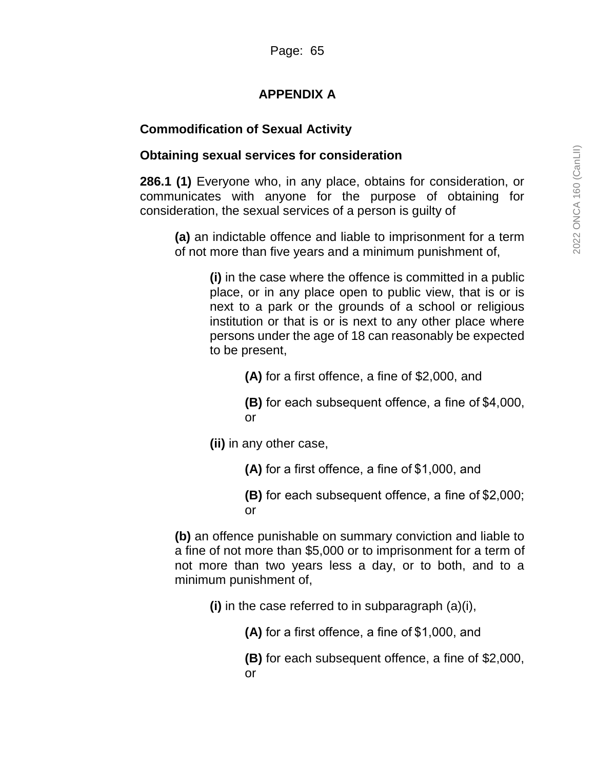## APPENDIX A

**Commodification of Sexual Activity**

**Obtaining sexual services for consideration**

**286.1 (1)** Everyone who, in any place, obtains for consideration, or communicates with anyone for the purpose of obtaining for consideration, the sexual services of a person is guilty of

> **(a)** an indictable offence and liable to imprisonment for a term of not more than five years and a minimum punishment of,
>
> > **(i)** in the case where the offence is committed in a public place, or in any place open to public view, that is or is next to a park or the grounds of a school or religious institution or that is or is next to any other place where persons under the age of 18 can reasonably be expected to be present,
> >
> > > **(A)** for a first offence, a fine of $2,000, and
> > >
> > > **(B)** for each subsequent offence, a fine of $4,000, or
> >
> > **(ii)** in any other case,
> >
> > > **(A)** for a first offence, a fine of $1,000, and
> > >
> > > **(B)** for each subsequent offence, a fine of $2,000; or
>
> **(b)** an offence punishable on summary conviction and liable to a fine of not more than $5,000 or to imprisonment for a term of not more than two years less a day, or to both, and to a minimum punishment of,
>
> > **(i)** in the case referred to in subparagraph (a)(i),
> >
> > > **(A)** for a first offence, a fine of $1,000, and
> > >
> > > **(B)** for each subsequent offence, a fine of $2,000, or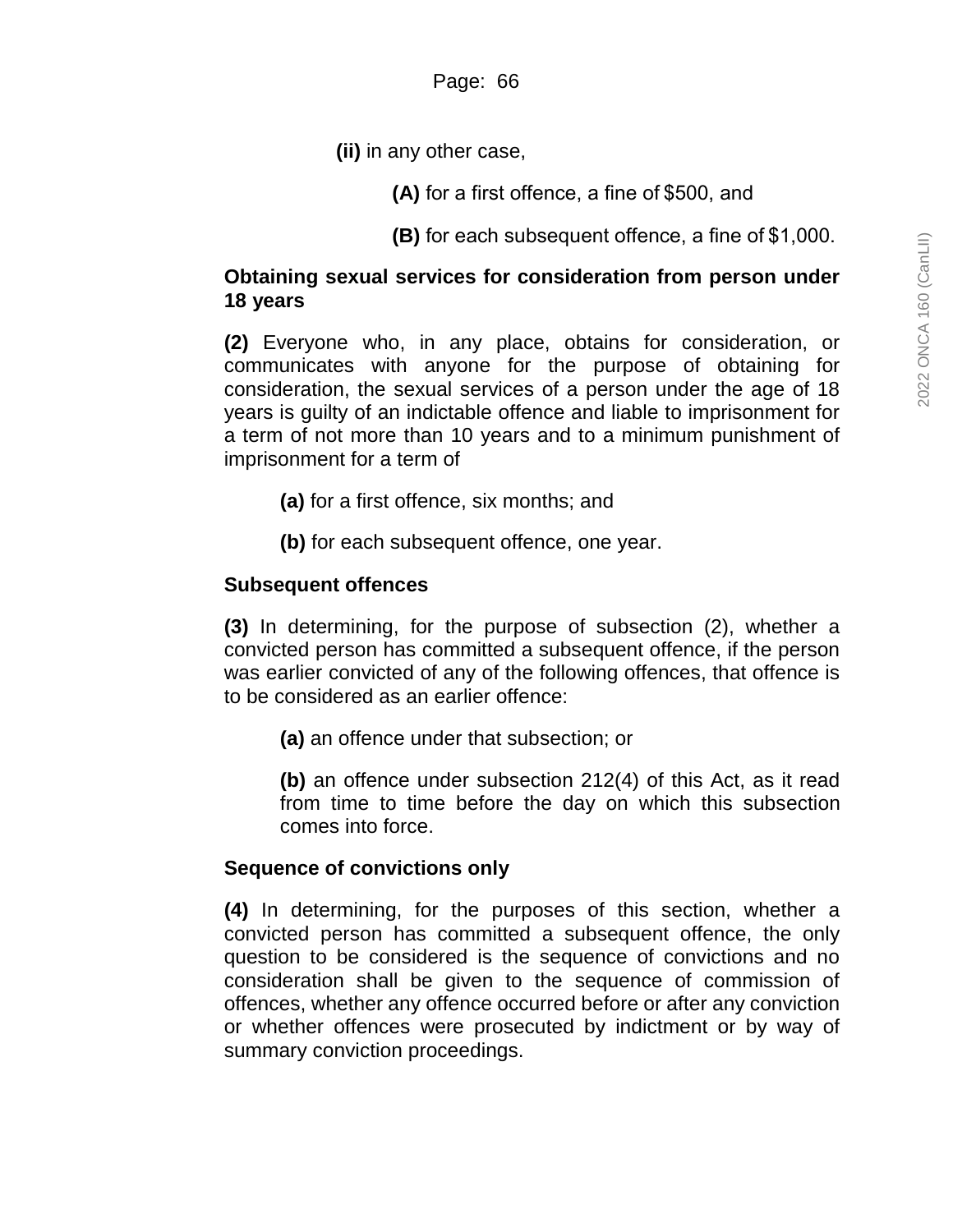(ii) in any other case,

(A) for a first offence, a fine of $500, and

(B) for each subsequent offence, a fine of $1,000.

**Obtaining sexual services for consideration from person under 18 years**

**(2)** Everyone who, in any place, obtains for consideration, or communicates with anyone for the purpose of obtaining for consideration, the sexual services of a person under the age of 18 years is guilty of an indictable offence and liable to imprisonment for a term of not more than 10 years and to a minimum punishment of imprisonment for a term of

**(a)** for a first offence, six months; and

**(b)** for each subsequent offence, one year.

**Subsequent offences**

**(3)** In determining, for the purpose of subsection (2), whether a convicted person has committed a subsequent offence, if the person was earlier convicted of any of the following offences, that offence is to be considered as an earlier offence:

**(a)** an offence under that subsection; or

**(b)** an offence under subsection 212(4) of this Act, as it read from time to time before the day on which this subsection comes into force.

**Sequence of convictions only**

**(4)** In determining, for the purposes of this section, whether a convicted person has committed a subsequent offence, the only question to be considered is the sequence of convictions and no consideration shall be given to the sequence of commission of offences, whether any offence occurred before or after any conviction or whether offences were prosecuted by indictment or by way of summary conviction proceedings.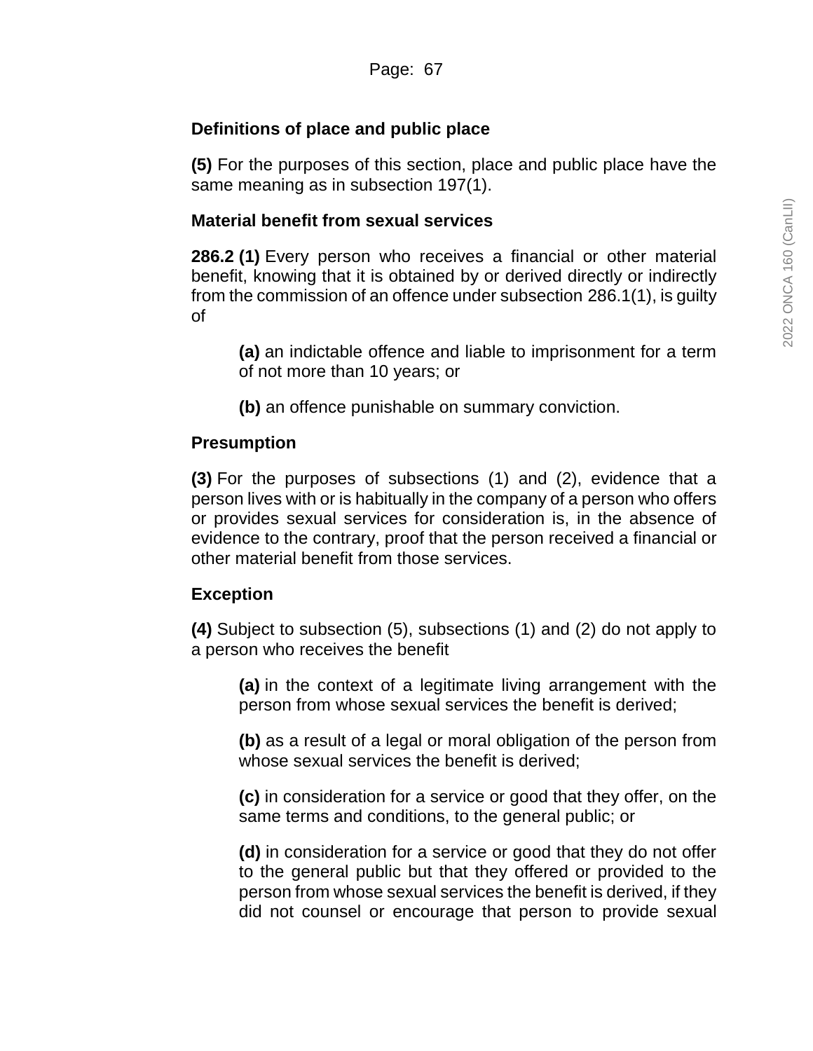### Definitions of place and public place

**(5)** For the purposes of this section, place and public place have the same meaning as in subsection 197(1).

### Material benefit from sexual services

**286.2 (1)** Every person who receives a financial or other material benefit, knowing that it is obtained by or derived directly or indirectly from the commission of an offence under subsection 286.1(1), is guilty of

> **(a)** an indictable offence and liable to imprisonment for a term of not more than 10 years; or
>
> **(b)** an offence punishable on summary conviction.

### Presumption

**(3)** For the purposes of subsections (1) and (2), evidence that a person lives with or is habitually in the company of a person who offers or provides sexual services for consideration is, in the absence of evidence to the contrary, proof that the person received a financial or other material benefit from those services.

### Exception

**(4)** Subject to subsection (5), subsections (1) and (2) do not apply to a person who receives the benefit

> **(a)** in the context of a legitimate living arrangement with the person from whose sexual services the benefit is derived;
>
> **(b)** as a result of a legal or moral obligation of the person from whose sexual services the benefit is derived;
>
> **(c)** in consideration for a service or good that they offer, on the same terms and conditions, to the general public; or
>
> **(d)** in consideration for a service or good that they do not offer to the general public but that they offered or provided to the person from whose sexual services the benefit is derived, if they did not counsel or encourage that person to provide sexual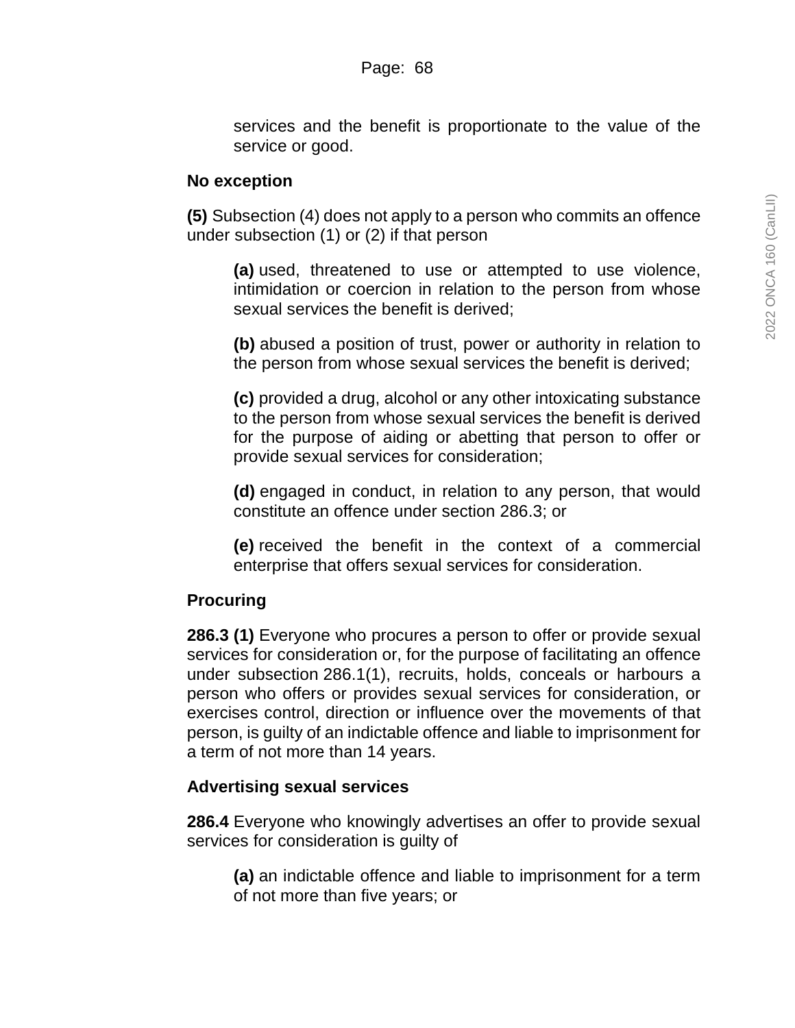services and the benefit is proportionate to the value of the service or good.

**No exception**

**(5)** Subsection (4) does not apply to a person who commits an offence under subsection (1) or (2) if that person

> **(a)** used, threatened to use or attempted to use violence, intimidation or coercion in relation to the person from whose sexual services the benefit is derived;
>
> **(b)** abused a position of trust, power or authority in relation to the person from whose sexual services the benefit is derived;
>
> **(c)** provided a drug, alcohol or any other intoxicating substance to the person from whose sexual services the benefit is derived for the purpose of aiding or abetting that person to offer or provide sexual services for consideration;
>
> **(d)** engaged in conduct, in relation to any person, that would constitute an offence under section 286.3; or
>
> **(e)** received the benefit in the context of a commercial enterprise that offers sexual services for consideration.

**Procuring**

**286.3 (1)** Everyone who procures a person to offer or provide sexual services for consideration or, for the purpose of facilitating an offence under subsection 286.1(1), recruits, holds, conceals or harbours a person who offers or provides sexual services for consideration, or exercises control, direction or influence over the movements of that person, is guilty of an indictable offence and liable to imprisonment for a term of not more than 14 years.

**Advertising sexual services**

**286.4** Everyone who knowingly advertises an offer to provide sexual services for consideration is guilty of

> **(a)** an indictable offence and liable to imprisonment for a term of not more than five years; or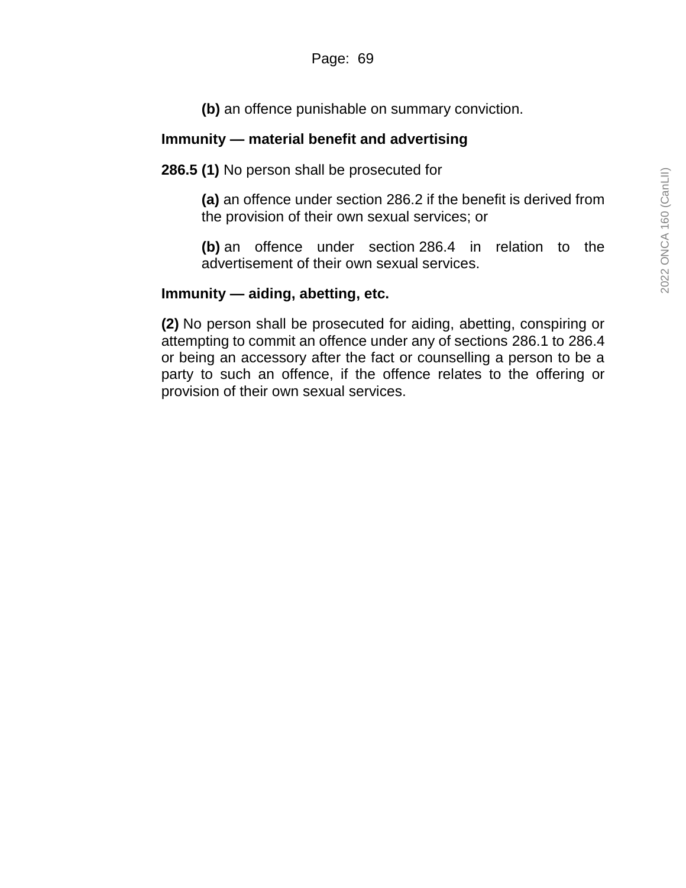**(b)** an offence punishable on summary conviction.

**Immunity — material benefit and advertising**

**286.5 (1)** No person shall be prosecuted for

**(a)** an offence under section 286.2 if the benefit is derived from the provision of their own sexual services; or

**(b)** an offence under section 286.4 in relation to the advertisement of their own sexual services.

**Immunity — aiding, abetting, etc.**

**(2)** No person shall be prosecuted for aiding, abetting, conspiring or attempting to commit an offence under any of sections 286.1 to 286.4 or being an accessory after the fact or counselling a person to be a party to such an offence, if the offence relates to the offering or provision of their own sexual services.